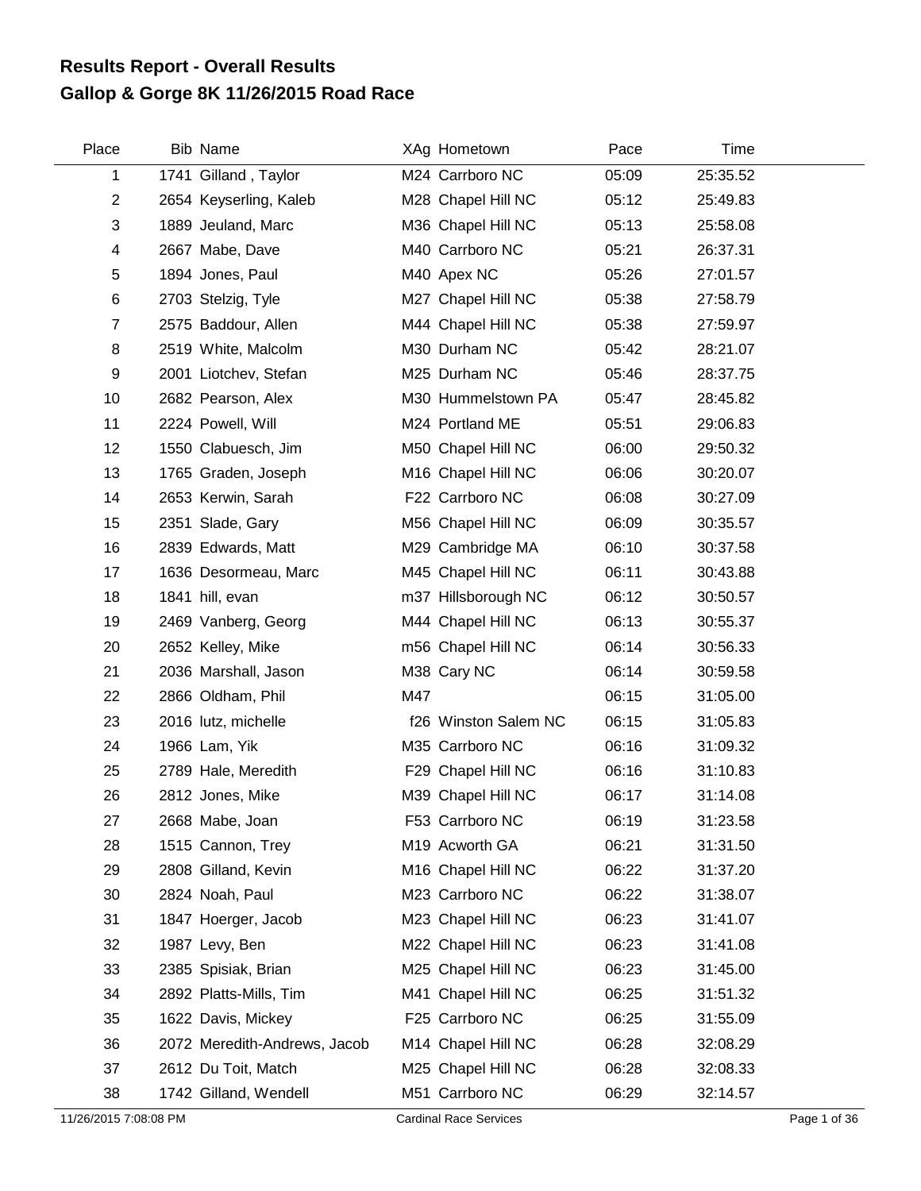# Results Report - Overall Results
# Gallop & Gorge 8K 11/26/2015 Road Race

| Place | Bib | Name | XAg | Hometown | Pace | Time |
|---|---|---|---|---|---|---|
| 1 | 1741 | Gilland , Taylor | M24 | Carrboro NC | 05:09 | 25:35.52 |
| 2 | 2654 | Keyserling, Kaleb | M28 | Chapel Hill NC | 05:12 | 25:49.83 |
| 3 | 1889 | Jeuland, Marc | M36 | Chapel Hill NC | 05:13 | 25:58.08 |
| 4 | 2667 | Mabe, Dave | M40 | Carrboro NC | 05:21 | 26:37.31 |
| 5 | 1894 | Jones, Paul | M40 | Apex NC | 05:26 | 27:01.57 |
| 6 | 2703 | Stelzig, Tyle | M27 | Chapel Hill NC | 05:38 | 27:58.79 |
| 7 | 2575 | Baddour, Allen | M44 | Chapel Hill NC | 05:38 | 27:59.97 |
| 8 | 2519 | White, Malcolm | M30 | Durham NC | 05:42 | 28:21.07 |
| 9 | 2001 | Liotchev, Stefan | M25 | Durham NC | 05:46 | 28:37.75 |
| 10 | 2682 | Pearson, Alex | M30 | Hummelstown PA | 05:47 | 28:45.82 |
| 11 | 2224 | Powell, Will | M24 | Portland ME | 05:51 | 29:06.83 |
| 12 | 1550 | Clabuesch, Jim | M50 | Chapel Hill NC | 06:00 | 29:50.32 |
| 13 | 1765 | Graden, Joseph | M16 | Chapel Hill NC | 06:06 | 30:20.07 |
| 14 | 2653 | Kerwin, Sarah | F22 | Carrboro NC | 06:08 | 30:27.09 |
| 15 | 2351 | Slade, Gary | M56 | Chapel Hill NC | 06:09 | 30:35.57 |
| 16 | 2839 | Edwards, Matt | M29 | Cambridge MA | 06:10 | 30:37.58 |
| 17 | 1636 | Desormeau, Marc | M45 | Chapel Hill NC | 06:11 | 30:43.88 |
| 18 | 1841 | hill, evan | m37 | Hillsborough NC | 06:12 | 30:50.57 |
| 19 | 2469 | Vanberg, Georg | M44 | Chapel Hill NC | 06:13 | 30:55.37 |
| 20 | 2652 | Kelley, Mike | m56 | Chapel Hill NC | 06:14 | 30:56.33 |
| 21 | 2036 | Marshall, Jason | M38 | Cary NC | 06:14 | 30:59.58 |
| 22 | 2866 | Oldham, Phil | M47 | | 06:15 | 31:05.00 |
| 23 | 2016 | lutz, michelle | f26 | Winston Salem NC | 06:15 | 31:05.83 |
| 24 | 1966 | Lam, Yik | M35 | Carrboro NC | 06:16 | 31:09.32 |
| 25 | 2789 | Hale, Meredith | F29 | Chapel Hill NC | 06:16 | 31:10.83 |
| 26 | 2812 | Jones, Mike | M39 | Chapel Hill NC | 06:17 | 31:14.08 |
| 27 | 2668 | Mabe, Joan | F53 | Carrboro NC | 06:19 | 31:23.58 |
| 28 | 1515 | Cannon, Trey | M19 | Acworth GA | 06:21 | 31:31.50 |
| 29 | 2808 | Gilland, Kevin | M16 | Chapel Hill NC | 06:22 | 31:37.20 |
| 30 | 2824 | Noah, Paul | M23 | Carrboro NC | 06:22 | 31:38.07 |
| 31 | 1847 | Hoerger, Jacob | M23 | Chapel Hill NC | 06:23 | 31:41.07 |
| 32 | 1987 | Levy, Ben | M22 | Chapel Hill NC | 06:23 | 31:41.08 |
| 33 | 2385 | Spisiak, Brian | M25 | Chapel Hill NC | 06:23 | 31:45.00 |
| 34 | 2892 | Platts-Mills, Tim | M41 | Chapel Hill NC | 06:25 | 31:51.32 |
| 35 | 1622 | Davis, Mickey | F25 | Carrboro NC | 06:25 | 31:55.09 |
| 36 | 2072 | Meredith-Andrews, Jacob | M14 | Chapel Hill NC | 06:28 | 32:08.29 |
| 37 | 2612 | Du Toit, Match | M25 | Chapel Hill NC | 06:28 | 32:08.33 |
| 38 | 1742 | Gilland, Wendell | M51 | Carrboro NC | 06:29 | 32:14.57 |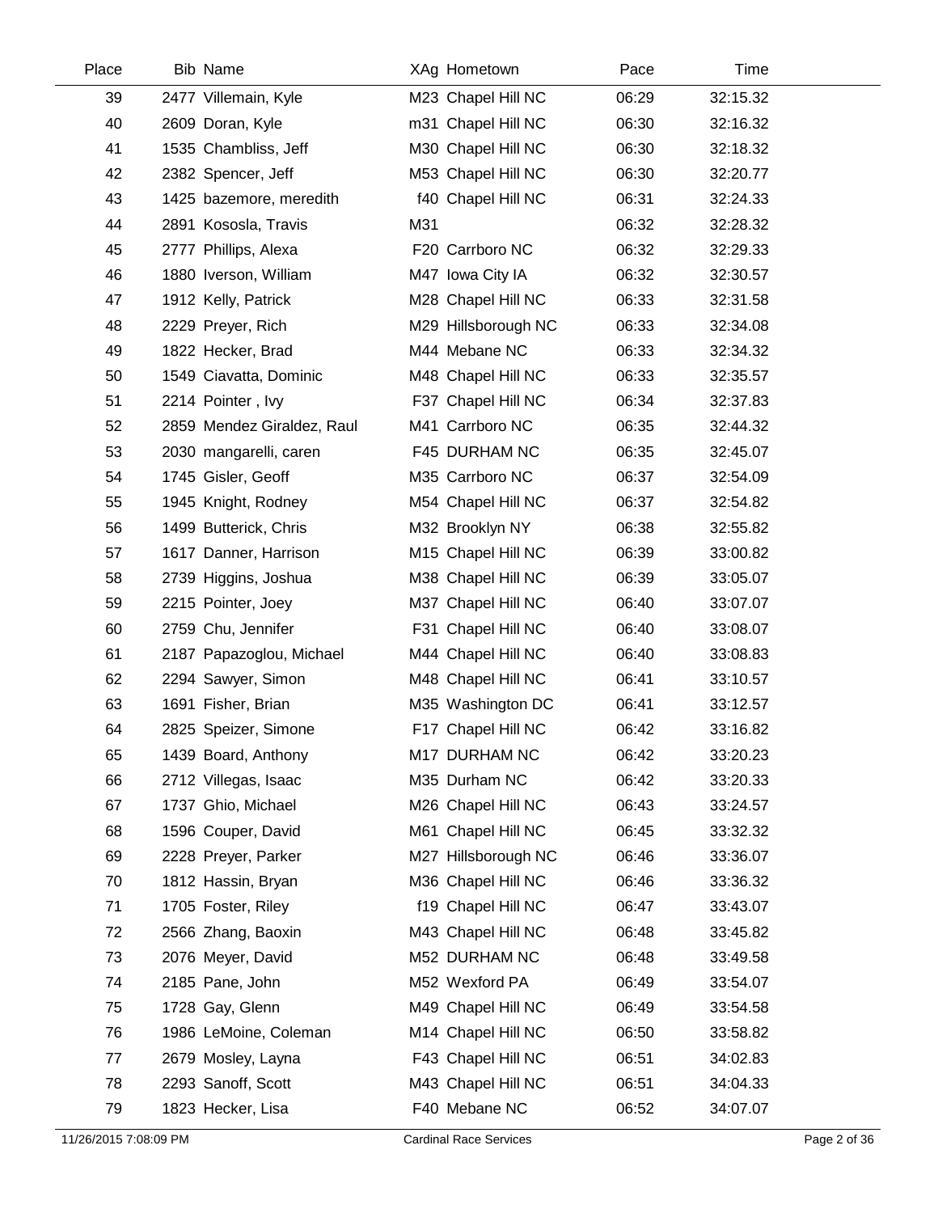| Place | Bib | Name | XAg | Hometown | Pace | Time |
|---|---|---|---|---|---|---|
| 39 | 2477 | Villemain, Kyle | M23 | Chapel Hill NC | 06:29 | 32:15.32 |
| 40 | 2609 | Doran, Kyle | m31 | Chapel Hill NC | 06:30 | 32:16.32 |
| 41 | 1535 | Chambliss, Jeff | M30 | Chapel Hill NC | 06:30 | 32:18.32 |
| 42 | 2382 | Spencer, Jeff | M53 | Chapel Hill NC | 06:30 | 32:20.77 |
| 43 | 1425 | bazemore, meredith | f40 | Chapel Hill NC | 06:31 | 32:24.33 |
| 44 | 2891 | Kososla, Travis | M31 | | 06:32 | 32:28.32 |
| 45 | 2777 | Phillips, Alexa | F20 | Carrboro NC | 06:32 | 32:29.33 |
| 46 | 1880 | Iverson, William | M47 | Iowa City IA | 06:32 | 32:30.57 |
| 47 | 1912 | Kelly, Patrick | M28 | Chapel Hill NC | 06:33 | 32:31.58 |
| 48 | 2229 | Preyer, Rich | M29 | Hillsborough NC | 06:33 | 32:34.08 |
| 49 | 1822 | Hecker, Brad | M44 | Mebane NC | 06:33 | 32:34.32 |
| 50 | 1549 | Ciavatta, Dominic | M48 | Chapel Hill NC | 06:33 | 32:35.57 |
| 51 | 2214 | Pointer , Ivy | F37 | Chapel Hill NC | 06:34 | 32:37.83 |
| 52 | 2859 | Mendez Giraldez, Raul | M41 | Carrboro NC | 06:35 | 32:44.32 |
| 53 | 2030 | mangarelli, caren | F45 | DURHAM NC | 06:35 | 32:45.07 |
| 54 | 1745 | Gisler, Geoff | M35 | Carrboro NC | 06:37 | 32:54.09 |
| 55 | 1945 | Knight, Rodney | M54 | Chapel Hill NC | 06:37 | 32:54.82 |
| 56 | 1499 | Butterick, Chris | M32 | Brooklyn NY | 06:38 | 32:55.82 |
| 57 | 1617 | Danner, Harrison | M15 | Chapel Hill NC | 06:39 | 33:00.82 |
| 58 | 2739 | Higgins, Joshua | M38 | Chapel Hill NC | 06:39 | 33:05.07 |
| 59 | 2215 | Pointer, Joey | M37 | Chapel Hill NC | 06:40 | 33:07.07 |
| 60 | 2759 | Chu, Jennifer | F31 | Chapel Hill NC | 06:40 | 33:08.07 |
| 61 | 2187 | Papazoglou, Michael | M44 | Chapel Hill NC | 06:40 | 33:08.83 |
| 62 | 2294 | Sawyer, Simon | M48 | Chapel Hill NC | 06:41 | 33:10.57 |
| 63 | 1691 | Fisher, Brian | M35 | Washington DC | 06:41 | 33:12.57 |
| 64 | 2825 | Speizer, Simone | F17 | Chapel Hill NC | 06:42 | 33:16.82 |
| 65 | 1439 | Board, Anthony | M17 | DURHAM NC | 06:42 | 33:20.23 |
| 66 | 2712 | Villegas, Isaac | M35 | Durham NC | 06:42 | 33:20.33 |
| 67 | 1737 | Ghio, Michael | M26 | Chapel Hill NC | 06:43 | 33:24.57 |
| 68 | 1596 | Couper, David | M61 | Chapel Hill NC | 06:45 | 33:32.32 |
| 69 | 2228 | Preyer, Parker | M27 | Hillsborough NC | 06:46 | 33:36.07 |
| 70 | 1812 | Hassin, Bryan | M36 | Chapel Hill NC | 06:46 | 33:36.32 |
| 71 | 1705 | Foster, Riley | f19 | Chapel Hill NC | 06:47 | 33:43.07 |
| 72 | 2566 | Zhang, Baoxin | M43 | Chapel Hill NC | 06:48 | 33:45.82 |
| 73 | 2076 | Meyer, David | M52 | DURHAM NC | 06:48 | 33:49.58 |
| 74 | 2185 | Pane, John | M52 | Wexford PA | 06:49 | 33:54.07 |
| 75 | 1728 | Gay, Glenn | M49 | Chapel Hill NC | 06:49 | 33:54.58 |
| 76 | 1986 | LeMoine, Coleman | M14 | Chapel Hill NC | 06:50 | 33:58.82 |
| 77 | 2679 | Mosley, Layna | F43 | Chapel Hill NC | 06:51 | 34:02.83 |
| 78 | 2293 | Sanoff, Scott | M43 | Chapel Hill NC | 06:51 | 34:04.33 |
| 79 | 1823 | Hecker, Lisa | F40 | Mebane NC | 06:52 | 34:07.07 |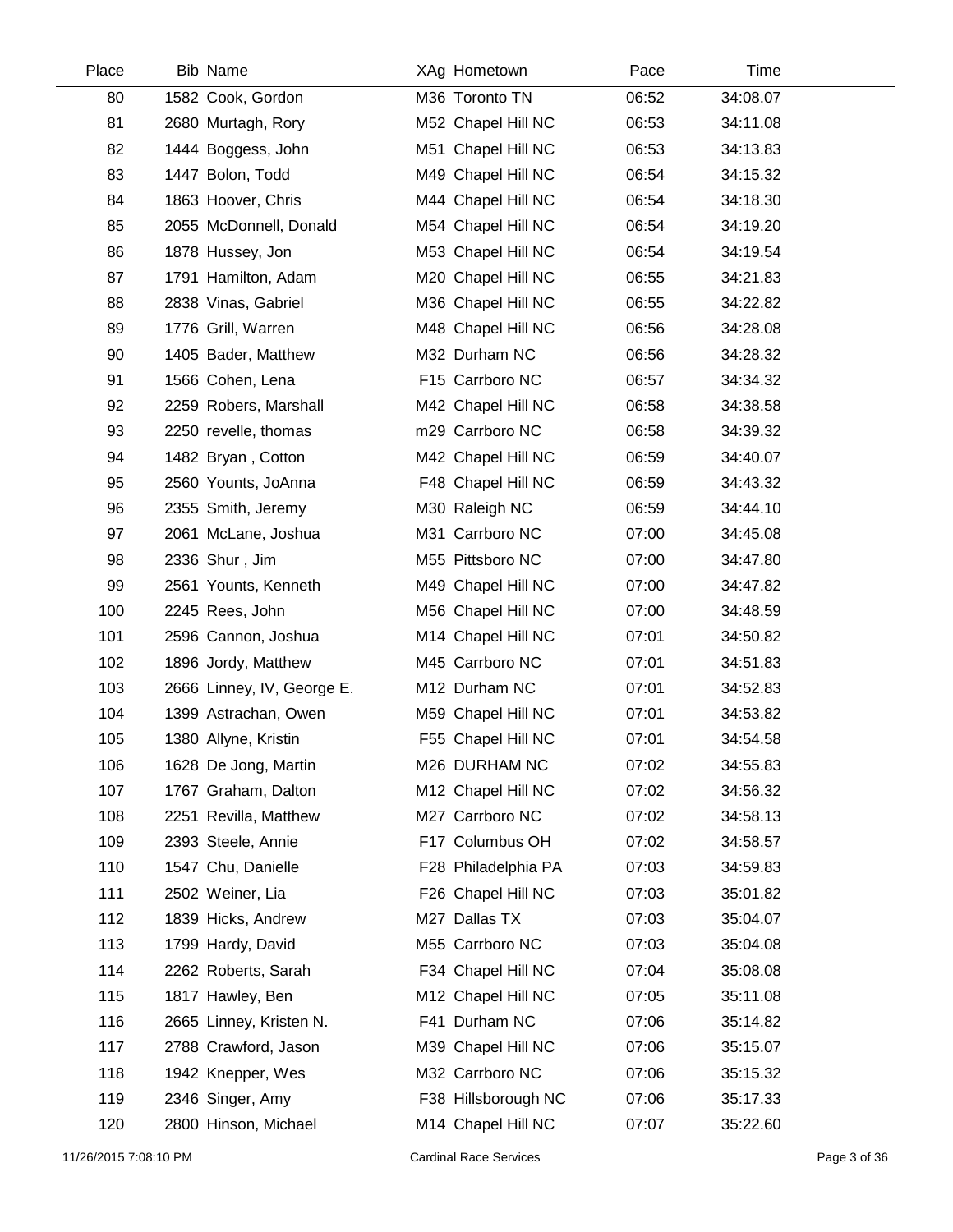| Place | Bib | Name | XAg | Hometown | Pace | Time |
|---|---|---|---|---|---|---|
| 80 | 1582 | Cook, Gordon | M36 | Toronto TN | 06:52 | 34:08.07 |
| 81 | 2680 | Murtagh, Rory | M52 | Chapel Hill NC | 06:53 | 34:11.08 |
| 82 | 1444 | Boggess, John | M51 | Chapel Hill NC | 06:53 | 34:13.83 |
| 83 | 1447 | Bolon, Todd | M49 | Chapel Hill NC | 06:54 | 34:15.32 |
| 84 | 1863 | Hoover, Chris | M44 | Chapel Hill NC | 06:54 | 34:18.30 |
| 85 | 2055 | McDonnell, Donald | M54 | Chapel Hill NC | 06:54 | 34:19.20 |
| 86 | 1878 | Hussey, Jon | M53 | Chapel Hill NC | 06:54 | 34:19.54 |
| 87 | 1791 | Hamilton, Adam | M20 | Chapel Hill NC | 06:55 | 34:21.83 |
| 88 | 2838 | Vinas, Gabriel | M36 | Chapel Hill NC | 06:55 | 34:22.82 |
| 89 | 1776 | Grill, Warren | M48 | Chapel Hill NC | 06:56 | 34:28.08 |
| 90 | 1405 | Bader, Matthew | M32 | Durham NC | 06:56 | 34:28.32 |
| 91 | 1566 | Cohen, Lena | F15 | Carrboro NC | 06:57 | 34:34.32 |
| 92 | 2259 | Robers, Marshall | M42 | Chapel Hill NC | 06:58 | 34:38.58 |
| 93 | 2250 | revelle, thomas | m29 | Carrboro NC | 06:58 | 34:39.32 |
| 94 | 1482 | Bryan , Cotton | M42 | Chapel Hill NC | 06:59 | 34:40.07 |
| 95 | 2560 | Younts, JoAnna | F48 | Chapel Hill NC | 06:59 | 34:43.32 |
| 96 | 2355 | Smith, Jeremy | M30 | Raleigh NC | 06:59 | 34:44.10 |
| 97 | 2061 | McLane, Joshua | M31 | Carrboro NC | 07:00 | 34:45.08 |
| 98 | 2336 | Shur , Jim | M55 | Pittsboro NC | 07:00 | 34:47.80 |
| 99 | 2561 | Younts, Kenneth | M49 | Chapel Hill NC | 07:00 | 34:47.82 |
| 100 | 2245 | Rees, John | M56 | Chapel Hill NC | 07:00 | 34:48.59 |
| 101 | 2596 | Cannon, Joshua | M14 | Chapel Hill NC | 07:01 | 34:50.82 |
| 102 | 1896 | Jordy, Matthew | M45 | Carrboro NC | 07:01 | 34:51.83 |
| 103 | 2666 | Linney, IV, George E. | M12 | Durham NC | 07:01 | 34:52.83 |
| 104 | 1399 | Astrachan, Owen | M59 | Chapel Hill NC | 07:01 | 34:53.82 |
| 105 | 1380 | Allyne, Kristin | F55 | Chapel Hill NC | 07:01 | 34:54.58 |
| 106 | 1628 | De Jong, Martin | M26 | DURHAM NC | 07:02 | 34:55.83 |
| 107 | 1767 | Graham, Dalton | M12 | Chapel Hill NC | 07:02 | 34:56.32 |
| 108 | 2251 | Revilla, Matthew | M27 | Carrboro NC | 07:02 | 34:58.13 |
| 109 | 2393 | Steele, Annie | F17 | Columbus OH | 07:02 | 34:58.57 |
| 110 | 1547 | Chu, Danielle | F28 | Philadelphia PA | 07:03 | 34:59.83 |
| 111 | 2502 | Weiner, Lia | F26 | Chapel Hill NC | 07:03 | 35:01.82 |
| 112 | 1839 | Hicks, Andrew | M27 | Dallas TX | 07:03 | 35:04.07 |
| 113 | 1799 | Hardy, David | M55 | Carrboro NC | 07:03 | 35:04.08 |
| 114 | 2262 | Roberts, Sarah | F34 | Chapel Hill NC | 07:04 | 35:08.08 |
| 115 | 1817 | Hawley, Ben | M12 | Chapel Hill NC | 07:05 | 35:11.08 |
| 116 | 2665 | Linney, Kristen N. | F41 | Durham NC | 07:06 | 35:14.82 |
| 117 | 2788 | Crawford, Jason | M39 | Chapel Hill NC | 07:06 | 35:15.07 |
| 118 | 1942 | Knepper, Wes | M32 | Carrboro NC | 07:06 | 35:15.32 |
| 119 | 2346 | Singer, Amy | F38 | Hillsborough NC | 07:06 | 35:17.33 |
| 120 | 2800 | Hinson, Michael | M14 | Chapel Hill NC | 07:07 | 35:22.60 |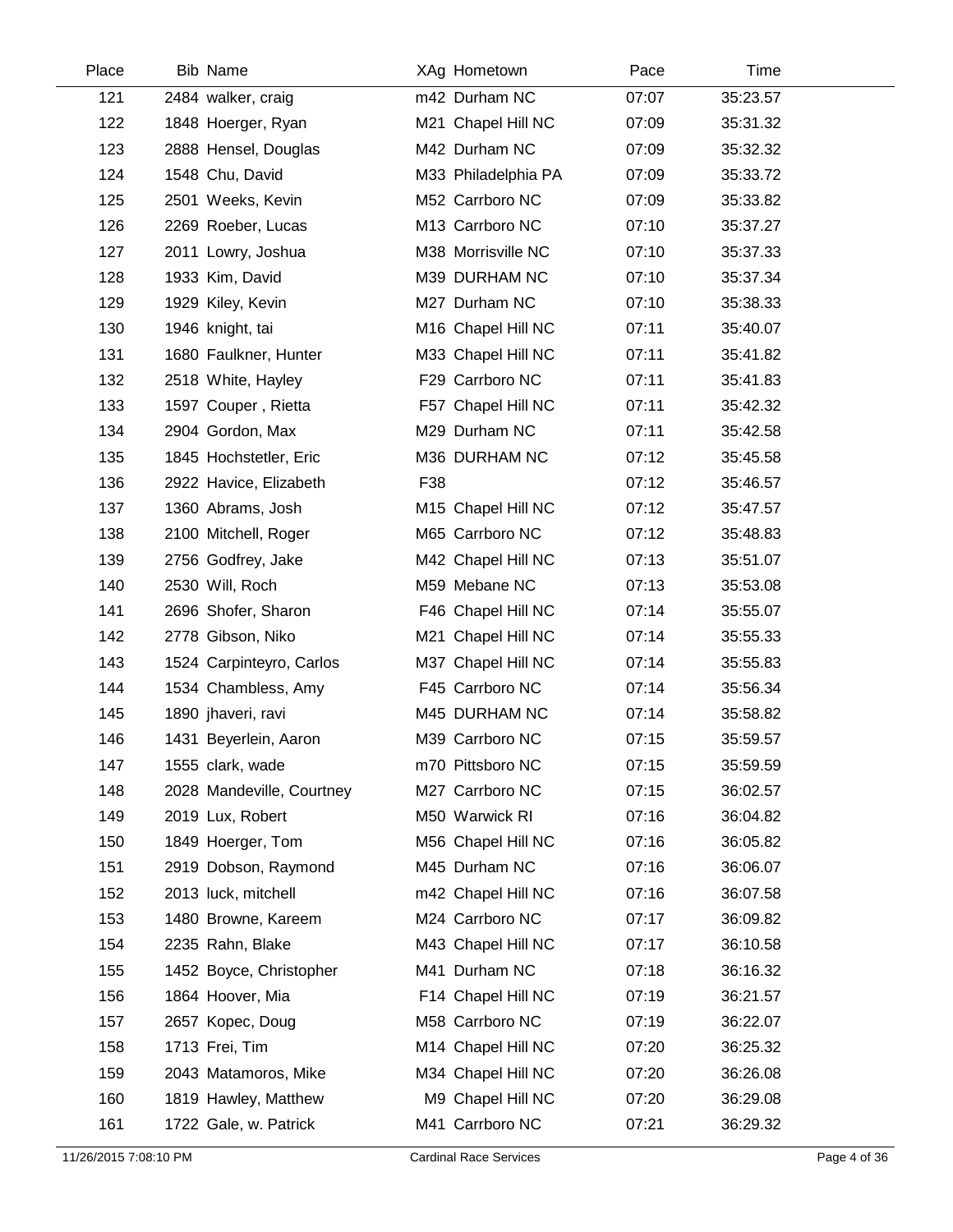| Place | Bib | Name | XAg | Hometown | Pace | Time |
|---|---|---|---|---|---|---|
| 121 | 2484 | walker, craig | m42 | Durham NC | 07:07 | 35:23.57 |
| 122 | 1848 | Hoerger, Ryan | M21 | Chapel Hill NC | 07:09 | 35:31.32 |
| 123 | 2888 | Hensel, Douglas | M42 | Durham NC | 07:09 | 35:32.32 |
| 124 | 1548 | Chu, David | M33 | Philadelphia PA | 07:09 | 35:33.72 |
| 125 | 2501 | Weeks, Kevin | M52 | Carrboro NC | 07:09 | 35:33.82 |
| 126 | 2269 | Roeber, Lucas | M13 | Carrboro NC | 07:10 | 35:37.27 |
| 127 | 2011 | Lowry, Joshua | M38 | Morrisville NC | 07:10 | 35:37.33 |
| 128 | 1933 | Kim, David | M39 | DURHAM NC | 07:10 | 35:37.34 |
| 129 | 1929 | Kiley, Kevin | M27 | Durham NC | 07:10 | 35:38.33 |
| 130 | 1946 | knight, tai | M16 | Chapel Hill NC | 07:11 | 35:40.07 |
| 131 | 1680 | Faulkner, Hunter | M33 | Chapel Hill NC | 07:11 | 35:41.82 |
| 132 | 2518 | White, Hayley | F29 | Carrboro NC | 07:11 | 35:41.83 |
| 133 | 1597 | Couper , Rietta | F57 | Chapel Hill NC | 07:11 | 35:42.32 |
| 134 | 2904 | Gordon, Max | M29 | Durham NC | 07:11 | 35:42.58 |
| 135 | 1845 | Hochstetler, Eric | M36 | DURHAM NC | 07:12 | 35:45.58 |
| 136 | 2922 | Havice, Elizabeth | F38 | | 07:12 | 35:46.57 |
| 137 | 1360 | Abrams, Josh | M15 | Chapel Hill NC | 07:12 | 35:47.57 |
| 138 | 2100 | Mitchell, Roger | M65 | Carrboro NC | 07:12 | 35:48.83 |
| 139 | 2756 | Godfrey, Jake | M42 | Chapel Hill NC | 07:13 | 35:51.07 |
| 140 | 2530 | Will, Roch | M59 | Mebane NC | 07:13 | 35:53.08 |
| 141 | 2696 | Shofer, Sharon | F46 | Chapel Hill NC | 07:14 | 35:55.07 |
| 142 | 2778 | Gibson, Niko | M21 | Chapel Hill NC | 07:14 | 35:55.33 |
| 143 | 1524 | Carpinteyro, Carlos | M37 | Chapel Hill NC | 07:14 | 35:55.83 |
| 144 | 1534 | Chambless, Amy | F45 | Carrboro NC | 07:14 | 35:56.34 |
| 145 | 1890 | jhaveri, ravi | M45 | DURHAM NC | 07:14 | 35:58.82 |
| 146 | 1431 | Beyerlein, Aaron | M39 | Carrboro NC | 07:15 | 35:59.57 |
| 147 | 1555 | clark, wade | m70 | Pittsboro NC | 07:15 | 35:59.59 |
| 148 | 2028 | Mandeville, Courtney | M27 | Carrboro NC | 07:15 | 36:02.57 |
| 149 | 2019 | Lux, Robert | M50 | Warwick RI | 07:16 | 36:04.82 |
| 150 | 1849 | Hoerger, Tom | M56 | Chapel Hill NC | 07:16 | 36:05.82 |
| 151 | 2919 | Dobson, Raymond | M45 | Durham NC | 07:16 | 36:06.07 |
| 152 | 2013 | luck, mitchell | m42 | Chapel Hill NC | 07:16 | 36:07.58 |
| 153 | 1480 | Browne, Kareem | M24 | Carrboro NC | 07:17 | 36:09.82 |
| 154 | 2235 | Rahn, Blake | M43 | Chapel Hill NC | 07:17 | 36:10.58 |
| 155 | 1452 | Boyce, Christopher | M41 | Durham NC | 07:18 | 36:16.32 |
| 156 | 1864 | Hoover, Mia | F14 | Chapel Hill NC | 07:19 | 36:21.57 |
| 157 | 2657 | Kopec, Doug | M58 | Carrboro NC | 07:19 | 36:22.07 |
| 158 | 1713 | Frei, Tim | M14 | Chapel Hill NC | 07:20 | 36:25.32 |
| 159 | 2043 | Matamoros, Mike | M34 | Chapel Hill NC | 07:20 | 36:26.08 |
| 160 | 1819 | Hawley, Matthew | M9 | Chapel Hill NC | 07:20 | 36:29.08 |
| 161 | 1722 | Gale, w. Patrick | M41 | Carrboro NC | 07:21 | 36:29.32 |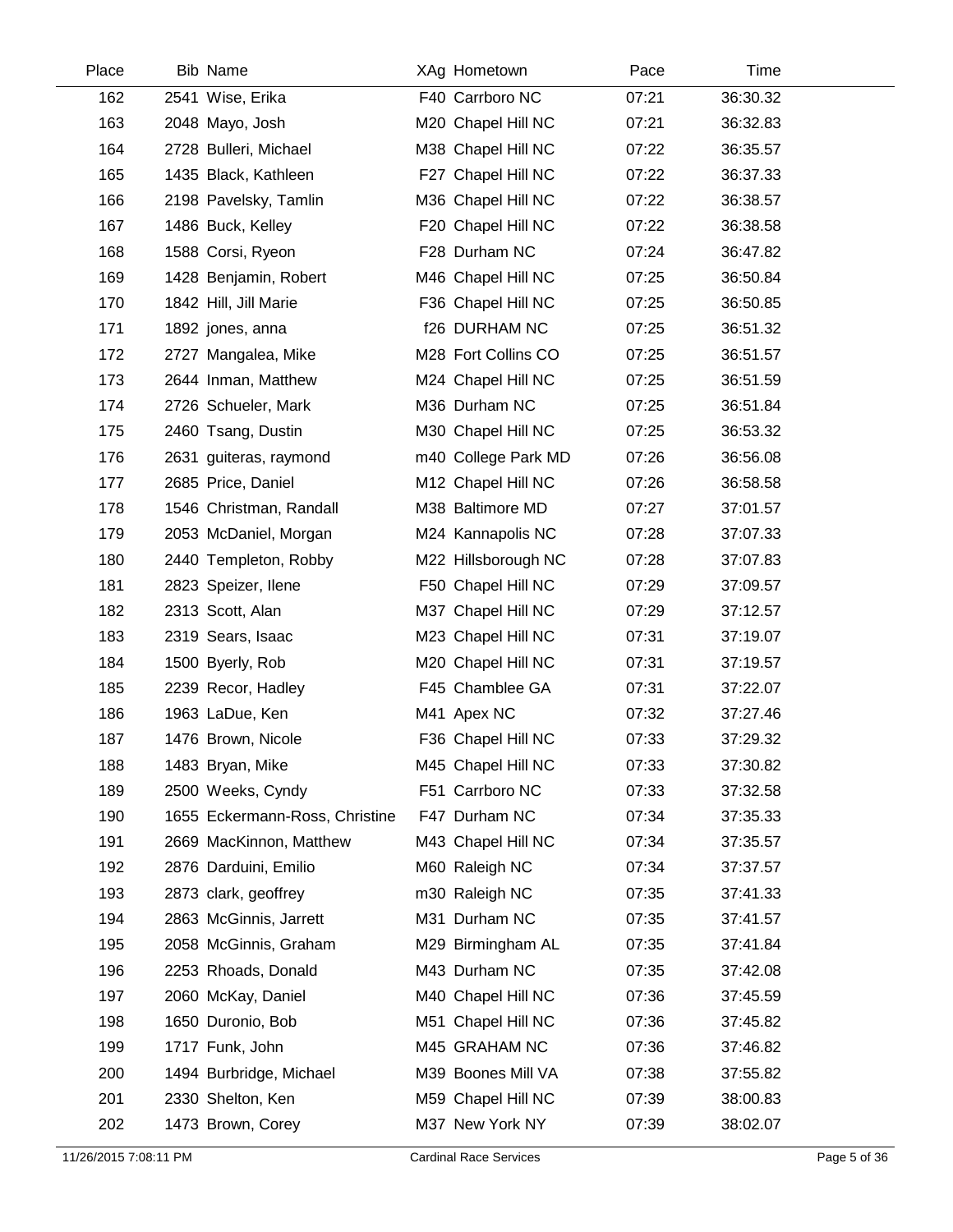| Place | Bib | Name | XAg | Hometown | Pace | Time |
|---|---|---|---|---|---|---|
| 162 | 2541 | Wise, Erika | F40 | Carrboro NC | 07:21 | 36:30.32 |
| 163 | 2048 | Mayo, Josh | M20 | Chapel Hill NC | 07:21 | 36:32.83 |
| 164 | 2728 | Bulleri, Michael | M38 | Chapel Hill NC | 07:22 | 36:35.57 |
| 165 | 1435 | Black, Kathleen | F27 | Chapel Hill NC | 07:22 | 36:37.33 |
| 166 | 2198 | Pavelsky, Tamlin | M36 | Chapel Hill NC | 07:22 | 36:38.57 |
| 167 | 1486 | Buck, Kelley | F20 | Chapel Hill NC | 07:22 | 36:38.58 |
| 168 | 1588 | Corsi, Ryeon | F28 | Durham NC | 07:24 | 36:47.82 |
| 169 | 1428 | Benjamin, Robert | M46 | Chapel Hill NC | 07:25 | 36:50.84 |
| 170 | 1842 | Hill, Jill Marie | F36 | Chapel Hill NC | 07:25 | 36:50.85 |
| 171 | 1892 | jones, anna | f26 | DURHAM NC | 07:25 | 36:51.32 |
| 172 | 2727 | Mangalea, Mike | M28 | Fort Collins CO | 07:25 | 36:51.57 |
| 173 | 2644 | Inman, Matthew | M24 | Chapel Hill NC | 07:25 | 36:51.59 |
| 174 | 2726 | Schueler, Mark | M36 | Durham NC | 07:25 | 36:51.84 |
| 175 | 2460 | Tsang, Dustin | M30 | Chapel Hill NC | 07:25 | 36:53.32 |
| 176 | 2631 | guiteras, raymond | m40 | College Park MD | 07:26 | 36:56.08 |
| 177 | 2685 | Price, Daniel | M12 | Chapel Hill NC | 07:26 | 36:58.58 |
| 178 | 1546 | Christman, Randall | M38 | Baltimore MD | 07:27 | 37:01.57 |
| 179 | 2053 | McDaniel, Morgan | M24 | Kannapolis NC | 07:28 | 37:07.33 |
| 180 | 2440 | Templeton, Robby | M22 | Hillsborough NC | 07:28 | 37:07.83 |
| 181 | 2823 | Speizer, Ilene | F50 | Chapel Hill NC | 07:29 | 37:09.57 |
| 182 | 2313 | Scott, Alan | M37 | Chapel Hill NC | 07:29 | 37:12.57 |
| 183 | 2319 | Sears, Isaac | M23 | Chapel Hill NC | 07:31 | 37:19.07 |
| 184 | 1500 | Byerly, Rob | M20 | Chapel Hill NC | 07:31 | 37:19.57 |
| 185 | 2239 | Recor, Hadley | F45 | Chamblee GA | 07:31 | 37:22.07 |
| 186 | 1963 | LaDue, Ken | M41 | Apex NC | 07:32 | 37:27.46 |
| 187 | 1476 | Brown, Nicole | F36 | Chapel Hill NC | 07:33 | 37:29.32 |
| 188 | 1483 | Bryan, Mike | M45 | Chapel Hill NC | 07:33 | 37:30.82 |
| 189 | 2500 | Weeks, Cyndy | F51 | Carrboro NC | 07:33 | 37:32.58 |
| 190 | 1655 | Eckermann-Ross, Christine | F47 | Durham NC | 07:34 | 37:35.33 |
| 191 | 2669 | MacKinnon, Matthew | M43 | Chapel Hill NC | 07:34 | 37:35.57 |
| 192 | 2876 | Darduini, Emilio | M60 | Raleigh NC | 07:34 | 37:37.57 |
| 193 | 2873 | clark, geoffrey | m30 | Raleigh NC | 07:35 | 37:41.33 |
| 194 | 2863 | McGinnis, Jarrett | M31 | Durham NC | 07:35 | 37:41.57 |
| 195 | 2058 | McGinnis, Graham | M29 | Birmingham AL | 07:35 | 37:41.84 |
| 196 | 2253 | Rhoads, Donald | M43 | Durham NC | 07:35 | 37:42.08 |
| 197 | 2060 | McKay, Daniel | M40 | Chapel Hill NC | 07:36 | 37:45.59 |
| 198 | 1650 | Duronio, Bob | M51 | Chapel Hill NC | 07:36 | 37:45.82 |
| 199 | 1717 | Funk, John | M45 | GRAHAM NC | 07:36 | 37:46.82 |
| 200 | 1494 | Burbridge, Michael | M39 | Boones Mill VA | 07:38 | 37:55.82 |
| 201 | 2330 | Shelton, Ken | M59 | Chapel Hill NC | 07:39 | 38:00.83 |
| 202 | 1473 | Brown, Corey | M37 | New York NY | 07:39 | 38:02.07 |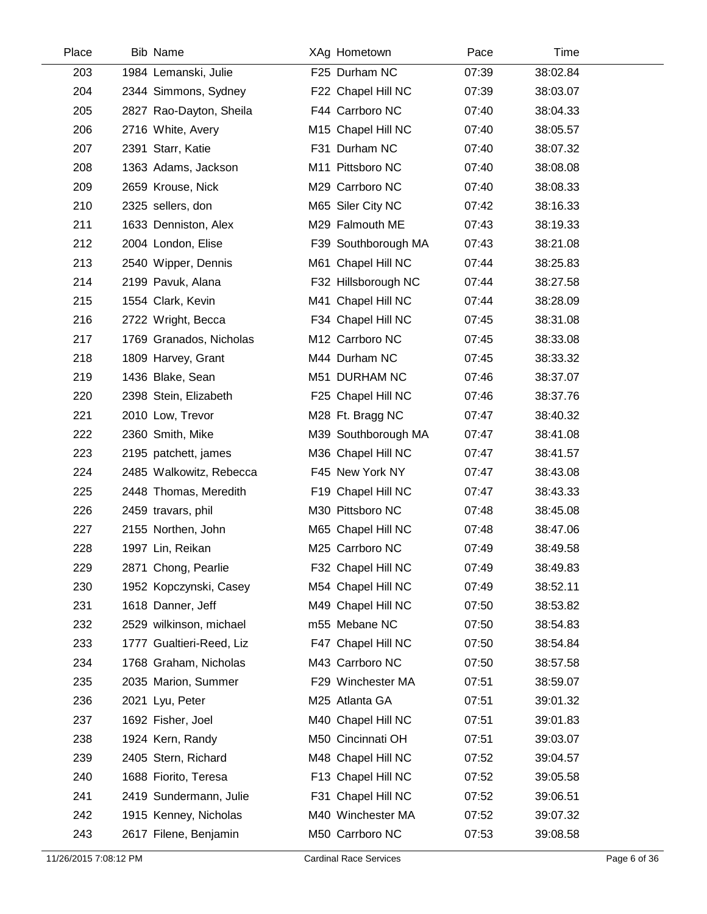| Place | Bib | Name | XAg | Hometown | Pace | Time |
|---|---|---|---|---|---|---|
| 203 | 1984 | Lemanski, Julie | F25 | Durham NC | 07:39 | 38:02.84 |
| 204 | 2344 | Simmons, Sydney | F22 | Chapel Hill NC | 07:39 | 38:03.07 |
| 205 | 2827 | Rao-Dayton, Sheila | F44 | Carrboro NC | 07:40 | 38:04.33 |
| 206 | 2716 | White, Avery | M15 | Chapel Hill NC | 07:40 | 38:05.57 |
| 207 | 2391 | Starr, Katie | F31 | Durham NC | 07:40 | 38:07.32 |
| 208 | 1363 | Adams, Jackson | M11 | Pittsboro NC | 07:40 | 38:08.08 |
| 209 | 2659 | Krouse, Nick | M29 | Carrboro NC | 07:40 | 38:08.33 |
| 210 | 2325 | sellers, don | M65 | Siler City NC | 07:42 | 38:16.33 |
| 211 | 1633 | Denniston, Alex | M29 | Falmouth ME | 07:43 | 38:19.33 |
| 212 | 2004 | London, Elise | F39 | Southborough MA | 07:43 | 38:21.08 |
| 213 | 2540 | Wipper, Dennis | M61 | Chapel Hill NC | 07:44 | 38:25.83 |
| 214 | 2199 | Pavuk, Alana | F32 | Hillsborough NC | 07:44 | 38:27.58 |
| 215 | 1554 | Clark, Kevin | M41 | Chapel Hill NC | 07:44 | 38:28.09 |
| 216 | 2722 | Wright, Becca | F34 | Chapel Hill NC | 07:45 | 38:31.08 |
| 217 | 1769 | Granados, Nicholas | M12 | Carrboro NC | 07:45 | 38:33.08 |
| 218 | 1809 | Harvey, Grant | M44 | Durham NC | 07:45 | 38:33.32 |
| 219 | 1436 | Blake, Sean | M51 | DURHAM NC | 07:46 | 38:37.07 |
| 220 | 2398 | Stein, Elizabeth | F25 | Chapel Hill NC | 07:46 | 38:37.76 |
| 221 | 2010 | Low, Trevor | M28 | Ft. Bragg NC | 07:47 | 38:40.32 |
| 222 | 2360 | Smith, Mike | M39 | Southborough MA | 07:47 | 38:41.08 |
| 223 | 2195 | patchett, james | M36 | Chapel Hill NC | 07:47 | 38:41.57 |
| 224 | 2485 | Walkowitz, Rebecca | F45 | New York NY | 07:47 | 38:43.08 |
| 225 | 2448 | Thomas, Meredith | F19 | Chapel Hill NC | 07:47 | 38:43.33 |
| 226 | 2459 | travars, phil | M30 | Pittsboro NC | 07:48 | 38:45.08 |
| 227 | 2155 | Northen, John | M65 | Chapel Hill NC | 07:48 | 38:47.06 |
| 228 | 1997 | Lin, Reikan | M25 | Carrboro NC | 07:49 | 38:49.58 |
| 229 | 2871 | Chong, Pearlie | F32 | Chapel Hill NC | 07:49 | 38:49.83 |
| 230 | 1952 | Kopczynski, Casey | M54 | Chapel Hill NC | 07:49 | 38:52.11 |
| 231 | 1618 | Danner, Jeff | M49 | Chapel Hill NC | 07:50 | 38:53.82 |
| 232 | 2529 | wilkinson, michael | m55 | Mebane NC | 07:50 | 38:54.83 |
| 233 | 1777 | Gualtieri-Reed, Liz | F47 | Chapel Hill NC | 07:50 | 38:54.84 |
| 234 | 1768 | Graham, Nicholas | M43 | Carrboro NC | 07:50 | 38:57.58 |
| 235 | 2035 | Marion, Summer | F29 | Winchester MA | 07:51 | 38:59.07 |
| 236 | 2021 | Lyu, Peter | M25 | Atlanta GA | 07:51 | 39:01.32 |
| 237 | 1692 | Fisher, Joel | M40 | Chapel Hill NC | 07:51 | 39:01.83 |
| 238 | 1924 | Kern, Randy | M50 | Cincinnati OH | 07:51 | 39:03.07 |
| 239 | 2405 | Stern, Richard | M48 | Chapel Hill NC | 07:52 | 39:04.57 |
| 240 | 1688 | Fiorito, Teresa | F13 | Chapel Hill NC | 07:52 | 39:05.58 |
| 241 | 2419 | Sundermann, Julie | F31 | Chapel Hill NC | 07:52 | 39:06.51 |
| 242 | 1915 | Kenney, Nicholas | M40 | Winchester MA | 07:52 | 39:07.32 |
| 243 | 2617 | Filene, Benjamin | M50 | Carrboro NC | 07:53 | 39:08.58 |

11/26/2015 7:08:12 PM Cardinal Race Services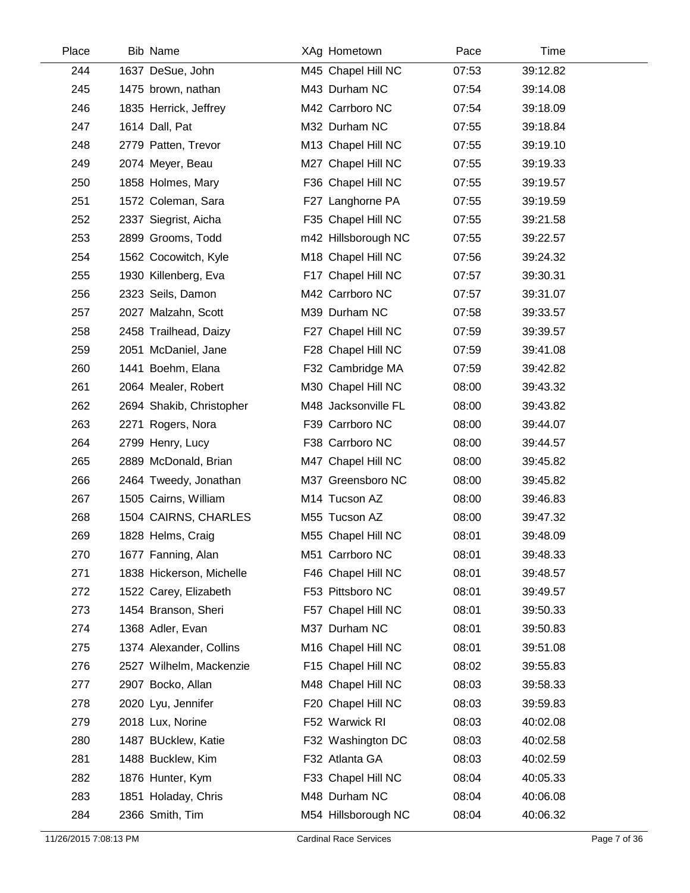| Place | Bib | Name | XAg | Hometown | Pace | Time |
|---|---|---|---|---|---|---|
| 244 | 1637 | DeSue, John | M45 | Chapel Hill NC | 07:53 | 39:12.82 |
| 245 | 1475 | brown, nathan | M43 | Durham NC | 07:54 | 39:14.08 |
| 246 | 1835 | Herrick, Jeffrey | M42 | Carrboro NC | 07:54 | 39:18.09 |
| 247 | 1614 | Dall, Pat | M32 | Durham NC | 07:55 | 39:18.84 |
| 248 | 2779 | Patten, Trevor | M13 | Chapel Hill NC | 07:55 | 39:19.10 |
| 249 | 2074 | Meyer, Beau | M27 | Chapel Hill NC | 07:55 | 39:19.33 |
| 250 | 1858 | Holmes, Mary | F36 | Chapel Hill NC | 07:55 | 39:19.57 |
| 251 | 1572 | Coleman, Sara | F27 | Langhorne PA | 07:55 | 39:19.59 |
| 252 | 2337 | Siegrist, Aicha | F35 | Chapel Hill NC | 07:55 | 39:21.58 |
| 253 | 2899 | Grooms, Todd | m42 | Hillsborough NC | 07:55 | 39:22.57 |
| 254 | 1562 | Cocowitch, Kyle | M18 | Chapel Hill NC | 07:56 | 39:24.32 |
| 255 | 1930 | Killenberg, Eva | F17 | Chapel Hill NC | 07:57 | 39:30.31 |
| 256 | 2323 | Seils, Damon | M42 | Carrboro NC | 07:57 | 39:31.07 |
| 257 | 2027 | Malzahn, Scott | M39 | Durham NC | 07:58 | 39:33.57 |
| 258 | 2458 | Trailhead, Daizy | F27 | Chapel Hill NC | 07:59 | 39:39.57 |
| 259 | 2051 | McDaniel, Jane | F28 | Chapel Hill NC | 07:59 | 39:41.08 |
| 260 | 1441 | Boehm, Elana | F32 | Cambridge MA | 07:59 | 39:42.82 |
| 261 | 2064 | Mealer, Robert | M30 | Chapel Hill NC | 08:00 | 39:43.32 |
| 262 | 2694 | Shakib, Christopher | M48 | Jacksonville FL | 08:00 | 39:43.82 |
| 263 | 2271 | Rogers, Nora | F39 | Carrboro NC | 08:00 | 39:44.07 |
| 264 | 2799 | Henry, Lucy | F38 | Carrboro NC | 08:00 | 39:44.57 |
| 265 | 2889 | McDonald, Brian | M47 | Chapel Hill NC | 08:00 | 39:45.82 |
| 266 | 2464 | Tweedy, Jonathan | M37 | Greensboro NC | 08:00 | 39:45.82 |
| 267 | 1505 | Cairns, William | M14 | Tucson AZ | 08:00 | 39:46.83 |
| 268 | 1504 | CAIRNS, CHARLES | M55 | Tucson AZ | 08:00 | 39:47.32 |
| 269 | 1828 | Helms, Craig | M55 | Chapel Hill NC | 08:01 | 39:48.09 |
| 270 | 1677 | Fanning, Alan | M51 | Carrboro NC | 08:01 | 39:48.33 |
| 271 | 1838 | Hickerson, Michelle | F46 | Chapel Hill NC | 08:01 | 39:48.57 |
| 272 | 1522 | Carey, Elizabeth | F53 | Pittsboro NC | 08:01 | 39:49.57 |
| 273 | 1454 | Branson, Sheri | F57 | Chapel Hill NC | 08:01 | 39:50.33 |
| 274 | 1368 | Adler, Evan | M37 | Durham NC | 08:01 | 39:50.83 |
| 275 | 1374 | Alexander, Collins | M16 | Chapel Hill NC | 08:01 | 39:51.08 |
| 276 | 2527 | Wilhelm, Mackenzie | F15 | Chapel Hill NC | 08:02 | 39:55.83 |
| 277 | 2907 | Bocko, Allan | M48 | Chapel Hill NC | 08:03 | 39:58.33 |
| 278 | 2020 | Lyu, Jennifer | F20 | Chapel Hill NC | 08:03 | 39:59.83 |
| 279 | 2018 | Lux, Norine | F52 | Warwick RI | 08:03 | 40:02.08 |
| 280 | 1487 | BUcklew, Katie | F32 | Washington DC | 08:03 | 40:02.58 |
| 281 | 1488 | Bucklew, Kim | F32 | Atlanta GA | 08:03 | 40:02.59 |
| 282 | 1876 | Hunter, Kym | F33 | Chapel Hill NC | 08:04 | 40:05.33 |
| 283 | 1851 | Holaday, Chris | M48 | Durham NC | 08:04 | 40:06.08 |
| 284 | 2366 | Smith, Tim | M54 | Hillsborough NC | 08:04 | 40:06.32 |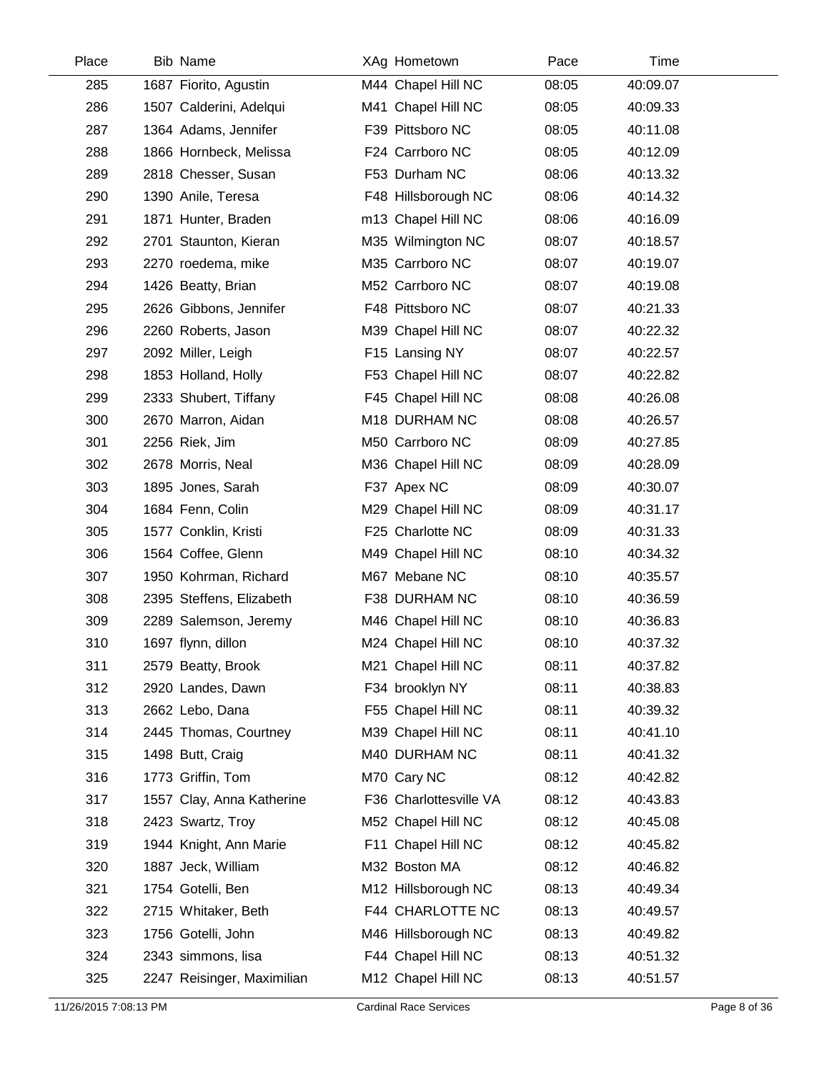| Place | Bib | Name | XAg | Hometown | Pace | Time |
|---|---|---|---|---|---|---|
| 285 | 1687 | Fiorito, Agustin | M44 | Chapel Hill NC | 08:05 | 40:09.07 |
| 286 | 1507 | Calderini, Adelqui | M41 | Chapel Hill NC | 08:05 | 40:09.33 |
| 287 | 1364 | Adams, Jennifer | F39 | Pittsboro NC | 08:05 | 40:11.08 |
| 288 | 1866 | Hornbeck, Melissa | F24 | Carrboro NC | 08:05 | 40:12.09 |
| 289 | 2818 | Chesser, Susan | F53 | Durham NC | 08:06 | 40:13.32 |
| 290 | 1390 | Anile, Teresa | F48 | Hillsborough NC | 08:06 | 40:14.32 |
| 291 | 1871 | Hunter, Braden | m13 | Chapel Hill NC | 08:06 | 40:16.09 |
| 292 | 2701 | Staunton, Kieran | M35 | Wilmington NC | 08:07 | 40:18.57 |
| 293 | 2270 | roedema, mike | M35 | Carrboro NC | 08:07 | 40:19.07 |
| 294 | 1426 | Beatty, Brian | M52 | Carrboro NC | 08:07 | 40:19.08 |
| 295 | 2626 | Gibbons, Jennifer | F48 | Pittsboro NC | 08:07 | 40:21.33 |
| 296 | 2260 | Roberts, Jason | M39 | Chapel Hill NC | 08:07 | 40:22.32 |
| 297 | 2092 | Miller, Leigh | F15 | Lansing NY | 08:07 | 40:22.57 |
| 298 | 1853 | Holland, Holly | F53 | Chapel Hill NC | 08:07 | 40:22.82 |
| 299 | 2333 | Shubert, Tiffany | F45 | Chapel Hill NC | 08:08 | 40:26.08 |
| 300 | 2670 | Marron, Aidan | M18 | DURHAM NC | 08:08 | 40:26.57 |
| 301 | 2256 | Riek, Jim | M50 | Carrboro NC | 08:09 | 40:27.85 |
| 302 | 2678 | Morris, Neal | M36 | Chapel Hill NC | 08:09 | 40:28.09 |
| 303 | 1895 | Jones, Sarah | F37 | Apex NC | 08:09 | 40:30.07 |
| 304 | 1684 | Fenn, Colin | M29 | Chapel Hill NC | 08:09 | 40:31.17 |
| 305 | 1577 | Conklin, Kristi | F25 | Charlotte NC | 08:09 | 40:31.33 |
| 306 | 1564 | Coffee, Glenn | M49 | Chapel Hill NC | 08:10 | 40:34.32 |
| 307 | 1950 | Kohrman, Richard | M67 | Mebane NC | 08:10 | 40:35.57 |
| 308 | 2395 | Steffens, Elizabeth | F38 | DURHAM NC | 08:10 | 40:36.59 |
| 309 | 2289 | Salemson, Jeremy | M46 | Chapel Hill NC | 08:10 | 40:36.83 |
| 310 | 1697 | flynn, dillon | M24 | Chapel Hill NC | 08:10 | 40:37.32 |
| 311 | 2579 | Beatty, Brook | M21 | Chapel Hill NC | 08:11 | 40:37.82 |
| 312 | 2920 | Landes, Dawn | F34 | brooklyn NY | 08:11 | 40:38.83 |
| 313 | 2662 | Lebo, Dana | F55 | Chapel Hill NC | 08:11 | 40:39.32 |
| 314 | 2445 | Thomas, Courtney | M39 | Chapel Hill NC | 08:11 | 40:41.10 |
| 315 | 1498 | Butt, Craig | M40 | DURHAM NC | 08:11 | 40:41.32 |
| 316 | 1773 | Griffin, Tom | M70 | Cary NC | 08:12 | 40:42.82 |
| 317 | 1557 | Clay, Anna Katherine | F36 | Charlottesville VA | 08:12 | 40:43.83 |
| 318 | 2423 | Swartz, Troy | M52 | Chapel Hill NC | 08:12 | 40:45.08 |
| 319 | 1944 | Knight, Ann Marie | F11 | Chapel Hill NC | 08:12 | 40:45.82 |
| 320 | 1887 | Jeck, William | M32 | Boston MA | 08:12 | 40:46.82 |
| 321 | 1754 | Gotelli, Ben | M12 | Hillsborough NC | 08:13 | 40:49.34 |
| 322 | 2715 | Whitaker, Beth | F44 | CHARLOTTE NC | 08:13 | 40:49.57 |
| 323 | 1756 | Gotelli, John | M46 | Hillsborough NC | 08:13 | 40:49.82 |
| 324 | 2343 | simmons, lisa | F44 | Chapel Hill NC | 08:13 | 40:51.32 |
| 325 | 2247 | Reisinger, Maximilian | M12 | Chapel Hill NC | 08:13 | 40:51.57 |

11/26/2015 7:08:13 PM Cardinal Race Services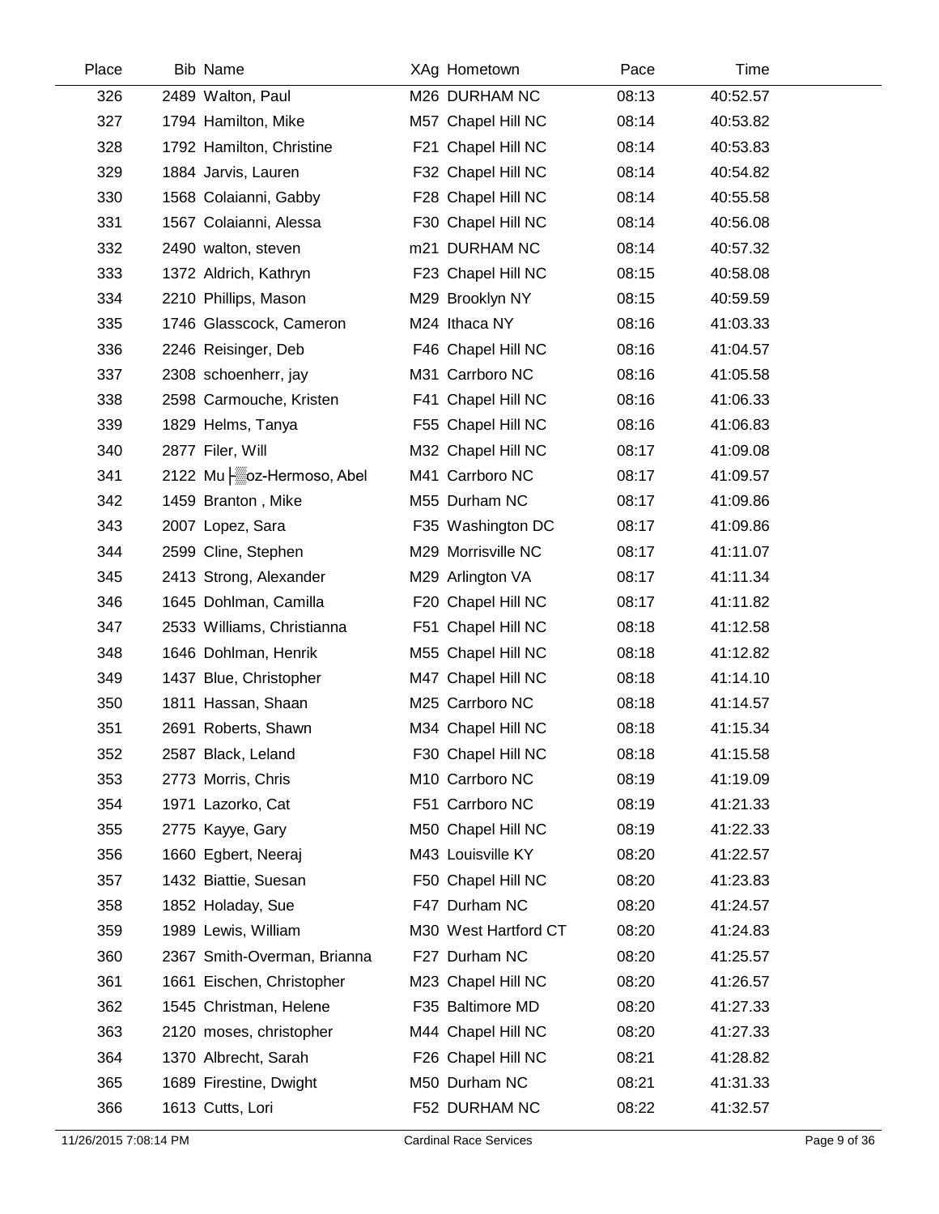| Place | Bib | Name | XAg | Hometown | Pace | Time |
|---|---|---|---|---|---|---|
| 326 | 2489 | Walton, Paul | M26 | DURHAM NC | 08:13 | 40:52.57 |
| 327 | 1794 | Hamilton, Mike | M57 | Chapel Hill NC | 08:14 | 40:53.82 |
| 328 | 1792 | Hamilton, Christine | F21 | Chapel Hill NC | 08:14 | 40:53.83 |
| 329 | 1884 | Jarvis, Lauren | F32 | Chapel Hill NC | 08:14 | 40:54.82 |
| 330 | 1568 | Colaianni, Gabby | F28 | Chapel Hill NC | 08:14 | 40:55.58 |
| 331 | 1567 | Colaianni, Alessa | F30 | Chapel Hill NC | 08:14 | 40:56.08 |
| 332 | 2490 | walton, steven | m21 | DURHAM NC | 08:14 | 40:57.32 |
| 333 | 1372 | Aldrich, Kathryn | F23 | Chapel Hill NC | 08:15 | 40:58.08 |
| 334 | 2210 | Phillips, Mason | M29 | Brooklyn NY | 08:15 | 40:59.59 |
| 335 | 1746 | Glasscock, Cameron | M24 | Ithaca NY | 08:16 | 41:03.33 |
| 336 | 2246 | Reisinger, Deb | F46 | Chapel Hill NC | 08:16 | 41:04.57 |
| 337 | 2308 | schoenherr, jay | M31 | Carrboro NC | 08:16 | 41:05.58 |
| 338 | 2598 | Carmouche, Kristen | F41 | Chapel Hill NC | 08:16 | 41:06.33 |
| 339 | 1829 | Helms, Tanya | F55 | Chapel Hill NC | 08:16 | 41:06.83 |
| 340 | 2877 | Filer, Will | M32 | Chapel Hill NC | 08:17 | 41:09.08 |
| 341 | 2122 | Mu├▒oz-Hermoso, Abel | M41 | Carrboro NC | 08:17 | 41:09.57 |
| 342 | 1459 | Branton , Mike | M55 | Durham NC | 08:17 | 41:09.86 |
| 343 | 2007 | Lopez, Sara | F35 | Washington DC | 08:17 | 41:09.86 |
| 344 | 2599 | Cline, Stephen | M29 | Morrisville NC | 08:17 | 41:11.07 |
| 345 | 2413 | Strong, Alexander | M29 | Arlington VA | 08:17 | 41:11.34 |
| 346 | 1645 | Dohlman, Camilla | F20 | Chapel Hill NC | 08:17 | 41:11.82 |
| 347 | 2533 | Williams, Christianna | F51 | Chapel Hill NC | 08:18 | 41:12.58 |
| 348 | 1646 | Dohlman, Henrik | M55 | Chapel Hill NC | 08:18 | 41:12.82 |
| 349 | 1437 | Blue, Christopher | M47 | Chapel Hill NC | 08:18 | 41:14.10 |
| 350 | 1811 | Hassan, Shaan | M25 | Carrboro NC | 08:18 | 41:14.57 |
| 351 | 2691 | Roberts, Shawn | M34 | Chapel Hill NC | 08:18 | 41:15.34 |
| 352 | 2587 | Black, Leland | F30 | Chapel Hill NC | 08:18 | 41:15.58 |
| 353 | 2773 | Morris, Chris | M10 | Carrboro NC | 08:19 | 41:19.09 |
| 354 | 1971 | Lazorko, Cat | F51 | Carrboro NC | 08:19 | 41:21.33 |
| 355 | 2775 | Kayye, Gary | M50 | Chapel Hill NC | 08:19 | 41:22.33 |
| 356 | 1660 | Egbert, Neeraj | M43 | Louisville KY | 08:20 | 41:22.57 |
| 357 | 1432 | Biattie, Suesan | F50 | Chapel Hill NC | 08:20 | 41:23.83 |
| 358 | 1852 | Holaday, Sue | F47 | Durham NC | 08:20 | 41:24.57 |
| 359 | 1989 | Lewis, William | M30 | West Hartford CT | 08:20 | 41:24.83 |
| 360 | 2367 | Smith-Overman, Brianna | F27 | Durham NC | 08:20 | 41:25.57 |
| 361 | 1661 | Eischen, Christopher | M23 | Chapel Hill NC | 08:20 | 41:26.57 |
| 362 | 1545 | Christman, Helene | F35 | Baltimore MD | 08:20 | 41:27.33 |
| 363 | 2120 | moses, christopher | M44 | Chapel Hill NC | 08:20 | 41:27.33 |
| 364 | 1370 | Albrecht, Sarah | F26 | Chapel Hill NC | 08:21 | 41:28.82 |
| 365 | 1689 | Firestine, Dwight | M50 | Durham NC | 08:21 | 41:31.33 |
| 366 | 1613 | Cutts, Lori | F52 | DURHAM NC | 08:22 | 41:32.57 |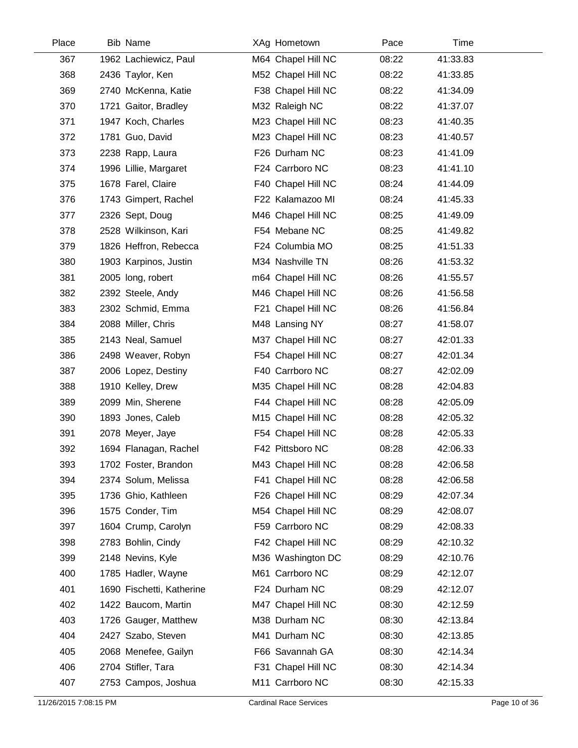| Place | Bib | Name | XAg | Hometown | Pace | Time |
|---|---|---|---|---|---|---|
| 367 | 1962 | Lachiewicz, Paul | M64 | Chapel Hill NC | 08:22 | 41:33.83 |
| 368 | 2436 | Taylor, Ken | M52 | Chapel Hill NC | 08:22 | 41:33.85 |
| 369 | 2740 | McKenna, Katie | F38 | Chapel Hill NC | 08:22 | 41:34.09 |
| 370 | 1721 | Gaitor, Bradley | M32 | Raleigh NC | 08:22 | 41:37.07 |
| 371 | 1947 | Koch, Charles | M23 | Chapel Hill NC | 08:23 | 41:40.35 |
| 372 | 1781 | Guo, David | M23 | Chapel Hill NC | 08:23 | 41:40.57 |
| 373 | 2238 | Rapp, Laura | F26 | Durham NC | 08:23 | 41:41.09 |
| 374 | 1996 | Lillie, Margaret | F24 | Carrboro NC | 08:23 | 41:41.10 |
| 375 | 1678 | Farel, Claire | F40 | Chapel Hill NC | 08:24 | 41:44.09 |
| 376 | 1743 | Gimpert, Rachel | F22 | Kalamazoo MI | 08:24 | 41:45.33 |
| 377 | 2326 | Sept, Doug | M46 | Chapel Hill NC | 08:25 | 41:49.09 |
| 378 | 2528 | Wilkinson, Kari | F54 | Mebane NC | 08:25 | 41:49.82 |
| 379 | 1826 | Heffron, Rebecca | F24 | Columbia MO | 08:25 | 41:51.33 |
| 380 | 1903 | Karpinos, Justin | M34 | Nashville TN | 08:26 | 41:53.32 |
| 381 | 2005 | long, robert | m64 | Chapel Hill NC | 08:26 | 41:55.57 |
| 382 | 2392 | Steele, Andy | M46 | Chapel Hill NC | 08:26 | 41:56.58 |
| 383 | 2302 | Schmid, Emma | F21 | Chapel Hill NC | 08:26 | 41:56.84 |
| 384 | 2088 | Miller, Chris | M48 | Lansing NY | 08:27 | 41:58.07 |
| 385 | 2143 | Neal, Samuel | M37 | Chapel Hill NC | 08:27 | 42:01.33 |
| 386 | 2498 | Weaver, Robyn | F54 | Chapel Hill NC | 08:27 | 42:01.34 |
| 387 | 2006 | Lopez, Destiny | F40 | Carrboro NC | 08:27 | 42:02.09 |
| 388 | 1910 | Kelley, Drew | M35 | Chapel Hill NC | 08:28 | 42:04.83 |
| 389 | 2099 | Min, Sherene | F44 | Chapel Hill NC | 08:28 | 42:05.09 |
| 390 | 1893 | Jones, Caleb | M15 | Chapel Hill NC | 08:28 | 42:05.32 |
| 391 | 2078 | Meyer, Jaye | F54 | Chapel Hill NC | 08:28 | 42:05.33 |
| 392 | 1694 | Flanagan, Rachel | F42 | Pittsboro NC | 08:28 | 42:06.33 |
| 393 | 1702 | Foster, Brandon | M43 | Chapel Hill NC | 08:28 | 42:06.58 |
| 394 | 2374 | Solum, Melissa | F41 | Chapel Hill NC | 08:28 | 42:06.58 |
| 395 | 1736 | Ghio, Kathleen | F26 | Chapel Hill NC | 08:29 | 42:07.34 |
| 396 | 1575 | Conder, Tim | M54 | Chapel Hill NC | 08:29 | 42:08.07 |
| 397 | 1604 | Crump, Carolyn | F59 | Carrboro NC | 08:29 | 42:08.33 |
| 398 | 2783 | Bohlin, Cindy | F42 | Chapel Hill NC | 08:29 | 42:10.32 |
| 399 | 2148 | Nevins, Kyle | M36 | Washington DC | 08:29 | 42:10.76 |
| 400 | 1785 | Hadler, Wayne | M61 | Carrboro NC | 08:29 | 42:12.07 |
| 401 | 1690 | Fischetti, Katherine | F24 | Durham NC | 08:29 | 42:12.07 |
| 402 | 1422 | Baucom, Martin | M47 | Chapel Hill NC | 08:30 | 42:12.59 |
| 403 | 1726 | Gauger, Matthew | M38 | Durham NC | 08:30 | 42:13.84 |
| 404 | 2427 | Szabo, Steven | M41 | Durham NC | 08:30 | 42:13.85 |
| 405 | 2068 | Menefee, Gailyn | F66 | Savannah GA | 08:30 | 42:14.34 |
| 406 | 2704 | Stifler, Tara | F31 | Chapel Hill NC | 08:30 | 42:14.34 |
| 407 | 2753 | Campos, Joshua | M11 | Carrboro NC | 08:30 | 42:15.33 |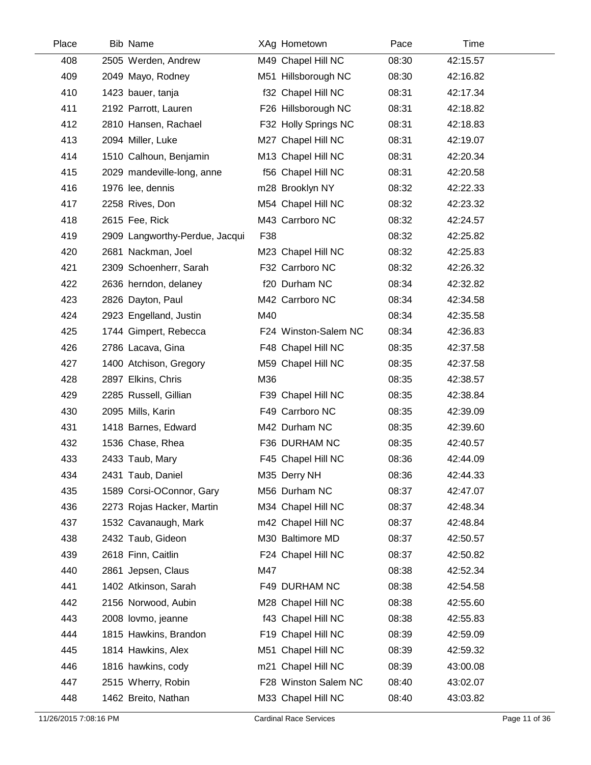| Place | Bib | Name | XAg | Hometown | Pace | Time |
| --- | --- | --- | --- | --- | --- | --- |
| 408 | 2505 | Werden, Andrew | M49 | Chapel Hill NC | 08:30 | 42:15.57 |
| 409 | 2049 | Mayo, Rodney | M51 | Hillsborough NC | 08:30 | 42:16.82 |
| 410 | 1423 | bauer, tanja | f32 | Chapel Hill NC | 08:31 | 42:17.34 |
| 411 | 2192 | Parrott, Lauren | F26 | Hillsborough NC | 08:31 | 42:18.82 |
| 412 | 2810 | Hansen, Rachael | F32 | Holly Springs NC | 08:31 | 42:18.83 |
| 413 | 2094 | Miller, Luke | M27 | Chapel Hill NC | 08:31 | 42:19.07 |
| 414 | 1510 | Calhoun, Benjamin | M13 | Chapel Hill NC | 08:31 | 42:20.34 |
| 415 | 2029 | mandeville-long, anne | f56 | Chapel Hill NC | 08:31 | 42:20.58 |
| 416 | 1976 | lee, dennis | m28 | Brooklyn NY | 08:32 | 42:22.33 |
| 417 | 2258 | Rives, Don | M54 | Chapel Hill NC | 08:32 | 42:23.32 |
| 418 | 2615 | Fee, Rick | M43 | Carrboro NC | 08:32 | 42:24.57 |
| 419 | 2909 | Langworthy-Perdue, Jacqui | F38 | | 08:32 | 42:25.82 |
| 420 | 2681 | Nackman, Joel | M23 | Chapel Hill NC | 08:32 | 42:25.83 |
| 421 | 2309 | Schoenherr, Sarah | F32 | Carrboro NC | 08:32 | 42:26.32 |
| 422 | 2636 | herndon, delaney | f20 | Durham NC | 08:34 | 42:32.82 |
| 423 | 2826 | Dayton, Paul | M42 | Carrboro NC | 08:34 | 42:34.58 |
| 424 | 2923 | Engelland, Justin | M40 | | 08:34 | 42:35.58 |
| 425 | 1744 | Gimpert, Rebecca | F24 | Winston-Salem NC | 08:34 | 42:36.83 |
| 426 | 2786 | Lacava, Gina | F48 | Chapel Hill NC | 08:35 | 42:37.58 |
| 427 | 1400 | Atchison, Gregory | M59 | Chapel Hill NC | 08:35 | 42:37.58 |
| 428 | 2897 | Elkins, Chris | M36 | | 08:35 | 42:38.57 |
| 429 | 2285 | Russell, Gillian | F39 | Chapel Hill NC | 08:35 | 42:38.84 |
| 430 | 2095 | Mills, Karin | F49 | Carrboro NC | 08:35 | 42:39.09 |
| 431 | 1418 | Barnes, Edward | M42 | Durham NC | 08:35 | 42:39.60 |
| 432 | 1536 | Chase, Rhea | F36 | DURHAM NC | 08:35 | 42:40.57 |
| 433 | 2433 | Taub, Mary | F45 | Chapel Hill NC | 08:36 | 42:44.09 |
| 434 | 2431 | Taub, Daniel | M35 | Derry NH | 08:36 | 42:44.33 |
| 435 | 1589 | Corsi-OConnor, Gary | M56 | Durham NC | 08:37 | 42:47.07 |
| 436 | 2273 | Rojas Hacker, Martin | M34 | Chapel Hill NC | 08:37 | 42:48.34 |
| 437 | 1532 | Cavanaugh, Mark | m42 | Chapel Hill NC | 08:37 | 42:48.84 |
| 438 | 2432 | Taub, Gideon | M30 | Baltimore MD | 08:37 | 42:50.57 |
| 439 | 2618 | Finn, Caitlin | F24 | Chapel Hill NC | 08:37 | 42:50.82 |
| 440 | 2861 | Jepsen, Claus | M47 | | 08:38 | 42:52.34 |
| 441 | 1402 | Atkinson, Sarah | F49 | DURHAM NC | 08:38 | 42:54.58 |
| 442 | 2156 | Norwood, Aubin | M28 | Chapel Hill NC | 08:38 | 42:55.60 |
| 443 | 2008 | lovmo, jeanne | f43 | Chapel Hill NC | 08:38 | 42:55.83 |
| 444 | 1815 | Hawkins, Brandon | F19 | Chapel Hill NC | 08:39 | 42:59.09 |
| 445 | 1814 | Hawkins, Alex | M51 | Chapel Hill NC | 08:39 | 42:59.32 |
| 446 | 1816 | hawkins, cody | m21 | Chapel Hill NC | 08:39 | 43:00.08 |
| 447 | 2515 | Wherry, Robin | F28 | Winston Salem NC | 08:40 | 43:02.07 |
| 448 | 1462 | Breito, Nathan | M33 | Chapel Hill NC | 08:40 | 43:03.82 |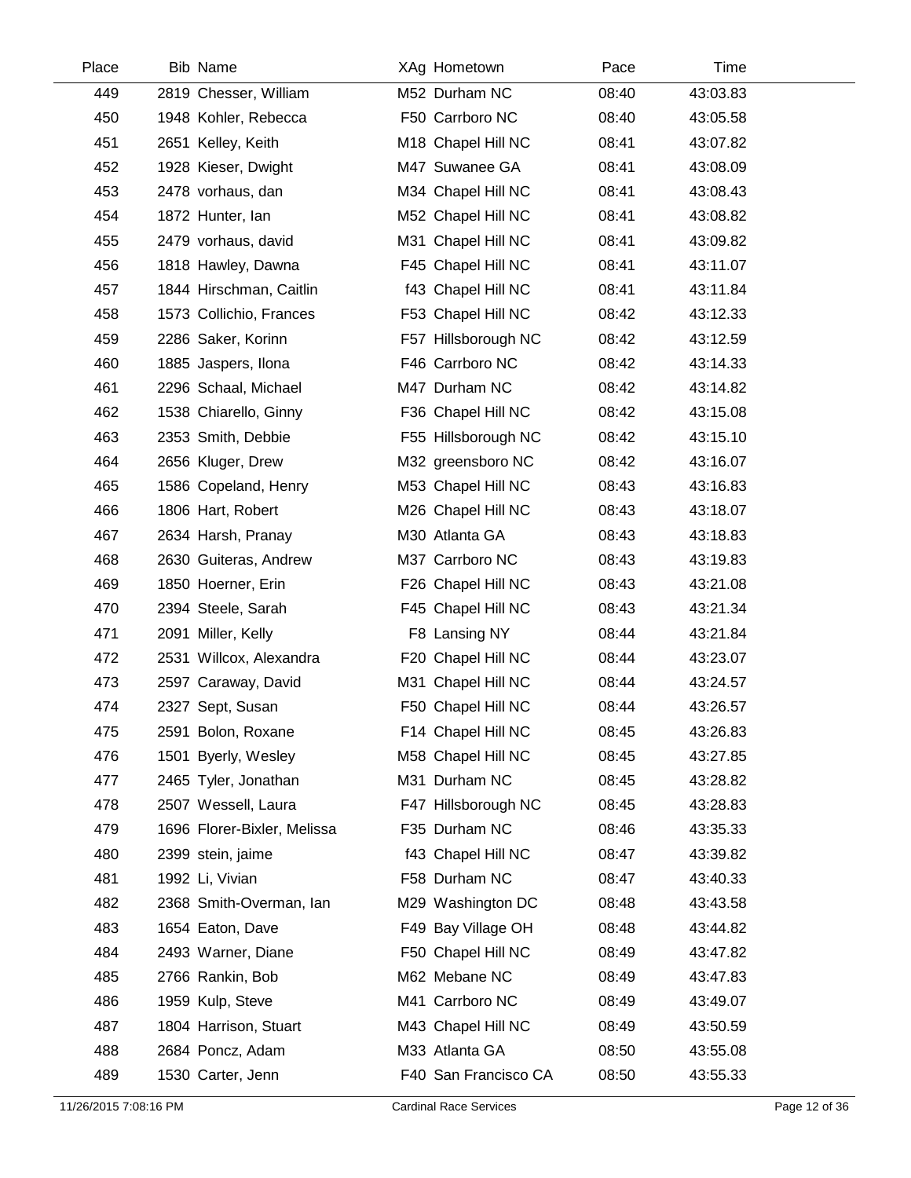| Place | Bib | Name | XAg | Hometown | Pace | Time |
|---|---|---|---|---|---|---|
| 449 | 2819 | Chesser, William | M52 | Durham NC | 08:40 | 43:03.83 |
| 450 | 1948 | Kohler, Rebecca | F50 | Carrboro NC | 08:40 | 43:05.58 |
| 451 | 2651 | Kelley, Keith | M18 | Chapel Hill NC | 08:41 | 43:07.82 |
| 452 | 1928 | Kieser, Dwight | M47 | Suwanee GA | 08:41 | 43:08.09 |
| 453 | 2478 | vorhaus, dan | M34 | Chapel Hill NC | 08:41 | 43:08.43 |
| 454 | 1872 | Hunter, Ian | M52 | Chapel Hill NC | 08:41 | 43:08.82 |
| 455 | 2479 | vorhaus, david | M31 | Chapel Hill NC | 08:41 | 43:09.82 |
| 456 | 1818 | Hawley, Dawna | F45 | Chapel Hill NC | 08:41 | 43:11.07 |
| 457 | 1844 | Hirschman, Caitlin | f43 | Chapel Hill NC | 08:41 | 43:11.84 |
| 458 | 1573 | Collichio, Frances | F53 | Chapel Hill NC | 08:42 | 43:12.33 |
| 459 | 2286 | Saker, Korinn | F57 | Hillsborough NC | 08:42 | 43:12.59 |
| 460 | 1885 | Jaspers, Ilona | F46 | Carrboro NC | 08:42 | 43:14.33 |
| 461 | 2296 | Schaal, Michael | M47 | Durham NC | 08:42 | 43:14.82 |
| 462 | 1538 | Chiarello, Ginny | F36 | Chapel Hill NC | 08:42 | 43:15.08 |
| 463 | 2353 | Smith, Debbie | F55 | Hillsborough NC | 08:42 | 43:15.10 |
| 464 | 2656 | Kluger, Drew | M32 | greensboro NC | 08:42 | 43:16.07 |
| 465 | 1586 | Copeland, Henry | M53 | Chapel Hill NC | 08:43 | 43:16.83 |
| 466 | 1806 | Hart, Robert | M26 | Chapel Hill NC | 08:43 | 43:18.07 |
| 467 | 2634 | Harsh, Pranay | M30 | Atlanta GA | 08:43 | 43:18.83 |
| 468 | 2630 | Guiteras, Andrew | M37 | Carrboro NC | 08:43 | 43:19.83 |
| 469 | 1850 | Hoerner, Erin | F26 | Chapel Hill NC | 08:43 | 43:21.08 |
| 470 | 2394 | Steele, Sarah | F45 | Chapel Hill NC | 08:43 | 43:21.34 |
| 471 | 2091 | Miller, Kelly | F8 | Lansing NY | 08:44 | 43:21.84 |
| 472 | 2531 | Willcox, Alexandra | F20 | Chapel Hill NC | 08:44 | 43:23.07 |
| 473 | 2597 | Caraway, David | M31 | Chapel Hill NC | 08:44 | 43:24.57 |
| 474 | 2327 | Sept, Susan | F50 | Chapel Hill NC | 08:44 | 43:26.57 |
| 475 | 2591 | Bolon, Roxane | F14 | Chapel Hill NC | 08:45 | 43:26.83 |
| 476 | 1501 | Byerly, Wesley | M58 | Chapel Hill NC | 08:45 | 43:27.85 |
| 477 | 2465 | Tyler, Jonathan | M31 | Durham NC | 08:45 | 43:28.82 |
| 478 | 2507 | Wessell, Laura | F47 | Hillsborough NC | 08:45 | 43:28.83 |
| 479 | 1696 | Florer-Bixler, Melissa | F35 | Durham NC | 08:46 | 43:35.33 |
| 480 | 2399 | stein, jaime | f43 | Chapel Hill NC | 08:47 | 43:39.82 |
| 481 | 1992 | Li, Vivian | F58 | Durham NC | 08:47 | 43:40.33 |
| 482 | 2368 | Smith-Overman, Ian | M29 | Washington DC | 08:48 | 43:43.58 |
| 483 | 1654 | Eaton, Dave | F49 | Bay Village OH | 08:48 | 43:44.82 |
| 484 | 2493 | Warner, Diane | F50 | Chapel Hill NC | 08:49 | 43:47.82 |
| 485 | 2766 | Rankin, Bob | M62 | Mebane NC | 08:49 | 43:47.83 |
| 486 | 1959 | Kulp, Steve | M41 | Carrboro NC | 08:49 | 43:49.07 |
| 487 | 1804 | Harrison, Stuart | M43 | Chapel Hill NC | 08:49 | 43:50.59 |
| 488 | 2684 | Poncz, Adam | M33 | Atlanta GA | 08:50 | 43:55.08 |
| 489 | 1530 | Carter, Jenn | F40 | San Francisco CA | 08:50 | 43:55.33 |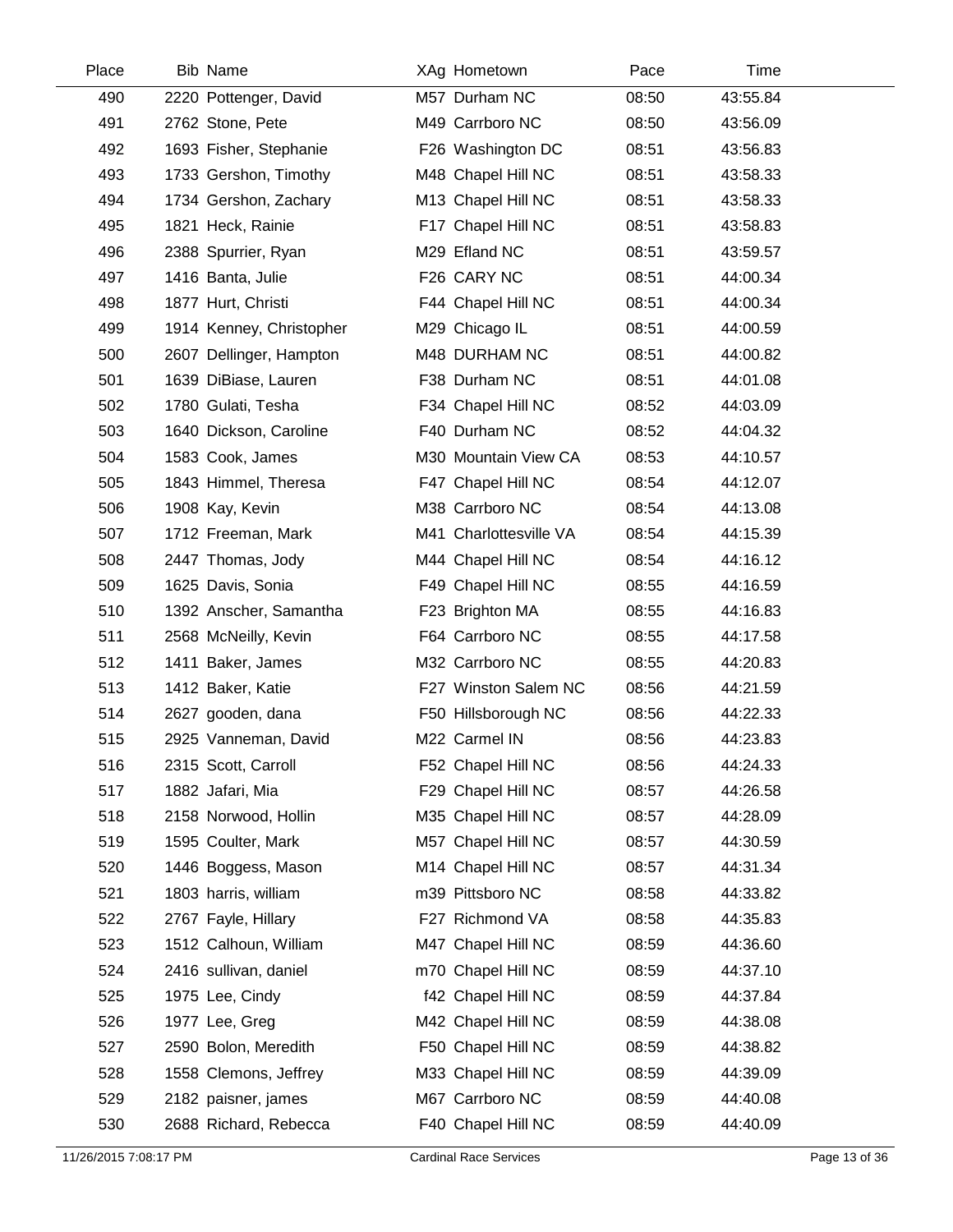| Place | Bib | Name | XAg | Hometown | Pace | Time |
|---|---|---|---|---|---|---|
| 490 | 2220 | Pottenger, David | M57 | Durham NC | 08:50 | 43:55.84 |
| 491 | 2762 | Stone, Pete | M49 | Carrboro NC | 08:50 | 43:56.09 |
| 492 | 1693 | Fisher, Stephanie | F26 | Washington DC | 08:51 | 43:56.83 |
| 493 | 1733 | Gershon, Timothy | M48 | Chapel Hill NC | 08:51 | 43:58.33 |
| 494 | 1734 | Gershon, Zachary | M13 | Chapel Hill NC | 08:51 | 43:58.33 |
| 495 | 1821 | Heck, Rainie | F17 | Chapel Hill NC | 08:51 | 43:58.83 |
| 496 | 2388 | Spurrier, Ryan | M29 | Efland NC | 08:51 | 43:59.57 |
| 497 | 1416 | Banta, Julie | F26 | CARY NC | 08:51 | 44:00.34 |
| 498 | 1877 | Hurt, Christi | F44 | Chapel Hill NC | 08:51 | 44:00.34 |
| 499 | 1914 | Kenney, Christopher | M29 | Chicago IL | 08:51 | 44:00.59 |
| 500 | 2607 | Dellinger, Hampton | M48 | DURHAM NC | 08:51 | 44:00.82 |
| 501 | 1639 | DiBiase, Lauren | F38 | Durham NC | 08:51 | 44:01.08 |
| 502 | 1780 | Gulati, Tesha | F34 | Chapel Hill NC | 08:52 | 44:03.09 |
| 503 | 1640 | Dickson, Caroline | F40 | Durham NC | 08:52 | 44:04.32 |
| 504 | 1583 | Cook, James | M30 | Mountain View CA | 08:53 | 44:10.57 |
| 505 | 1843 | Himmel, Theresa | F47 | Chapel Hill NC | 08:54 | 44:12.07 |
| 506 | 1908 | Kay, Kevin | M38 | Carrboro NC | 08:54 | 44:13.08 |
| 507 | 1712 | Freeman, Mark | M41 | Charlottesville VA | 08:54 | 44:15.39 |
| 508 | 2447 | Thomas, Jody | M44 | Chapel Hill NC | 08:54 | 44:16.12 |
| 509 | 1625 | Davis, Sonia | F49 | Chapel Hill NC | 08:55 | 44:16.59 |
| 510 | 1392 | Anscher, Samantha | F23 | Brighton MA | 08:55 | 44:16.83 |
| 511 | 2568 | McNeilly, Kevin | F64 | Carrboro NC | 08:55 | 44:17.58 |
| 512 | 1411 | Baker, James | M32 | Carrboro NC | 08:55 | 44:20.83 |
| 513 | 1412 | Baker, Katie | F27 | Winston Salem NC | 08:56 | 44:21.59 |
| 514 | 2627 | gooden, dana | F50 | Hillsborough NC | 08:56 | 44:22.33 |
| 515 | 2925 | Vanneman, David | M22 | Carmel IN | 08:56 | 44:23.83 |
| 516 | 2315 | Scott, Carroll | F52 | Chapel Hill NC | 08:56 | 44:24.33 |
| 517 | 1882 | Jafari, Mia | F29 | Chapel Hill NC | 08:57 | 44:26.58 |
| 518 | 2158 | Norwood, Hollin | M35 | Chapel Hill NC | 08:57 | 44:28.09 |
| 519 | 1595 | Coulter, Mark | M57 | Chapel Hill NC | 08:57 | 44:30.59 |
| 520 | 1446 | Boggess, Mason | M14 | Chapel Hill NC | 08:57 | 44:31.34 |
| 521 | 1803 | harris, william | m39 | Pittsboro NC | 08:58 | 44:33.82 |
| 522 | 2767 | Fayle, Hillary | F27 | Richmond VA | 08:58 | 44:35.83 |
| 523 | 1512 | Calhoun, William | M47 | Chapel Hill NC | 08:59 | 44:36.60 |
| 524 | 2416 | sullivan, daniel | m70 | Chapel Hill NC | 08:59 | 44:37.10 |
| 525 | 1975 | Lee, Cindy | f42 | Chapel Hill NC | 08:59 | 44:37.84 |
| 526 | 1977 | Lee, Greg | M42 | Chapel Hill NC | 08:59 | 44:38.08 |
| 527 | 2590 | Bolon, Meredith | F50 | Chapel Hill NC | 08:59 | 44:38.82 |
| 528 | 1558 | Clemons, Jeffrey | M33 | Chapel Hill NC | 08:59 | 44:39.09 |
| 529 | 2182 | paisner, james | M67 | Carrboro NC | 08:59 | 44:40.08 |
| 530 | 2688 | Richard, Rebecca | F40 | Chapel Hill NC | 08:59 | 44:40.09 |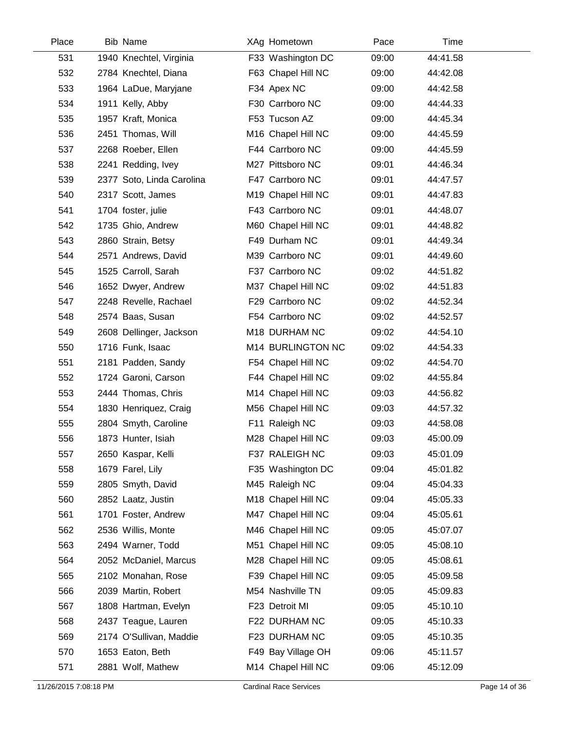| Place | Bib | Name | XAg | Hometown | Pace | Time |
|---|---|---|---|---|---|---|
| 531 | 1940 | Knechtel, Virginia | F33 | Washington DC | 09:00 | 44:41.58 |
| 532 | 2784 | Knechtel, Diana | F63 | Chapel Hill NC | 09:00 | 44:42.08 |
| 533 | 1964 | LaDue, Maryjane | F34 | Apex NC | 09:00 | 44:42.58 |
| 534 | 1911 | Kelly, Abby | F30 | Carrboro NC | 09:00 | 44:44.33 |
| 535 | 1957 | Kraft, Monica | F53 | Tucson AZ | 09:00 | 44:45.34 |
| 536 | 2451 | Thomas, Will | M16 | Chapel Hill NC | 09:00 | 44:45.59 |
| 537 | 2268 | Roeber, Ellen | F44 | Carrboro NC | 09:00 | 44:45.59 |
| 538 | 2241 | Redding, Ivey | M27 | Pittsboro NC | 09:01 | 44:46.34 |
| 539 | 2377 | Soto, Linda Carolina | F47 | Carrboro NC | 09:01 | 44:47.57 |
| 540 | 2317 | Scott, James | M19 | Chapel Hill NC | 09:01 | 44:47.83 |
| 541 | 1704 | foster, julie | F43 | Carrboro NC | 09:01 | 44:48.07 |
| 542 | 1735 | Ghio, Andrew | M60 | Chapel Hill NC | 09:01 | 44:48.82 |
| 543 | 2860 | Strain, Betsy | F49 | Durham NC | 09:01 | 44:49.34 |
| 544 | 2571 | Andrews, David | M39 | Carrboro NC | 09:01 | 44:49.60 |
| 545 | 1525 | Carroll, Sarah | F37 | Carrboro NC | 09:02 | 44:51.82 |
| 546 | 1652 | Dwyer, Andrew | M37 | Chapel Hill NC | 09:02 | 44:51.83 |
| 547 | 2248 | Revelle, Rachael | F29 | Carrboro NC | 09:02 | 44:52.34 |
| 548 | 2574 | Baas, Susan | F54 | Carrboro NC | 09:02 | 44:52.57 |
| 549 | 2608 | Dellinger, Jackson | M18 | DURHAM NC | 09:02 | 44:54.10 |
| 550 | 1716 | Funk, Isaac | M14 | BURLINGTON NC | 09:02 | 44:54.33 |
| 551 | 2181 | Padden, Sandy | F54 | Chapel Hill NC | 09:02 | 44:54.70 |
| 552 | 1724 | Garoni, Carson | F44 | Chapel Hill NC | 09:02 | 44:55.84 |
| 553 | 2444 | Thomas, Chris | M14 | Chapel Hill NC | 09:03 | 44:56.82 |
| 554 | 1830 | Henriquez, Craig | M56 | Chapel Hill NC | 09:03 | 44:57.32 |
| 555 | 2804 | Smyth, Caroline | F11 | Raleigh NC | 09:03 | 44:58.08 |
| 556 | 1873 | Hunter, Isiah | M28 | Chapel Hill NC | 09:03 | 45:00.09 |
| 557 | 2650 | Kaspar, Kelli | F37 | RALEIGH NC | 09:03 | 45:01.09 |
| 558 | 1679 | Farel, Lily | F35 | Washington DC | 09:04 | 45:01.82 |
| 559 | 2805 | Smyth, David | M45 | Raleigh NC | 09:04 | 45:04.33 |
| 560 | 2852 | Laatz, Justin | M18 | Chapel Hill NC | 09:04 | 45:05.33 |
| 561 | 1701 | Foster, Andrew | M47 | Chapel Hill NC | 09:04 | 45:05.61 |
| 562 | 2536 | Willis, Monte | M46 | Chapel Hill NC | 09:05 | 45:07.07 |
| 563 | 2494 | Warner, Todd | M51 | Chapel Hill NC | 09:05 | 45:08.10 |
| 564 | 2052 | McDaniel, Marcus | M28 | Chapel Hill NC | 09:05 | 45:08.61 |
| 565 | 2102 | Monahan, Rose | F39 | Chapel Hill NC | 09:05 | 45:09.58 |
| 566 | 2039 | Martin, Robert | M54 | Nashville TN | 09:05 | 45:09.83 |
| 567 | 1808 | Hartman, Evelyn | F23 | Detroit MI | 09:05 | 45:10.10 |
| 568 | 2437 | Teague, Lauren | F22 | DURHAM NC | 09:05 | 45:10.33 |
| 569 | 2174 | O'Sullivan, Maddie | F23 | DURHAM NC | 09:05 | 45:10.35 |
| 570 | 1653 | Eaton, Beth | F49 | Bay Village OH | 09:06 | 45:11.57 |
| 571 | 2881 | Wolf, Mathew | M14 | Chapel Hill NC | 09:06 | 45:12.09 |

11/26/2015 7:08:18 PM Cardinal Race Services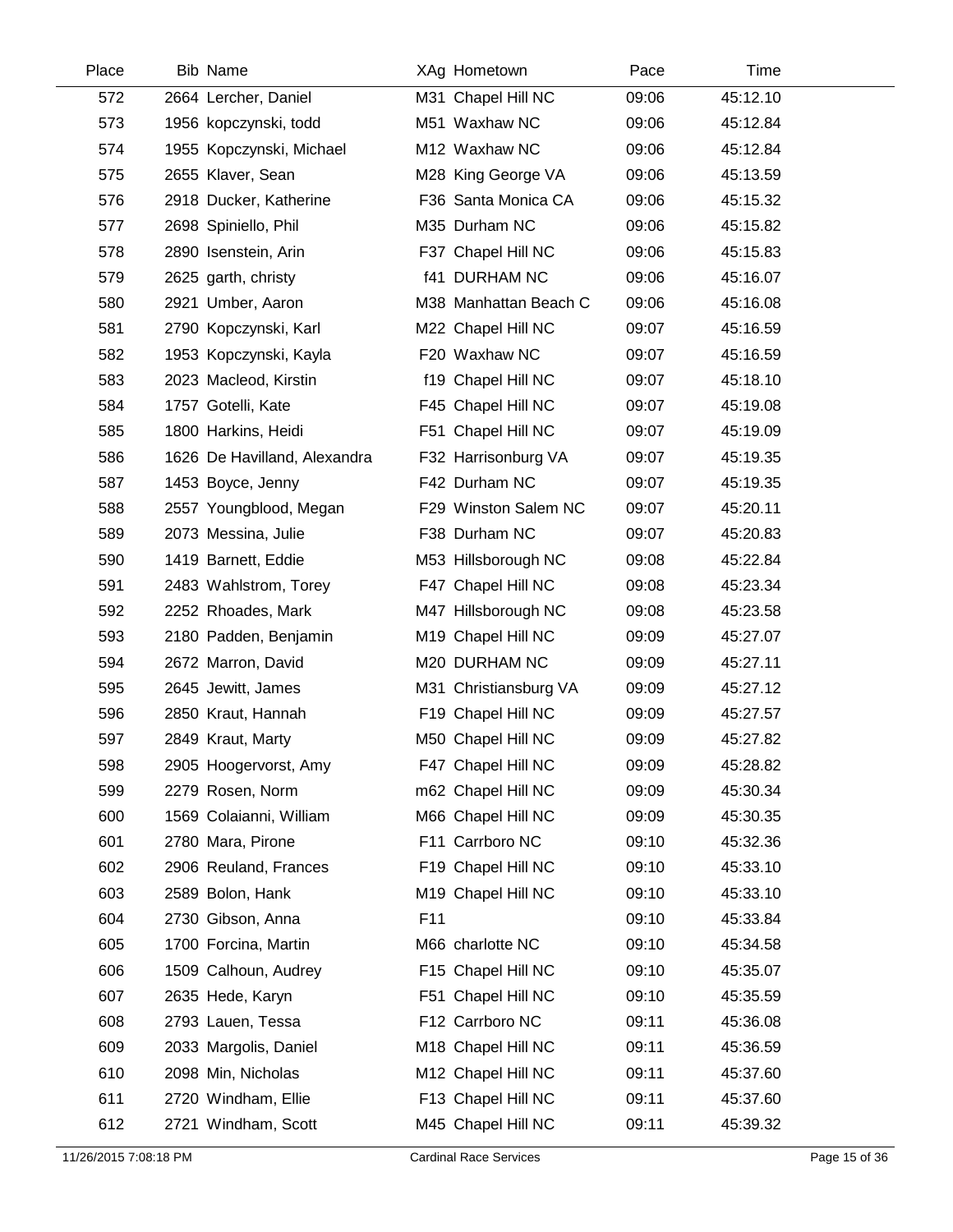| Place | Bib | Name | XAg | Hometown | Pace | Time |
|---|---|---|---|---|---|---|
| 572 | 2664 | Lercher, Daniel | M31 | Chapel Hill NC | 09:06 | 45:12.10 |
| 573 | 1956 | kopczynski, todd | M51 | Waxhaw NC | 09:06 | 45:12.84 |
| 574 | 1955 | Kopczynski, Michael | M12 | Waxhaw NC | 09:06 | 45:12.84 |
| 575 | 2655 | Klaver, Sean | M28 | King George VA | 09:06 | 45:13.59 |
| 576 | 2918 | Ducker, Katherine | F36 | Santa Monica CA | 09:06 | 45:15.32 |
| 577 | 2698 | Spiniello, Phil | M35 | Durham NC | 09:06 | 45:15.82 |
| 578 | 2890 | Isenstein, Arin | F37 | Chapel Hill NC | 09:06 | 45:15.83 |
| 579 | 2625 | garth, christy | f41 | DURHAM NC | 09:06 | 45:16.07 |
| 580 | 2921 | Umber, Aaron | M38 | Manhattan Beach C | 09:06 | 45:16.08 |
| 581 | 2790 | Kopczynski, Karl | M22 | Chapel Hill NC | 09:07 | 45:16.59 |
| 582 | 1953 | Kopczynski, Kayla | F20 | Waxhaw NC | 09:07 | 45:16.59 |
| 583 | 2023 | Macleod, Kirstin | f19 | Chapel Hill NC | 09:07 | 45:18.10 |
| 584 | 1757 | Gotelli, Kate | F45 | Chapel Hill NC | 09:07 | 45:19.08 |
| 585 | 1800 | Harkins, Heidi | F51 | Chapel Hill NC | 09:07 | 45:19.09 |
| 586 | 1626 | De Havilland, Alexandra | F32 | Harrisonburg VA | 09:07 | 45:19.35 |
| 587 | 1453 | Boyce, Jenny | F42 | Durham NC | 09:07 | 45:19.35 |
| 588 | 2557 | Youngblood, Megan | F29 | Winston Salem NC | 09:07 | 45:20.11 |
| 589 | 2073 | Messina, Julie | F38 | Durham NC | 09:07 | 45:20.83 |
| 590 | 1419 | Barnett, Eddie | M53 | Hillsborough NC | 09:08 | 45:22.84 |
| 591 | 2483 | Wahlstrom, Torey | F47 | Chapel Hill NC | 09:08 | 45:23.34 |
| 592 | 2252 | Rhoades, Mark | M47 | Hillsborough NC | 09:08 | 45:23.58 |
| 593 | 2180 | Padden, Benjamin | M19 | Chapel Hill NC | 09:09 | 45:27.07 |
| 594 | 2672 | Marron, David | M20 | DURHAM NC | 09:09 | 45:27.11 |
| 595 | 2645 | Jewitt, James | M31 | Christiansburg VA | 09:09 | 45:27.12 |
| 596 | 2850 | Kraut, Hannah | F19 | Chapel Hill NC | 09:09 | 45:27.57 |
| 597 | 2849 | Kraut, Marty | M50 | Chapel Hill NC | 09:09 | 45:27.82 |
| 598 | 2905 | Hoogervorst, Amy | F47 | Chapel Hill NC | 09:09 | 45:28.82 |
| 599 | 2279 | Rosen, Norm | m62 | Chapel Hill NC | 09:09 | 45:30.34 |
| 600 | 1569 | Colaianni, William | M66 | Chapel Hill NC | 09:09 | 45:30.35 |
| 601 | 2780 | Mara, Pirone | F11 | Carrboro NC | 09:10 | 45:32.36 |
| 602 | 2906 | Reuland, Frances | F19 | Chapel Hill NC | 09:10 | 45:33.10 |
| 603 | 2589 | Bolon, Hank | M19 | Chapel Hill NC | 09:10 | 45:33.10 |
| 604 | 2730 | Gibson, Anna | F11 | | 09:10 | 45:33.84 |
| 605 | 1700 | Forcina, Martin | M66 | charlotte NC | 09:10 | 45:34.58 |
| 606 | 1509 | Calhoun, Audrey | F15 | Chapel Hill NC | 09:10 | 45:35.07 |
| 607 | 2635 | Hede, Karyn | F51 | Chapel Hill NC | 09:10 | 45:35.59 |
| 608 | 2793 | Lauen, Tessa | F12 | Carrboro NC | 09:11 | 45:36.08 |
| 609 | 2033 | Margolis, Daniel | M18 | Chapel Hill NC | 09:11 | 45:36.59 |
| 610 | 2098 | Min, Nicholas | M12 | Chapel Hill NC | 09:11 | 45:37.60 |
| 611 | 2720 | Windham, Ellie | F13 | Chapel Hill NC | 09:11 | 45:37.60 |
| 612 | 2721 | Windham, Scott | M45 | Chapel Hill NC | 09:11 | 45:39.32 |

11/26/2015 7:08:18 PM — Cardinal Race Services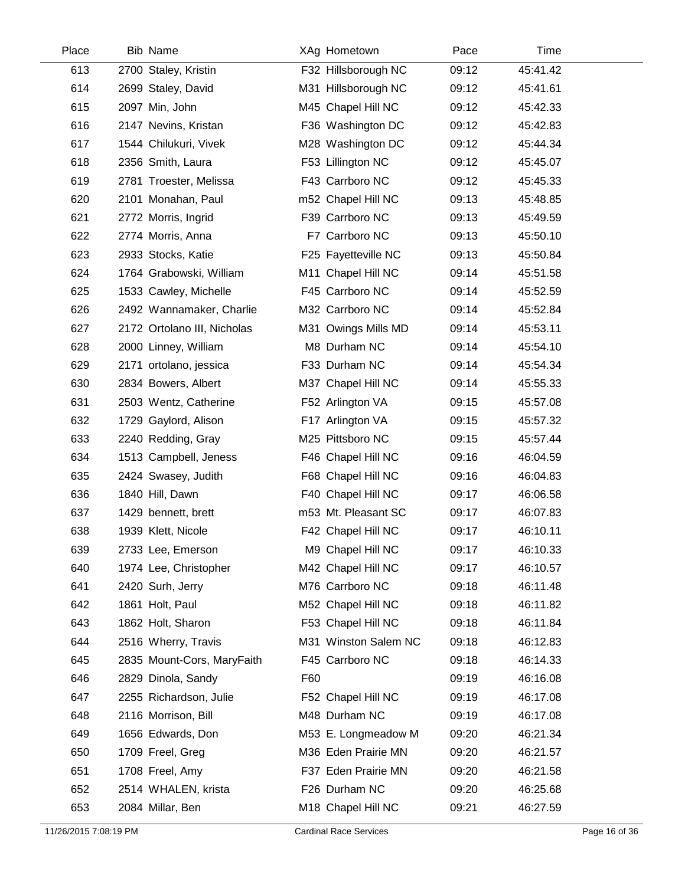| Place | Bib | Name | XAg | Hometown | Pace | Time |
|---|---|---|---|---|---|---|
| 613 | 2700 | Staley, Kristin | F32 | Hillsborough NC | 09:12 | 45:41.42 |
| 614 | 2699 | Staley, David | M31 | Hillsborough NC | 09:12 | 45:41.61 |
| 615 | 2097 | Min, John | M45 | Chapel Hill NC | 09:12 | 45:42.33 |
| 616 | 2147 | Nevins, Kristan | F36 | Washington DC | 09:12 | 45:42.83 |
| 617 | 1544 | Chilukuri, Vivek | M28 | Washington DC | 09:12 | 45:44.34 |
| 618 | 2356 | Smith, Laura | F53 | Lillington NC | 09:12 | 45:45.07 |
| 619 | 2781 | Troester, Melissa | F43 | Carrboro NC | 09:12 | 45:45.33 |
| 620 | 2101 | Monahan, Paul | m52 | Chapel Hill NC | 09:13 | 45:48.85 |
| 621 | 2772 | Morris, Ingrid | F39 | Carrboro NC | 09:13 | 45:49.59 |
| 622 | 2774 | Morris, Anna | F7 | Carrboro NC | 09:13 | 45:50.10 |
| 623 | 2933 | Stocks, Katie | F25 | Fayetteville NC | 09:13 | 45:50.84 |
| 624 | 1764 | Grabowski, William | M11 | Chapel Hill NC | 09:14 | 45:51.58 |
| 625 | 1533 | Cawley, Michelle | F45 | Carrboro NC | 09:14 | 45:52.59 |
| 626 | 2492 | Wannamaker, Charlie | M32 | Carrboro NC | 09:14 | 45:52.84 |
| 627 | 2172 | Ortolano III, Nicholas | M31 | Owings Mills MD | 09:14 | 45:53.11 |
| 628 | 2000 | Linney, William | M8 | Durham NC | 09:14 | 45:54.10 |
| 629 | 2171 | ortolano, jessica | F33 | Durham NC | 09:14 | 45:54.34 |
| 630 | 2834 | Bowers, Albert | M37 | Chapel Hill NC | 09:14 | 45:55.33 |
| 631 | 2503 | Wentz, Catherine | F52 | Arlington VA | 09:15 | 45:57.08 |
| 632 | 1729 | Gaylord, Alison | F17 | Arlington VA | 09:15 | 45:57.32 |
| 633 | 2240 | Redding, Gray | M25 | Pittsboro NC | 09:15 | 45:57.44 |
| 634 | 1513 | Campbell, Jeness | F46 | Chapel Hill NC | 09:16 | 46:04.59 |
| 635 | 2424 | Swasey, Judith | F68 | Chapel Hill NC | 09:16 | 46:04.83 |
| 636 | 1840 | Hill, Dawn | F40 | Chapel Hill NC | 09:17 | 46:06.58 |
| 637 | 1429 | bennett, brett | m53 | Mt. Pleasant SC | 09:17 | 46:07.83 |
| 638 | 1939 | Klett, Nicole | F42 | Chapel Hill NC | 09:17 | 46:10.11 |
| 639 | 2733 | Lee, Emerson | M9 | Chapel Hill NC | 09:17 | 46:10.33 |
| 640 | 1974 | Lee, Christopher | M42 | Chapel Hill NC | 09:17 | 46:10.57 |
| 641 | 2420 | Surh, Jerry | M76 | Carrboro NC | 09:18 | 46:11.48 |
| 642 | 1861 | Holt, Paul | M52 | Chapel Hill NC | 09:18 | 46:11.82 |
| 643 | 1862 | Holt, Sharon | F53 | Chapel Hill NC | 09:18 | 46:11.84 |
| 644 | 2516 | Wherry, Travis | M31 | Winston Salem NC | 09:18 | 46:12.83 |
| 645 | 2835 | Mount-Cors, MaryFaith | F45 | Carrboro NC | 09:18 | 46:14.33 |
| 646 | 2829 | Dinola, Sandy | F60 | | 09:19 | 46:16.08 |
| 647 | 2255 | Richardson, Julie | F52 | Chapel Hill NC | 09:19 | 46:17.08 |
| 648 | 2116 | Morrison, Bill | M48 | Durham NC | 09:19 | 46:17.08 |
| 649 | 1656 | Edwards, Don | M53 | E. Longmeadow M | 09:20 | 46:21.34 |
| 650 | 1709 | Freel, Greg | M36 | Eden Prairie MN | 09:20 | 46:21.57 |
| 651 | 1708 | Freel, Amy | F37 | Eden Prairie MN | 09:20 | 46:21.58 |
| 652 | 2514 | WHALEN, krista | F26 | Durham NC | 09:20 | 46:25.68 |
| 653 | 2084 | Millar, Ben | M18 | Chapel Hill NC | 09:21 | 46:27.59 |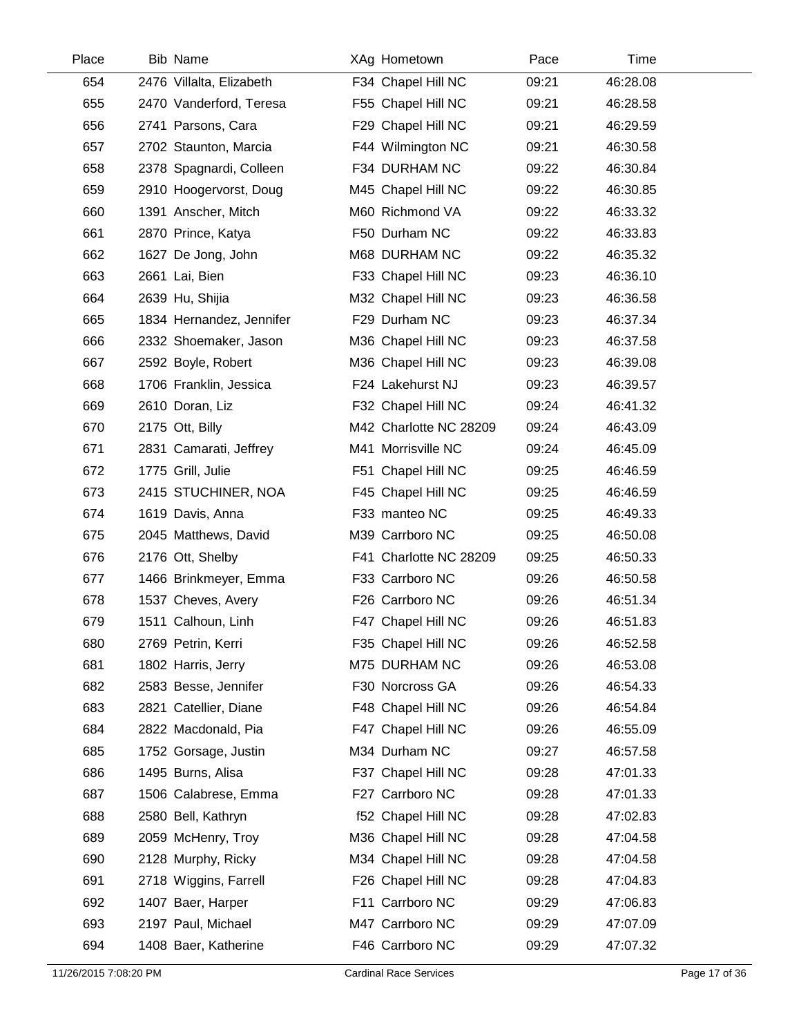| Place | Bib | Name | XAg | Hometown | Pace | Time |
|---|---|---|---|---|---|---|
| 654 | 2476 | Villalta, Elizabeth | F34 | Chapel Hill NC | 09:21 | 46:28.08 |
| 655 | 2470 | Vanderford, Teresa | F55 | Chapel Hill NC | 09:21 | 46:28.58 |
| 656 | 2741 | Parsons, Cara | F29 | Chapel Hill NC | 09:21 | 46:29.59 |
| 657 | 2702 | Staunton, Marcia | F44 | Wilmington NC | 09:21 | 46:30.58 |
| 658 | 2378 | Spagnardi, Colleen | F34 | DURHAM NC | 09:22 | 46:30.84 |
| 659 | 2910 | Hoogervorst, Doug | M45 | Chapel Hill NC | 09:22 | 46:30.85 |
| 660 | 1391 | Anscher, Mitch | M60 | Richmond VA | 09:22 | 46:33.32 |
| 661 | 2870 | Prince, Katya | F50 | Durham NC | 09:22 | 46:33.83 |
| 662 | 1627 | De Jong, John | M68 | DURHAM NC | 09:22 | 46:35.32 |
| 663 | 2661 | Lai, Bien | F33 | Chapel Hill NC | 09:23 | 46:36.10 |
| 664 | 2639 | Hu, Shijia | M32 | Chapel Hill NC | 09:23 | 46:36.58 |
| 665 | 1834 | Hernandez, Jennifer | F29 | Durham NC | 09:23 | 46:37.34 |
| 666 | 2332 | Shoemaker, Jason | M36 | Chapel Hill NC | 09:23 | 46:37.58 |
| 667 | 2592 | Boyle, Robert | M36 | Chapel Hill NC | 09:23 | 46:39.08 |
| 668 | 1706 | Franklin, Jessica | F24 | Lakehurst NJ | 09:23 | 46:39.57 |
| 669 | 2610 | Doran, Liz | F32 | Chapel Hill NC | 09:24 | 46:41.32 |
| 670 | 2175 | Ott, Billy | M42 | Charlotte NC 28209 | 09:24 | 46:43.09 |
| 671 | 2831 | Camarati, Jeffrey | M41 | Morrisville NC | 09:24 | 46:45.09 |
| 672 | 1775 | Grill, Julie | F51 | Chapel Hill NC | 09:25 | 46:46.59 |
| 673 | 2415 | STUCHINER, NOA | F45 | Chapel Hill NC | 09:25 | 46:46.59 |
| 674 | 1619 | Davis, Anna | F33 | manteo NC | 09:25 | 46:49.33 |
| 675 | 2045 | Matthews, David | M39 | Carrboro NC | 09:25 | 46:50.08 |
| 676 | 2176 | Ott, Shelby | F41 | Charlotte NC 28209 | 09:25 | 46:50.33 |
| 677 | 1466 | Brinkmeyer, Emma | F33 | Carrboro NC | 09:26 | 46:50.58 |
| 678 | 1537 | Cheves, Avery | F26 | Carrboro NC | 09:26 | 46:51.34 |
| 679 | 1511 | Calhoun, Linh | F47 | Chapel Hill NC | 09:26 | 46:51.83 |
| 680 | 2769 | Petrin, Kerri | F35 | Chapel Hill NC | 09:26 | 46:52.58 |
| 681 | 1802 | Harris, Jerry | M75 | DURHAM NC | 09:26 | 46:53.08 |
| 682 | 2583 | Besse, Jennifer | F30 | Norcross GA | 09:26 | 46:54.33 |
| 683 | 2821 | Catellier, Diane | F48 | Chapel Hill NC | 09:26 | 46:54.84 |
| 684 | 2822 | Macdonald, Pia | F47 | Chapel Hill NC | 09:26 | 46:55.09 |
| 685 | 1752 | Gorsage, Justin | M34 | Durham NC | 09:27 | 46:57.58 |
| 686 | 1495 | Burns, Alisa | F37 | Chapel Hill NC | 09:28 | 47:01.33 |
| 687 | 1506 | Calabrese, Emma | F27 | Carrboro NC | 09:28 | 47:01.33 |
| 688 | 2580 | Bell, Kathryn | f52 | Chapel Hill NC | 09:28 | 47:02.83 |
| 689 | 2059 | McHenry, Troy | M36 | Chapel Hill NC | 09:28 | 47:04.58 |
| 690 | 2128 | Murphy, Ricky | M34 | Chapel Hill NC | 09:28 | 47:04.58 |
| 691 | 2718 | Wiggins, Farrell | F26 | Chapel Hill NC | 09:28 | 47:04.83 |
| 692 | 1407 | Baer, Harper | F11 | Carrboro NC | 09:29 | 47:06.83 |
| 693 | 2197 | Paul, Michael | M47 | Carrboro NC | 09:29 | 47:07.09 |
| 694 | 1408 | Baer, Katherine | F46 | Carrboro NC | 09:29 | 47:07.32 |

11/26/2015 7:08:20 PM Cardinal Race Services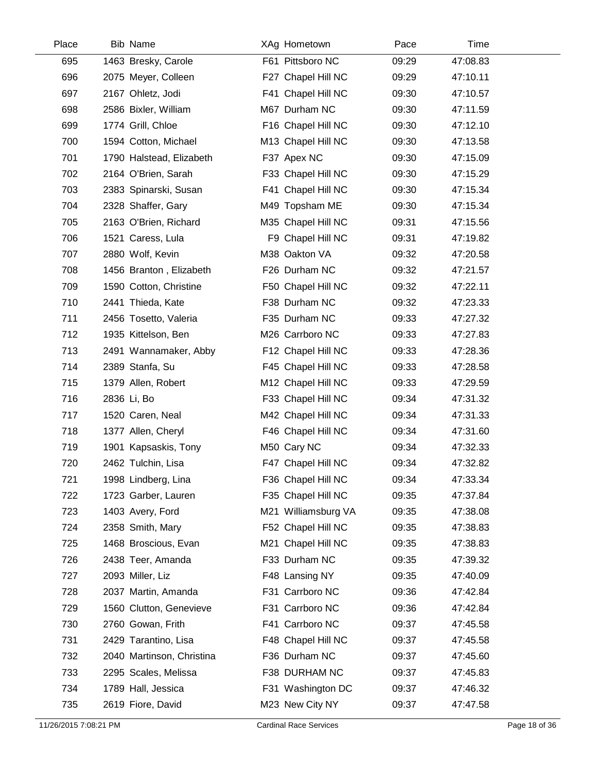| Place | Bib | Name | XAg | Hometown | Pace | Time |
|---|---|---|---|---|---|---|
| 695 | 1463 | Bresky, Carole | F61 | Pittsboro NC | 09:29 | 47:08.83 |
| 696 | 2075 | Meyer, Colleen | F27 | Chapel Hill NC | 09:29 | 47:10.11 |
| 697 | 2167 | Ohletz, Jodi | F41 | Chapel Hill NC | 09:30 | 47:10.57 |
| 698 | 2586 | Bixler, William | M67 | Durham NC | 09:30 | 47:11.59 |
| 699 | 1774 | Grill, Chloe | F16 | Chapel Hill NC | 09:30 | 47:12.10 |
| 700 | 1594 | Cotton, Michael | M13 | Chapel Hill NC | 09:30 | 47:13.58 |
| 701 | 1790 | Halstead, Elizabeth | F37 | Apex NC | 09:30 | 47:15.09 |
| 702 | 2164 | O'Brien, Sarah | F33 | Chapel Hill NC | 09:30 | 47:15.29 |
| 703 | 2383 | Spinarski, Susan | F41 | Chapel Hill NC | 09:30 | 47:15.34 |
| 704 | 2328 | Shaffer, Gary | M49 | Topsham ME | 09:30 | 47:15.34 |
| 705 | 2163 | O'Brien, Richard | M35 | Chapel Hill NC | 09:31 | 47:15.56 |
| 706 | 1521 | Caress, Lula | F9 | Chapel Hill NC | 09:31 | 47:19.82 |
| 707 | 2880 | Wolf, Kevin | M38 | Oakton VA | 09:32 | 47:20.58 |
| 708 | 1456 | Branton , Elizabeth | F26 | Durham NC | 09:32 | 47:21.57 |
| 709 | 1590 | Cotton, Christine | F50 | Chapel Hill NC | 09:32 | 47:22.11 |
| 710 | 2441 | Thieda, Kate | F38 | Durham NC | 09:32 | 47:23.33 |
| 711 | 2456 | Tosetto, Valeria | F35 | Durham NC | 09:33 | 47:27.32 |
| 712 | 1935 | Kittelson, Ben | M26 | Carrboro NC | 09:33 | 47:27.83 |
| 713 | 2491 | Wannamaker, Abby | F12 | Chapel Hill NC | 09:33 | 47:28.36 |
| 714 | 2389 | Stanfa, Su | F45 | Chapel Hill NC | 09:33 | 47:28.58 |
| 715 | 1379 | Allen, Robert | M12 | Chapel Hill NC | 09:33 | 47:29.59 |
| 716 | 2836 | Li, Bo | F33 | Chapel Hill NC | 09:34 | 47:31.32 |
| 717 | 1520 | Caren, Neal | M42 | Chapel Hill NC | 09:34 | 47:31.33 |
| 718 | 1377 | Allen, Cheryl | F46 | Chapel Hill NC | 09:34 | 47:31.60 |
| 719 | 1901 | Kapsaskis, Tony | M50 | Cary NC | 09:34 | 47:32.33 |
| 720 | 2462 | Tulchin, Lisa | F47 | Chapel Hill NC | 09:34 | 47:32.82 |
| 721 | 1998 | Lindberg, Lina | F36 | Chapel Hill NC | 09:34 | 47:33.34 |
| 722 | 1723 | Garber, Lauren | F35 | Chapel Hill NC | 09:35 | 47:37.84 |
| 723 | 1403 | Avery, Ford | M21 | Williamsburg VA | 09:35 | 47:38.08 |
| 724 | 2358 | Smith, Mary | F52 | Chapel Hill NC | 09:35 | 47:38.83 |
| 725 | 1468 | Broscious, Evan | M21 | Chapel Hill NC | 09:35 | 47:38.83 |
| 726 | 2438 | Teer, Amanda | F33 | Durham NC | 09:35 | 47:39.32 |
| 727 | 2093 | Miller, Liz | F48 | Lansing NY | 09:35 | 47:40.09 |
| 728 | 2037 | Martin, Amanda | F31 | Carrboro NC | 09:36 | 47:42.84 |
| 729 | 1560 | Clutton, Genevieve | F31 | Carrboro NC | 09:36 | 47:42.84 |
| 730 | 2760 | Gowan, Frith | F41 | Carrboro NC | 09:37 | 47:45.58 |
| 731 | 2429 | Tarantino, Lisa | F48 | Chapel Hill NC | 09:37 | 47:45.58 |
| 732 | 2040 | Martinson, Christina | F36 | Durham NC | 09:37 | 47:45.60 |
| 733 | 2295 | Scales, Melissa | F38 | DURHAM NC | 09:37 | 47:45.83 |
| 734 | 1789 | Hall, Jessica | F31 | Washington DC | 09:37 | 47:46.32 |
| 735 | 2619 | Fiore, David | M23 | New City NY | 09:37 | 47:47.58 |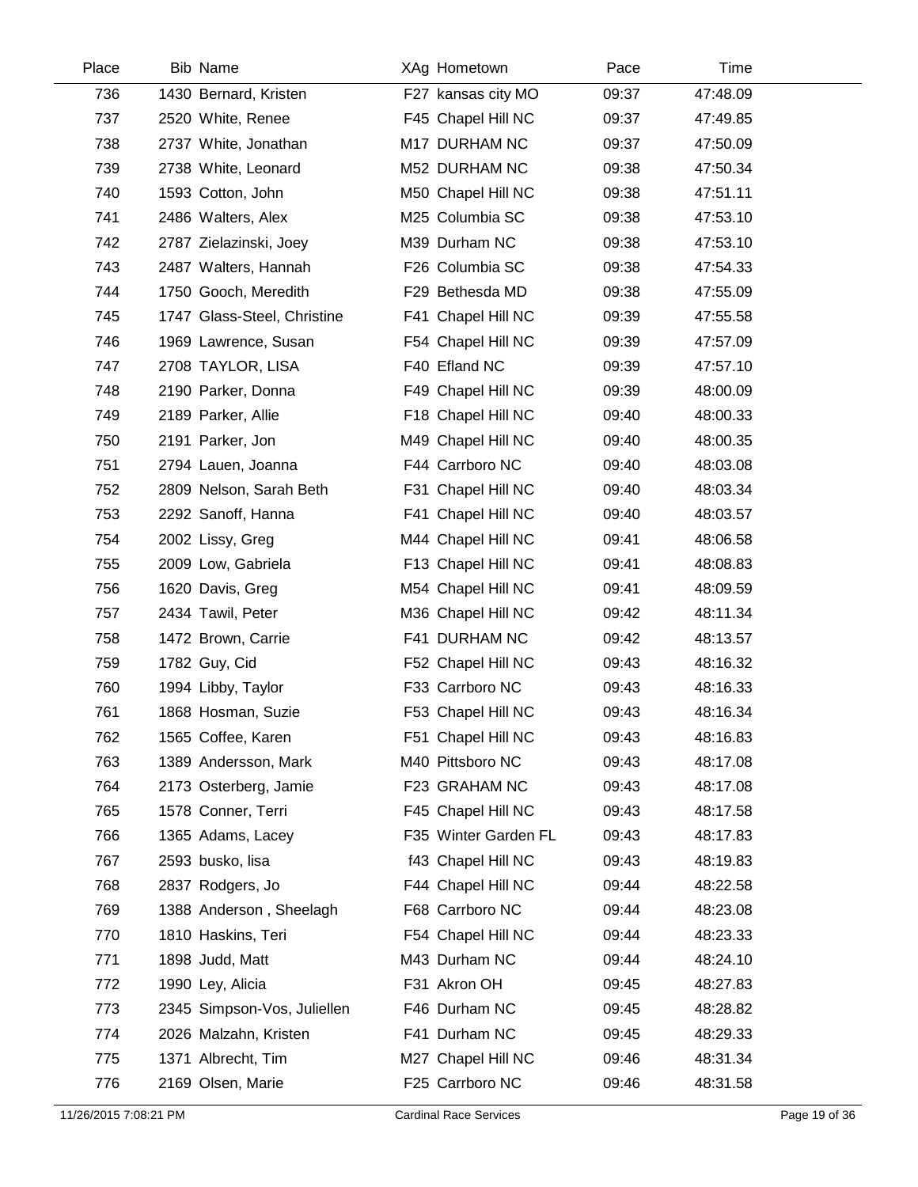| Place | Bib | Name | XAg | Hometown | Pace | Time |
|---|---|---|---|---|---|---|
| 736 | 1430 | Bernard, Kristen | F27 | kansas city MO | 09:37 | 47:48.09 |
| 737 | 2520 | White, Renee | F45 | Chapel Hill NC | 09:37 | 47:49.85 |
| 738 | 2737 | White, Jonathan | M17 | DURHAM NC | 09:37 | 47:50.09 |
| 739 | 2738 | White, Leonard | M52 | DURHAM NC | 09:38 | 47:50.34 |
| 740 | 1593 | Cotton, John | M50 | Chapel Hill NC | 09:38 | 47:51.11 |
| 741 | 2486 | Walters, Alex | M25 | Columbia SC | 09:38 | 47:53.10 |
| 742 | 2787 | Zielazinski, Joey | M39 | Durham NC | 09:38 | 47:53.10 |
| 743 | 2487 | Walters, Hannah | F26 | Columbia SC | 09:38 | 47:54.33 |
| 744 | 1750 | Gooch, Meredith | F29 | Bethesda MD | 09:38 | 47:55.09 |
| 745 | 1747 | Glass-Steel, Christine | F41 | Chapel Hill NC | 09:39 | 47:55.58 |
| 746 | 1969 | Lawrence, Susan | F54 | Chapel Hill NC | 09:39 | 47:57.09 |
| 747 | 2708 | TAYLOR, LISA | F40 | Efland NC | 09:39 | 47:57.10 |
| 748 | 2190 | Parker, Donna | F49 | Chapel Hill NC | 09:39 | 48:00.09 |
| 749 | 2189 | Parker, Allie | F18 | Chapel Hill NC | 09:40 | 48:00.33 |
| 750 | 2191 | Parker, Jon | M49 | Chapel Hill NC | 09:40 | 48:00.35 |
| 751 | 2794 | Lauen, Joanna | F44 | Carrboro NC | 09:40 | 48:03.08 |
| 752 | 2809 | Nelson, Sarah Beth | F31 | Chapel Hill NC | 09:40 | 48:03.34 |
| 753 | 2292 | Sanoff, Hanna | F41 | Chapel Hill NC | 09:40 | 48:03.57 |
| 754 | 2002 | Lissy, Greg | M44 | Chapel Hill NC | 09:41 | 48:06.58 |
| 755 | 2009 | Low, Gabriela | F13 | Chapel Hill NC | 09:41 | 48:08.83 |
| 756 | 1620 | Davis, Greg | M54 | Chapel Hill NC | 09:41 | 48:09.59 |
| 757 | 2434 | Tawil, Peter | M36 | Chapel Hill NC | 09:42 | 48:11.34 |
| 758 | 1472 | Brown, Carrie | F41 | DURHAM NC | 09:42 | 48:13.57 |
| 759 | 1782 | Guy, Cid | F52 | Chapel Hill NC | 09:43 | 48:16.32 |
| 760 | 1994 | Libby, Taylor | F33 | Carrboro NC | 09:43 | 48:16.33 |
| 761 | 1868 | Hosman, Suzie | F53 | Chapel Hill NC | 09:43 | 48:16.34 |
| 762 | 1565 | Coffee, Karen | F51 | Chapel Hill NC | 09:43 | 48:16.83 |
| 763 | 1389 | Andersson, Mark | M40 | Pittsboro NC | 09:43 | 48:17.08 |
| 764 | 2173 | Osterberg, Jamie | F23 | GRAHAM NC | 09:43 | 48:17.08 |
| 765 | 1578 | Conner, Terri | F45 | Chapel Hill NC | 09:43 | 48:17.58 |
| 766 | 1365 | Adams, Lacey | F35 | Winter Garden FL | 09:43 | 48:17.83 |
| 767 | 2593 | busko, lisa | f43 | Chapel Hill NC | 09:43 | 48:19.83 |
| 768 | 2837 | Rodgers, Jo | F44 | Chapel Hill NC | 09:44 | 48:22.58 |
| 769 | 1388 | Anderson , Sheelagh | F68 | Carrboro NC | 09:44 | 48:23.08 |
| 770 | 1810 | Haskins, Teri | F54 | Chapel Hill NC | 09:44 | 48:23.33 |
| 771 | 1898 | Judd, Matt | M43 | Durham NC | 09:44 | 48:24.10 |
| 772 | 1990 | Ley, Alicia | F31 | Akron OH | 09:45 | 48:27.83 |
| 773 | 2345 | Simpson-Vos, Juliellen | F46 | Durham NC | 09:45 | 48:28.82 |
| 774 | 2026 | Malzahn, Kristen | F41 | Durham NC | 09:45 | 48:29.33 |
| 775 | 1371 | Albrecht, Tim | M27 | Chapel Hill NC | 09:46 | 48:31.34 |
| 776 | 2169 | Olsen, Marie | F25 | Carrboro NC | 09:46 | 48:31.58 |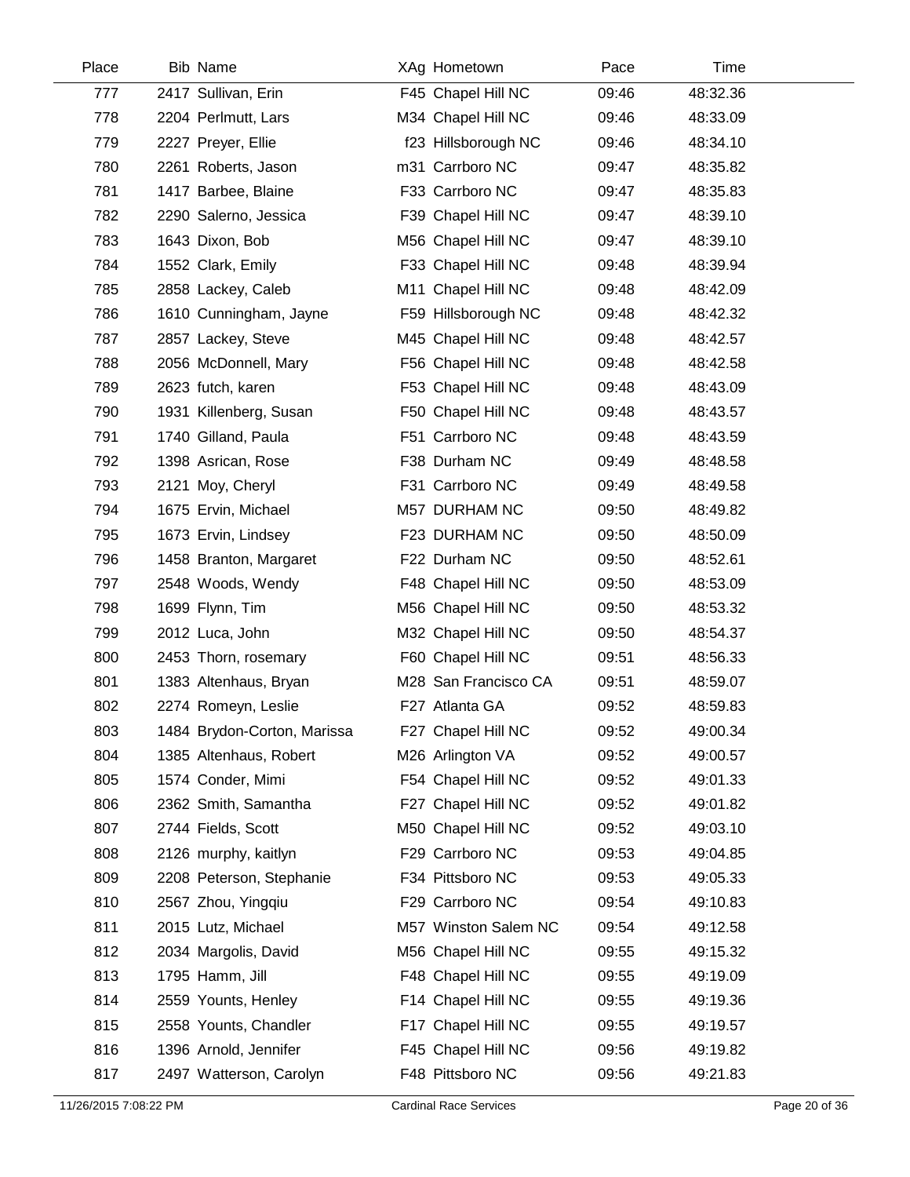| Place | Bib | Name | XAg | Hometown | Pace | Time |
|---|---|---|---|---|---|---|
| 777 | 2417 | Sullivan, Erin | F45 | Chapel Hill NC | 09:46 | 48:32.36 |
| 778 | 2204 | Perlmutt, Lars | M34 | Chapel Hill NC | 09:46 | 48:33.09 |
| 779 | 2227 | Preyer, Ellie | f23 | Hillsborough NC | 09:46 | 48:34.10 |
| 780 | 2261 | Roberts, Jason | m31 | Carrboro NC | 09:47 | 48:35.82 |
| 781 | 1417 | Barbee, Blaine | F33 | Carrboro NC | 09:47 | 48:35.83 |
| 782 | 2290 | Salerno, Jessica | F39 | Chapel Hill NC | 09:47 | 48:39.10 |
| 783 | 1643 | Dixon, Bob | M56 | Chapel Hill NC | 09:47 | 48:39.10 |
| 784 | 1552 | Clark, Emily | F33 | Chapel Hill NC | 09:48 | 48:39.94 |
| 785 | 2858 | Lackey, Caleb | M11 | Chapel Hill NC | 09:48 | 48:42.09 |
| 786 | 1610 | Cunningham, Jayne | F59 | Hillsborough NC | 09:48 | 48:42.32 |
| 787 | 2857 | Lackey, Steve | M45 | Chapel Hill NC | 09:48 | 48:42.57 |
| 788 | 2056 | McDonnell, Mary | F56 | Chapel Hill NC | 09:48 | 48:42.58 |
| 789 | 2623 | futch, karen | F53 | Chapel Hill NC | 09:48 | 48:43.09 |
| 790 | 1931 | Killenberg, Susan | F50 | Chapel Hill NC | 09:48 | 48:43.57 |
| 791 | 1740 | Gilland, Paula | F51 | Carrboro NC | 09:48 | 48:43.59 |
| 792 | 1398 | Asrican, Rose | F38 | Durham NC | 09:49 | 48:48.58 |
| 793 | 2121 | Moy, Cheryl | F31 | Carrboro NC | 09:49 | 48:49.58 |
| 794 | 1675 | Ervin, Michael | M57 | DURHAM NC | 09:50 | 48:49.82 |
| 795 | 1673 | Ervin, Lindsey | F23 | DURHAM NC | 09:50 | 48:50.09 |
| 796 | 1458 | Branton, Margaret | F22 | Durham NC | 09:50 | 48:52.61 |
| 797 | 2548 | Woods, Wendy | F48 | Chapel Hill NC | 09:50 | 48:53.09 |
| 798 | 1699 | Flynn, Tim | M56 | Chapel Hill NC | 09:50 | 48:53.32 |
| 799 | 2012 | Luca, John | M32 | Chapel Hill NC | 09:50 | 48:54.37 |
| 800 | 2453 | Thorn, rosemary | F60 | Chapel Hill NC | 09:51 | 48:56.33 |
| 801 | 1383 | Altenhaus, Bryan | M28 | San Francisco CA | 09:51 | 48:59.07 |
| 802 | 2274 | Romeyn, Leslie | F27 | Atlanta GA | 09:52 | 48:59.83 |
| 803 | 1484 | Brydon-Corton, Marissa | F27 | Chapel Hill NC | 09:52 | 49:00.34 |
| 804 | 1385 | Altenhaus, Robert | M26 | Arlington VA | 09:52 | 49:00.57 |
| 805 | 1574 | Conder, Mimi | F54 | Chapel Hill NC | 09:52 | 49:01.33 |
| 806 | 2362 | Smith, Samantha | F27 | Chapel Hill NC | 09:52 | 49:01.82 |
| 807 | 2744 | Fields, Scott | M50 | Chapel Hill NC | 09:52 | 49:03.10 |
| 808 | 2126 | murphy, kaitlyn | F29 | Carrboro NC | 09:53 | 49:04.85 |
| 809 | 2208 | Peterson, Stephanie | F34 | Pittsboro NC | 09:53 | 49:05.33 |
| 810 | 2567 | Zhou, Yingqiu | F29 | Carrboro NC | 09:54 | 49:10.83 |
| 811 | 2015 | Lutz, Michael | M57 | Winston Salem NC | 09:54 | 49:12.58 |
| 812 | 2034 | Margolis, David | M56 | Chapel Hill NC | 09:55 | 49:15.32 |
| 813 | 1795 | Hamm, Jill | F48 | Chapel Hill NC | 09:55 | 49:19.09 |
| 814 | 2559 | Younts, Henley | F14 | Chapel Hill NC | 09:55 | 49:19.36 |
| 815 | 2558 | Younts, Chandler | F17 | Chapel Hill NC | 09:55 | 49:19.57 |
| 816 | 1396 | Arnold, Jennifer | F45 | Chapel Hill NC | 09:56 | 49:19.82 |
| 817 | 2497 | Watterson, Carolyn | F48 | Pittsboro NC | 09:56 | 49:21.83 |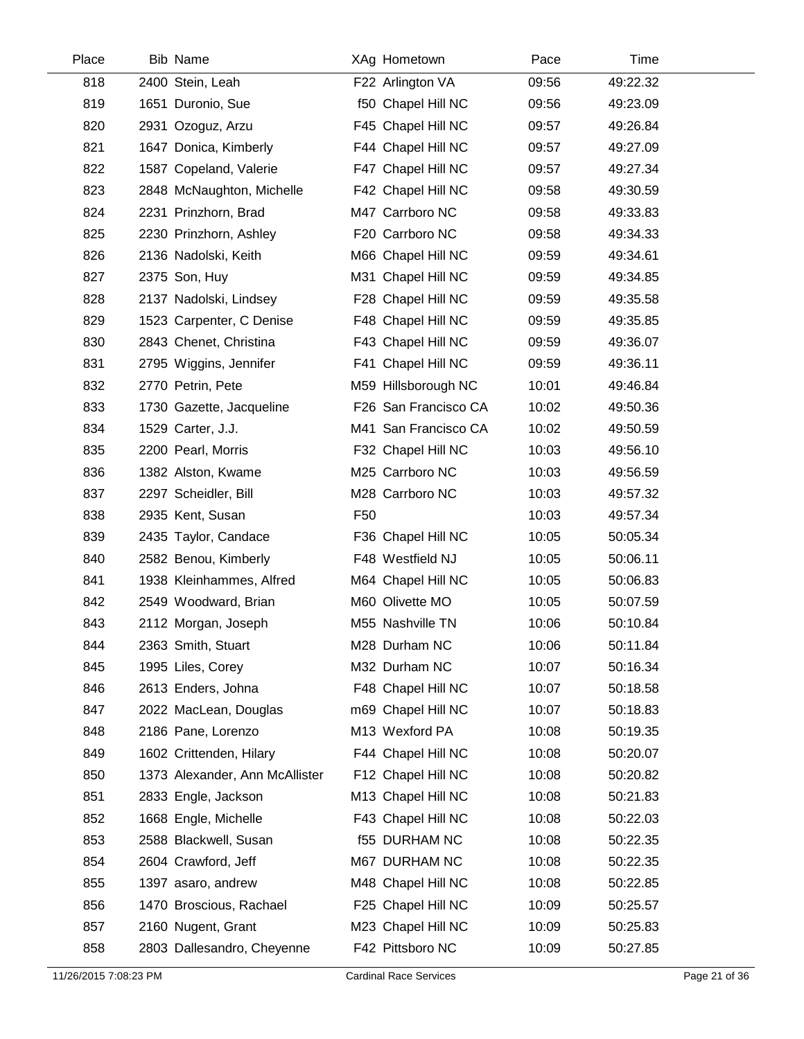| Place | Bib | Name | XAg | Hometown | Pace | Time |
|---|---|---|---|---|---|---|
| 818 | 2400 | Stein, Leah | F22 | Arlington VA | 09:56 | 49:22.32 |
| 819 | 1651 | Duronio, Sue | f50 | Chapel Hill NC | 09:56 | 49:23.09 |
| 820 | 2931 | Ozoguz, Arzu | F45 | Chapel Hill NC | 09:57 | 49:26.84 |
| 821 | 1647 | Donica, Kimberly | F44 | Chapel Hill NC | 09:57 | 49:27.09 |
| 822 | 1587 | Copeland, Valerie | F47 | Chapel Hill NC | 09:57 | 49:27.34 |
| 823 | 2848 | McNaughton, Michelle | F42 | Chapel Hill NC | 09:58 | 49:30.59 |
| 824 | 2231 | Prinzhorn, Brad | M47 | Carrboro NC | 09:58 | 49:33.83 |
| 825 | 2230 | Prinzhorn, Ashley | F20 | Carrboro NC | 09:58 | 49:34.33 |
| 826 | 2136 | Nadolski, Keith | M66 | Chapel Hill NC | 09:59 | 49:34.61 |
| 827 | 2375 | Son, Huy | M31 | Chapel Hill NC | 09:59 | 49:34.85 |
| 828 | 2137 | Nadolski, Lindsey | F28 | Chapel Hill NC | 09:59 | 49:35.58 |
| 829 | 1523 | Carpenter, C Denise | F48 | Chapel Hill NC | 09:59 | 49:35.85 |
| 830 | 2843 | Chenet, Christina | F43 | Chapel Hill NC | 09:59 | 49:36.07 |
| 831 | 2795 | Wiggins, Jennifer | F41 | Chapel Hill NC | 09:59 | 49:36.11 |
| 832 | 2770 | Petrin, Pete | M59 | Hillsborough NC | 10:01 | 49:46.84 |
| 833 | 1730 | Gazette, Jacqueline | F26 | San Francisco CA | 10:02 | 49:50.36 |
| 834 | 1529 | Carter, J.J. | M41 | San Francisco CA | 10:02 | 49:50.59 |
| 835 | 2200 | Pearl, Morris | F32 | Chapel Hill NC | 10:03 | 49:56.10 |
| 836 | 1382 | Alston, Kwame | M25 | Carrboro NC | 10:03 | 49:56.59 |
| 837 | 2297 | Scheidler, Bill | M28 | Carrboro NC | 10:03 | 49:57.32 |
| 838 | 2935 | Kent, Susan | F50 | | 10:03 | 49:57.34 |
| 839 | 2435 | Taylor, Candace | F36 | Chapel Hill NC | 10:05 | 50:05.34 |
| 840 | 2582 | Benou, Kimberly | F48 | Westfield NJ | 10:05 | 50:06.11 |
| 841 | 1938 | Kleinhammes, Alfred | M64 | Chapel Hill NC | 10:05 | 50:06.83 |
| 842 | 2549 | Woodward, Brian | M60 | Olivette MO | 10:05 | 50:07.59 |
| 843 | 2112 | Morgan, Joseph | M55 | Nashville TN | 10:06 | 50:10.84 |
| 844 | 2363 | Smith, Stuart | M28 | Durham NC | 10:06 | 50:11.84 |
| 845 | 1995 | Liles, Corey | M32 | Durham NC | 10:07 | 50:16.34 |
| 846 | 2613 | Enders, Johna | F48 | Chapel Hill NC | 10:07 | 50:18.58 |
| 847 | 2022 | MacLean, Douglas | m69 | Chapel Hill NC | 10:07 | 50:18.83 |
| 848 | 2186 | Pane, Lorenzo | M13 | Wexford PA | 10:08 | 50:19.35 |
| 849 | 1602 | Crittenden, Hilary | F44 | Chapel Hill NC | 10:08 | 50:20.07 |
| 850 | 1373 | Alexander, Ann McAllister | F12 | Chapel Hill NC | 10:08 | 50:20.82 |
| 851 | 2833 | Engle, Jackson | M13 | Chapel Hill NC | 10:08 | 50:21.83 |
| 852 | 1668 | Engle, Michelle | F43 | Chapel Hill NC | 10:08 | 50:22.03 |
| 853 | 2588 | Blackwell, Susan | f55 | DURHAM NC | 10:08 | 50:22.35 |
| 854 | 2604 | Crawford, Jeff | M67 | DURHAM NC | 10:08 | 50:22.35 |
| 855 | 1397 | asaro, andrew | M48 | Chapel Hill NC | 10:08 | 50:22.85 |
| 856 | 1470 | Broscious, Rachael | F25 | Chapel Hill NC | 10:09 | 50:25.57 |
| 857 | 2160 | Nugent, Grant | M23 | Chapel Hill NC | 10:09 | 50:25.83 |
| 858 | 2803 | Dallesandro, Cheyenne | F42 | Pittsboro NC | 10:09 | 50:27.85 |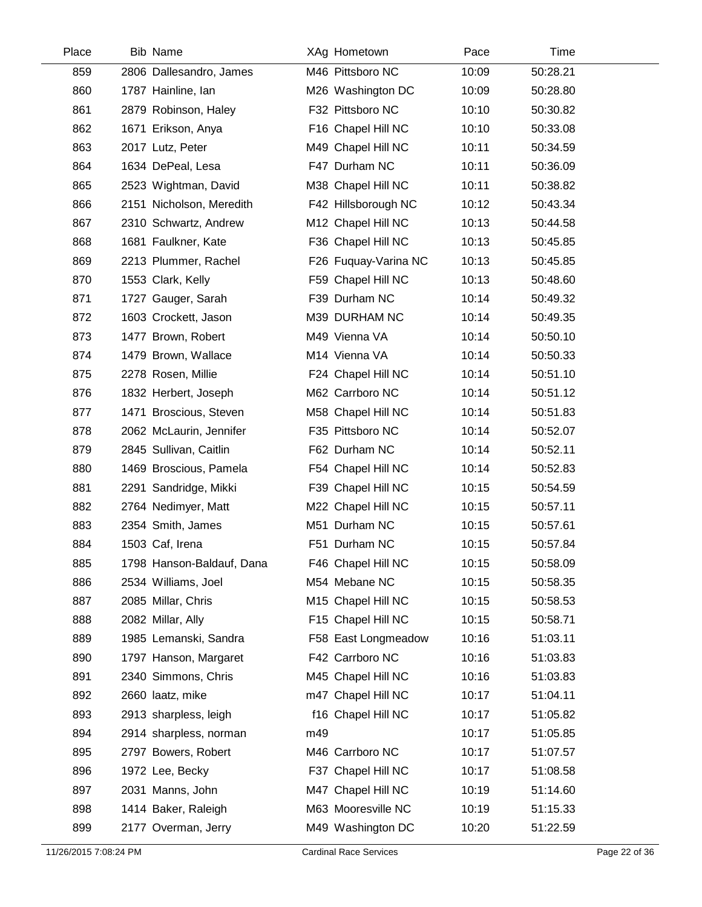| Place | Bib | Name | XAg | Hometown | Pace | Time |
|---|---|---|---|---|---|---|
| 859 | 2806 | Dallesandro, James | M46 | Pittsboro NC | 10:09 | 50:28.21 |
| 860 | 1787 | Hainline, Ian | M26 | Washington DC | 10:09 | 50:28.80 |
| 861 | 2879 | Robinson, Haley | F32 | Pittsboro NC | 10:10 | 50:30.82 |
| 862 | 1671 | Erikson, Anya | F16 | Chapel Hill NC | 10:10 | 50:33.08 |
| 863 | 2017 | Lutz, Peter | M49 | Chapel Hill NC | 10:11 | 50:34.59 |
| 864 | 1634 | DePeal, Lesa | F47 | Durham NC | 10:11 | 50:36.09 |
| 865 | 2523 | Wightman, David | M38 | Chapel Hill NC | 10:11 | 50:38.82 |
| 866 | 2151 | Nicholson, Meredith | F42 | Hillsborough NC | 10:12 | 50:43.34 |
| 867 | 2310 | Schwartz, Andrew | M12 | Chapel Hill NC | 10:13 | 50:44.58 |
| 868 | 1681 | Faulkner, Kate | F36 | Chapel Hill NC | 10:13 | 50:45.85 |
| 869 | 2213 | Plummer, Rachel | F26 | Fuquay-Varina NC | 10:13 | 50:45.85 |
| 870 | 1553 | Clark, Kelly | F59 | Chapel Hill NC | 10:13 | 50:48.60 |
| 871 | 1727 | Gauger, Sarah | F39 | Durham NC | 10:14 | 50:49.32 |
| 872 | 1603 | Crockett, Jason | M39 | DURHAM NC | 10:14 | 50:49.35 |
| 873 | 1477 | Brown, Robert | M49 | Vienna VA | 10:14 | 50:50.10 |
| 874 | 1479 | Brown, Wallace | M14 | Vienna VA | 10:14 | 50:50.33 |
| 875 | 2278 | Rosen, Millie | F24 | Chapel Hill NC | 10:14 | 50:51.10 |
| 876 | 1832 | Herbert, Joseph | M62 | Carrboro NC | 10:14 | 50:51.12 |
| 877 | 1471 | Broscious, Steven | M58 | Chapel Hill NC | 10:14 | 50:51.83 |
| 878 | 2062 | McLaurin, Jennifer | F35 | Pittsboro NC | 10:14 | 50:52.07 |
| 879 | 2845 | Sullivan, Caitlin | F62 | Durham NC | 10:14 | 50:52.11 |
| 880 | 1469 | Broscious, Pamela | F54 | Chapel Hill NC | 10:14 | 50:52.83 |
| 881 | 2291 | Sandridge, Mikki | F39 | Chapel Hill NC | 10:15 | 50:54.59 |
| 882 | 2764 | Nedimyer, Matt | M22 | Chapel Hill NC | 10:15 | 50:57.11 |
| 883 | 2354 | Smith, James | M51 | Durham NC | 10:15 | 50:57.61 |
| 884 | 1503 | Caf, Irena | F51 | Durham NC | 10:15 | 50:57.84 |
| 885 | 1798 | Hanson-Baldauf, Dana | F46 | Chapel Hill NC | 10:15 | 50:58.09 |
| 886 | 2534 | Williams, Joel | M54 | Mebane NC | 10:15 | 50:58.35 |
| 887 | 2085 | Millar, Chris | M15 | Chapel Hill NC | 10:15 | 50:58.53 |
| 888 | 2082 | Millar, Ally | F15 | Chapel Hill NC | 10:15 | 50:58.71 |
| 889 | 1985 | Lemanski, Sandra | F58 | East Longmeadow | 10:16 | 51:03.11 |
| 890 | 1797 | Hanson, Margaret | F42 | Carrboro NC | 10:16 | 51:03.83 |
| 891 | 2340 | Simmons, Chris | M45 | Chapel Hill NC | 10:16 | 51:03.83 |
| 892 | 2660 | laatz, mike | m47 | Chapel Hill NC | 10:17 | 51:04.11 |
| 893 | 2913 | sharpless, leigh | f16 | Chapel Hill NC | 10:17 | 51:05.82 |
| 894 | 2914 | sharpless, norman | m49 | | 10:17 | 51:05.85 |
| 895 | 2797 | Bowers, Robert | M46 | Carrboro NC | 10:17 | 51:07.57 |
| 896 | 1972 | Lee, Becky | F37 | Chapel Hill NC | 10:17 | 51:08.58 |
| 897 | 2031 | Manns, John | M47 | Chapel Hill NC | 10:19 | 51:14.60 |
| 898 | 1414 | Baker, Raleigh | M63 | Mooresville NC | 10:19 | 51:15.33 |
| 899 | 2177 | Overman, Jerry | M49 | Washington DC | 10:20 | 51:22.59 |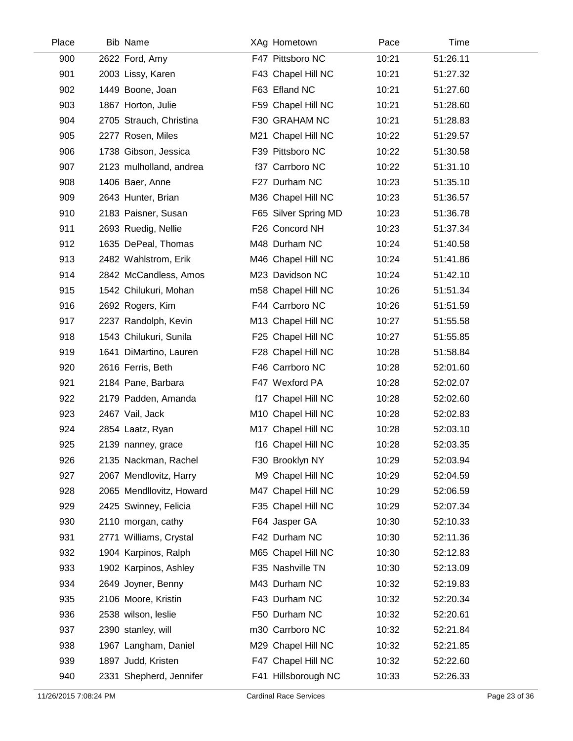| Place | Bib | Name | XAg | Hometown | Pace | Time |
|---|---|---|---|---|---|---|
| 900 | 2622 | Ford, Amy | F47 | Pittsboro NC | 10:21 | 51:26.11 |
| 901 | 2003 | Lissy, Karen | F43 | Chapel Hill NC | 10:21 | 51:27.32 |
| 902 | 1449 | Boone, Joan | F63 | Efland NC | 10:21 | 51:27.60 |
| 903 | 1867 | Horton, Julie | F59 | Chapel Hill NC | 10:21 | 51:28.60 |
| 904 | 2705 | Strauch, Christina | F30 | GRAHAM NC | 10:21 | 51:28.83 |
| 905 | 2277 | Rosen, Miles | M21 | Chapel Hill NC | 10:22 | 51:29.57 |
| 906 | 1738 | Gibson, Jessica | F39 | Pittsboro NC | 10:22 | 51:30.58 |
| 907 | 2123 | mulholland, andrea | f37 | Carrboro NC | 10:22 | 51:31.10 |
| 908 | 1406 | Baer, Anne | F27 | Durham NC | 10:23 | 51:35.10 |
| 909 | 2643 | Hunter, Brian | M36 | Chapel Hill NC | 10:23 | 51:36.57 |
| 910 | 2183 | Paisner, Susan | F65 | Silver Spring MD | 10:23 | 51:36.78 |
| 911 | 2693 | Ruedig, Nellie | F26 | Concord NH | 10:23 | 51:37.34 |
| 912 | 1635 | DePeal, Thomas | M48 | Durham NC | 10:24 | 51:40.58 |
| 913 | 2482 | Wahlstrom, Erik | M46 | Chapel Hill NC | 10:24 | 51:41.86 |
| 914 | 2842 | McCandless, Amos | M23 | Davidson NC | 10:24 | 51:42.10 |
| 915 | 1542 | Chilukuri, Mohan | m58 | Chapel Hill NC | 10:26 | 51:51.34 |
| 916 | 2692 | Rogers, Kim | F44 | Carrboro NC | 10:26 | 51:51.59 |
| 917 | 2237 | Randolph, Kevin | M13 | Chapel Hill NC | 10:27 | 51:55.58 |
| 918 | 1543 | Chilukuri, Sunila | F25 | Chapel Hill NC | 10:27 | 51:55.85 |
| 919 | 1641 | DiMartino, Lauren | F28 | Chapel Hill NC | 10:28 | 51:58.84 |
| 920 | 2616 | Ferris, Beth | F46 | Carrboro NC | 10:28 | 52:01.60 |
| 921 | 2184 | Pane, Barbara | F47 | Wexford PA | 10:28 | 52:02.07 |
| 922 | 2179 | Padden, Amanda | f17 | Chapel Hill NC | 10:28 | 52:02.60 |
| 923 | 2467 | Vail, Jack | M10 | Chapel Hill NC | 10:28 | 52:02.83 |
| 924 | 2854 | Laatz, Ryan | M17 | Chapel Hill NC | 10:28 | 52:03.10 |
| 925 | 2139 | nanney, grace | f16 | Chapel Hill NC | 10:28 | 52:03.35 |
| 926 | 2135 | Nackman, Rachel | F30 | Brooklyn NY | 10:29 | 52:03.94 |
| 927 | 2067 | Mendlovitz, Harry | M9 | Chapel Hill NC | 10:29 | 52:04.59 |
| 928 | 2065 | Mendllovitz, Howard | M47 | Chapel Hill NC | 10:29 | 52:06.59 |
| 929 | 2425 | Swinney, Felicia | F35 | Chapel Hill NC | 10:29 | 52:07.34 |
| 930 | 2110 | morgan, cathy | F64 | Jasper GA | 10:30 | 52:10.33 |
| 931 | 2771 | Williams, Crystal | F42 | Durham NC | 10:30 | 52:11.36 |
| 932 | 1904 | Karpinos, Ralph | M65 | Chapel Hill NC | 10:30 | 52:12.83 |
| 933 | 1902 | Karpinos, Ashley | F35 | Nashville TN | 10:30 | 52:13.09 |
| 934 | 2649 | Joyner, Benny | M43 | Durham NC | 10:32 | 52:19.83 |
| 935 | 2106 | Moore, Kristin | F43 | Durham NC | 10:32 | 52:20.34 |
| 936 | 2538 | wilson, leslie | F50 | Durham NC | 10:32 | 52:20.61 |
| 937 | 2390 | stanley, will | m30 | Carrboro NC | 10:32 | 52:21.84 |
| 938 | 1967 | Langham, Daniel | M29 | Chapel Hill NC | 10:32 | 52:21.85 |
| 939 | 1897 | Judd, Kristen | F47 | Chapel Hill NC | 10:32 | 52:22.60 |
| 940 | 2331 | Shepherd, Jennifer | F41 | Hillsborough NC | 10:33 | 52:26.33 |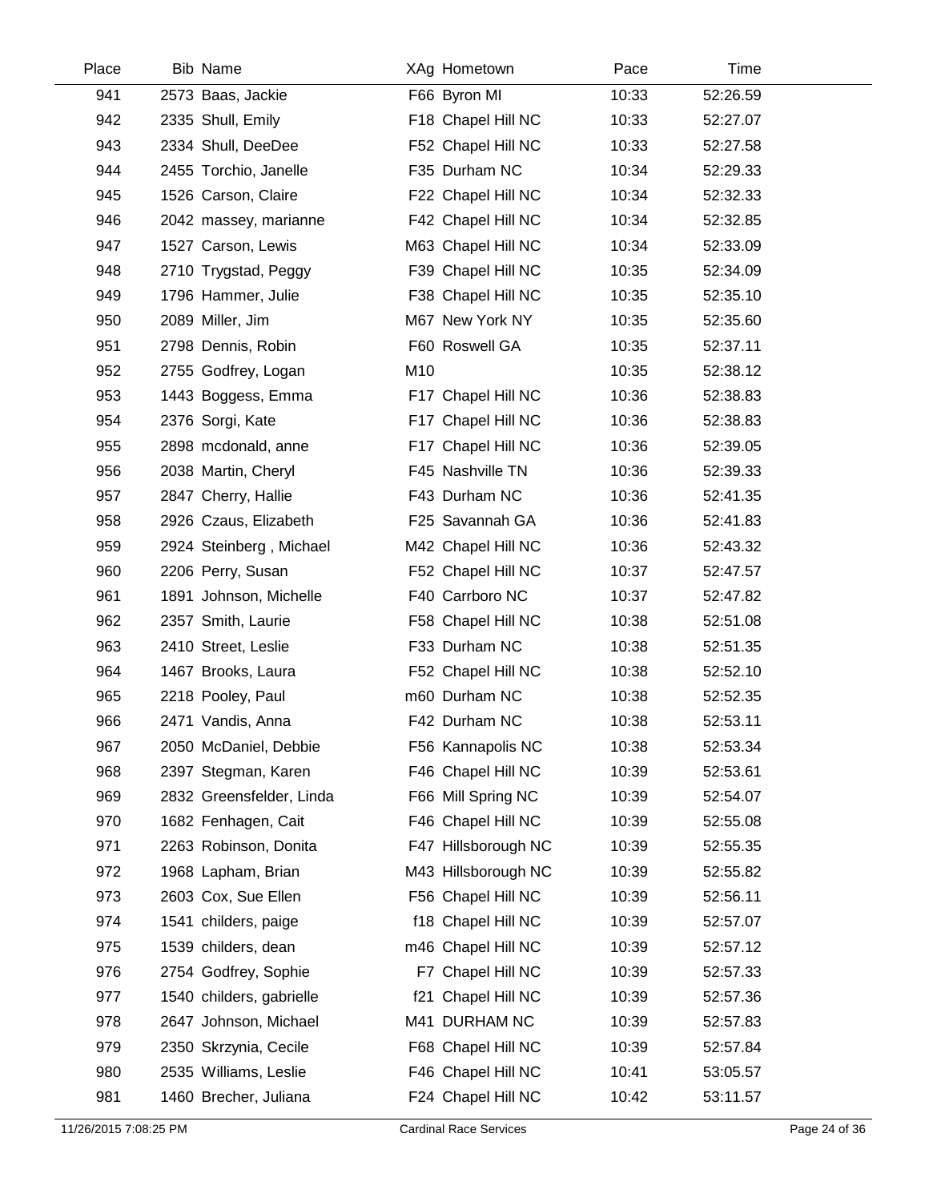| Place | Bib | Name | XAg | Hometown | Pace | Time |
|---|---|---|---|---|---|---|
| 941 | 2573 | Baas, Jackie | F66 | Byron MI | 10:33 | 52:26.59 |
| 942 | 2335 | Shull, Emily | F18 | Chapel Hill NC | 10:33 | 52:27.07 |
| 943 | 2334 | Shull, DeeDee | F52 | Chapel Hill NC | 10:33 | 52:27.58 |
| 944 | 2455 | Torchio, Janelle | F35 | Durham NC | 10:34 | 52:29.33 |
| 945 | 1526 | Carson, Claire | F22 | Chapel Hill NC | 10:34 | 52:32.33 |
| 946 | 2042 | massey, marianne | F42 | Chapel Hill NC | 10:34 | 52:32.85 |
| 947 | 1527 | Carson, Lewis | M63 | Chapel Hill NC | 10:34 | 52:33.09 |
| 948 | 2710 | Trygstad, Peggy | F39 | Chapel Hill NC | 10:35 | 52:34.09 |
| 949 | 1796 | Hammer, Julie | F38 | Chapel Hill NC | 10:35 | 52:35.10 |
| 950 | 2089 | Miller, Jim | M67 | New York NY | 10:35 | 52:35.60 |
| 951 | 2798 | Dennis, Robin | F60 | Roswell GA | 10:35 | 52:37.11 |
| 952 | 2755 | Godfrey, Logan | M10 | | 10:35 | 52:38.12 |
| 953 | 1443 | Boggess, Emma | F17 | Chapel Hill NC | 10:36 | 52:38.83 |
| 954 | 2376 | Sorgi, Kate | F17 | Chapel Hill NC | 10:36 | 52:38.83 |
| 955 | 2898 | mcdonald, anne | F17 | Chapel Hill NC | 10:36 | 52:39.05 |
| 956 | 2038 | Martin, Cheryl | F45 | Nashville TN | 10:36 | 52:39.33 |
| 957 | 2847 | Cherry, Hallie | F43 | Durham NC | 10:36 | 52:41.35 |
| 958 | 2926 | Czaus, Elizabeth | F25 | Savannah GA | 10:36 | 52:41.83 |
| 959 | 2924 | Steinberg , Michael | M42 | Chapel Hill NC | 10:36 | 52:43.32 |
| 960 | 2206 | Perry, Susan | F52 | Chapel Hill NC | 10:37 | 52:47.57 |
| 961 | 1891 | Johnson, Michelle | F40 | Carrboro NC | 10:37 | 52:47.82 |
| 962 | 2357 | Smith, Laurie | F58 | Chapel Hill NC | 10:38 | 52:51.08 |
| 963 | 2410 | Street, Leslie | F33 | Durham NC | 10:38 | 52:51.35 |
| 964 | 1467 | Brooks, Laura | F52 | Chapel Hill NC | 10:38 | 52:52.10 |
| 965 | 2218 | Pooley, Paul | m60 | Durham NC | 10:38 | 52:52.35 |
| 966 | 2471 | Vandis, Anna | F42 | Durham NC | 10:38 | 52:53.11 |
| 967 | 2050 | McDaniel, Debbie | F56 | Kannapolis NC | 10:38 | 52:53.34 |
| 968 | 2397 | Stegman, Karen | F46 | Chapel Hill NC | 10:39 | 52:53.61 |
| 969 | 2832 | Greensfelder, Linda | F66 | Mill Spring NC | 10:39 | 52:54.07 |
| 970 | 1682 | Fenhagen, Cait | F46 | Chapel Hill NC | 10:39 | 52:55.08 |
| 971 | 2263 | Robinson, Donita | F47 | Hillsborough NC | 10:39 | 52:55.35 |
| 972 | 1968 | Lapham, Brian | M43 | Hillsborough NC | 10:39 | 52:55.82 |
| 973 | 2603 | Cox, Sue Ellen | F56 | Chapel Hill NC | 10:39 | 52:56.11 |
| 974 | 1541 | childers, paige | f18 | Chapel Hill NC | 10:39 | 52:57.07 |
| 975 | 1539 | childers, dean | m46 | Chapel Hill NC | 10:39 | 52:57.12 |
| 976 | 2754 | Godfrey, Sophie | F7 | Chapel Hill NC | 10:39 | 52:57.33 |
| 977 | 1540 | childers, gabrielle | f21 | Chapel Hill NC | 10:39 | 52:57.36 |
| 978 | 2647 | Johnson, Michael | M41 | DURHAM NC | 10:39 | 52:57.83 |
| 979 | 2350 | Skrzynia, Cecile | F68 | Chapel Hill NC | 10:39 | 52:57.84 |
| 980 | 2535 | Williams, Leslie | F46 | Chapel Hill NC | 10:41 | 53:05.57 |
| 981 | 1460 | Brecher, Juliana | F24 | Chapel Hill NC | 10:42 | 53:11.57 |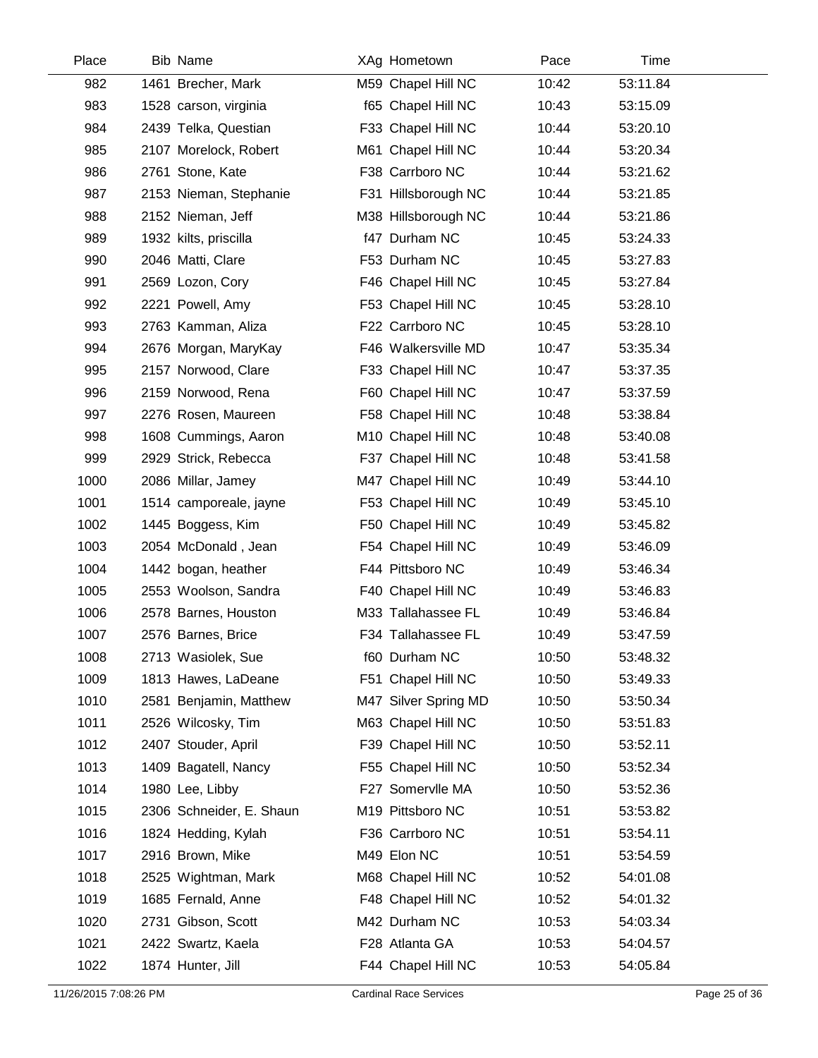| Place | Bib | Name | XAg | Hometown | Pace | Time |
|---|---|---|---|---|---|---|
| 982 | 1461 | Brecher, Mark | M59 | Chapel Hill NC | 10:42 | 53:11.84 |
| 983 | 1528 | carson, virginia | f65 | Chapel Hill NC | 10:43 | 53:15.09 |
| 984 | 2439 | Telka, Questian | F33 | Chapel Hill NC | 10:44 | 53:20.10 |
| 985 | 2107 | Morelock, Robert | M61 | Chapel Hill NC | 10:44 | 53:20.34 |
| 986 | 2761 | Stone, Kate | F38 | Carrboro NC | 10:44 | 53:21.62 |
| 987 | 2153 | Nieman, Stephanie | F31 | Hillsborough NC | 10:44 | 53:21.85 |
| 988 | 2152 | Nieman, Jeff | M38 | Hillsborough NC | 10:44 | 53:21.86 |
| 989 | 1932 | kilts, priscilla | f47 | Durham NC | 10:45 | 53:24.33 |
| 990 | 2046 | Matti, Clare | F53 | Durham NC | 10:45 | 53:27.83 |
| 991 | 2569 | Lozon, Cory | F46 | Chapel Hill NC | 10:45 | 53:27.84 |
| 992 | 2221 | Powell, Amy | F53 | Chapel Hill NC | 10:45 | 53:28.10 |
| 993 | 2763 | Kamman, Aliza | F22 | Carrboro NC | 10:45 | 53:28.10 |
| 994 | 2676 | Morgan, MaryKay | F46 | Walkersville MD | 10:47 | 53:35.34 |
| 995 | 2157 | Norwood, Clare | F33 | Chapel Hill NC | 10:47 | 53:37.35 |
| 996 | 2159 | Norwood, Rena | F60 | Chapel Hill NC | 10:47 | 53:37.59 |
| 997 | 2276 | Rosen, Maureen | F58 | Chapel Hill NC | 10:48 | 53:38.84 |
| 998 | 1608 | Cummings, Aaron | M10 | Chapel Hill NC | 10:48 | 53:40.08 |
| 999 | 2929 | Strick, Rebecca | F37 | Chapel Hill NC | 10:48 | 53:41.58 |
| 1000 | 2086 | Millar, Jamey | M47 | Chapel Hill NC | 10:49 | 53:44.10 |
| 1001 | 1514 | camporeale, jayne | F53 | Chapel Hill NC | 10:49 | 53:45.10 |
| 1002 | 1445 | Boggess, Kim | F50 | Chapel Hill NC | 10:49 | 53:45.82 |
| 1003 | 2054 | McDonald , Jean | F54 | Chapel Hill NC | 10:49 | 53:46.09 |
| 1004 | 1442 | bogan, heather | F44 | Pittsboro NC | 10:49 | 53:46.34 |
| 1005 | 2553 | Woolson, Sandra | F40 | Chapel Hill NC | 10:49 | 53:46.83 |
| 1006 | 2578 | Barnes, Houston | M33 | Tallahassee FL | 10:49 | 53:46.84 |
| 1007 | 2576 | Barnes, Brice | F34 | Tallahassee FL | 10:49 | 53:47.59 |
| 1008 | 2713 | Wasiolek, Sue | f60 | Durham NC | 10:50 | 53:48.32 |
| 1009 | 1813 | Hawes, LaDeane | F51 | Chapel Hill NC | 10:50 | 53:49.33 |
| 1010 | 2581 | Benjamin, Matthew | M47 | Silver Spring MD | 10:50 | 53:50.34 |
| 1011 | 2526 | Wilcosky, Tim | M63 | Chapel Hill NC | 10:50 | 53:51.83 |
| 1012 | 2407 | Stouder, April | F39 | Chapel Hill NC | 10:50 | 53:52.11 |
| 1013 | 1409 | Bagatell, Nancy | F55 | Chapel Hill NC | 10:50 | 53:52.34 |
| 1014 | 1980 | Lee, Libby | F27 | Somervlle MA | 10:50 | 53:52.36 |
| 1015 | 2306 | Schneider, E. Shaun | M19 | Pittsboro NC | 10:51 | 53:53.82 |
| 1016 | 1824 | Hedding, Kylah | F36 | Carrboro NC | 10:51 | 53:54.11 |
| 1017 | 2916 | Brown, Mike | M49 | Elon NC | 10:51 | 53:54.59 |
| 1018 | 2525 | Wightman, Mark | M68 | Chapel Hill NC | 10:52 | 54:01.08 |
| 1019 | 1685 | Fernald, Anne | F48 | Chapel Hill NC | 10:52 | 54:01.32 |
| 1020 | 2731 | Gibson, Scott | M42 | Durham NC | 10:53 | 54:03.34 |
| 1021 | 2422 | Swartz, Kaela | F28 | Atlanta GA | 10:53 | 54:04.57 |
| 1022 | 1874 | Hunter, Jill | F44 | Chapel Hill NC | 10:53 | 54:05.84 |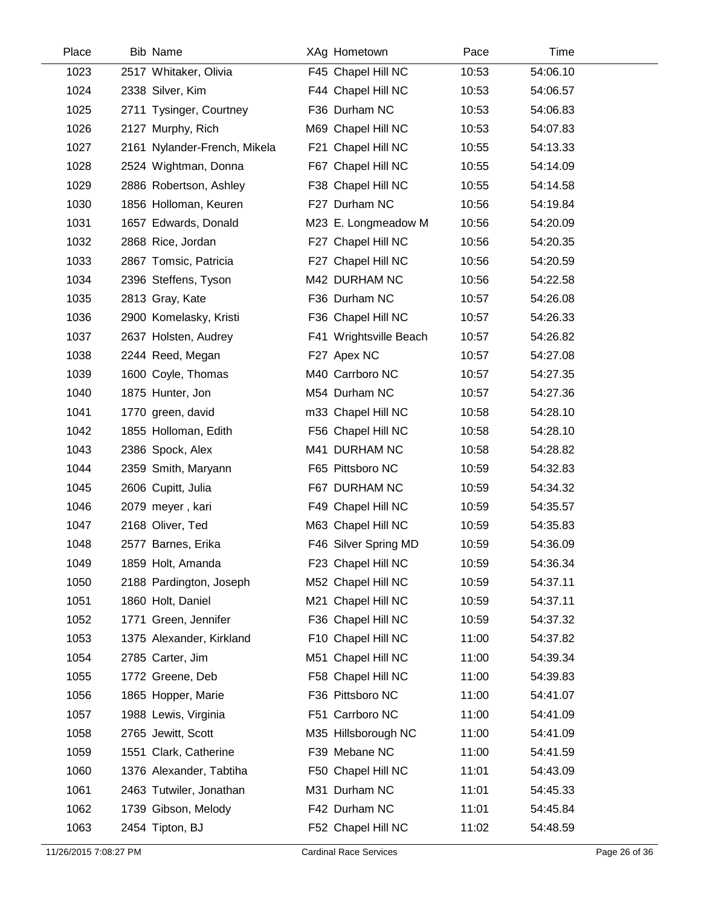| Place | Bib | Name | XAg | Hometown | Pace | Time |
|---|---|---|---|---|---|---|
| 1023 | 2517 | Whitaker, Olivia | F45 | Chapel Hill NC | 10:53 | 54:06.10 |
| 1024 | 2338 | Silver, Kim | F44 | Chapel Hill NC | 10:53 | 54:06.57 |
| 1025 | 2711 | Tysinger, Courtney | F36 | Durham NC | 10:53 | 54:06.83 |
| 1026 | 2127 | Murphy, Rich | M69 | Chapel Hill NC | 10:53 | 54:07.83 |
| 1027 | 2161 | Nylander-French, Mikela | F21 | Chapel Hill NC | 10:55 | 54:13.33 |
| 1028 | 2524 | Wightman, Donna | F67 | Chapel Hill NC | 10:55 | 54:14.09 |
| 1029 | 2886 | Robertson, Ashley | F38 | Chapel Hill NC | 10:55 | 54:14.58 |
| 1030 | 1856 | Holloman, Keuren | F27 | Durham NC | 10:56 | 54:19.84 |
| 1031 | 1657 | Edwards, Donald | M23 | E. Longmeadow M | 10:56 | 54:20.09 |
| 1032 | 2868 | Rice, Jordan | F27 | Chapel Hill NC | 10:56 | 54:20.35 |
| 1033 | 2867 | Tomsic, Patricia | F27 | Chapel Hill NC | 10:56 | 54:20.59 |
| 1034 | 2396 | Steffens, Tyson | M42 | DURHAM NC | 10:56 | 54:22.58 |
| 1035 | 2813 | Gray, Kate | F36 | Durham NC | 10:57 | 54:26.08 |
| 1036 | 2900 | Komelasky, Kristi | F36 | Chapel Hill NC | 10:57 | 54:26.33 |
| 1037 | 2637 | Holsten, Audrey | F41 | Wrightsville Beach | 10:57 | 54:26.82 |
| 1038 | 2244 | Reed, Megan | F27 | Apex NC | 10:57 | 54:27.08 |
| 1039 | 1600 | Coyle, Thomas | M40 | Carrboro NC | 10:57 | 54:27.35 |
| 1040 | 1875 | Hunter, Jon | M54 | Durham NC | 10:57 | 54:27.36 |
| 1041 | 1770 | green, david | m33 | Chapel Hill NC | 10:58 | 54:28.10 |
| 1042 | 1855 | Holloman, Edith | F56 | Chapel Hill NC | 10:58 | 54:28.10 |
| 1043 | 2386 | Spock, Alex | M41 | DURHAM NC | 10:58 | 54:28.82 |
| 1044 | 2359 | Smith, Maryann | F65 | Pittsboro NC | 10:59 | 54:32.83 |
| 1045 | 2606 | Cupitt, Julia | F67 | DURHAM NC | 10:59 | 54:34.32 |
| 1046 | 2079 | meyer , kari | F49 | Chapel Hill NC | 10:59 | 54:35.57 |
| 1047 | 2168 | Oliver, Ted | M63 | Chapel Hill NC | 10:59 | 54:35.83 |
| 1048 | 2577 | Barnes, Erika | F46 | Silver Spring MD | 10:59 | 54:36.09 |
| 1049 | 1859 | Holt, Amanda | F23 | Chapel Hill NC | 10:59 | 54:36.34 |
| 1050 | 2188 | Pardington, Joseph | M52 | Chapel Hill NC | 10:59 | 54:37.11 |
| 1051 | 1860 | Holt, Daniel | M21 | Chapel Hill NC | 10:59 | 54:37.11 |
| 1052 | 1771 | Green, Jennifer | F36 | Chapel Hill NC | 10:59 | 54:37.32 |
| 1053 | 1375 | Alexander, Kirkland | F10 | Chapel Hill NC | 11:00 | 54:37.82 |
| 1054 | 2785 | Carter, Jim | M51 | Chapel Hill NC | 11:00 | 54:39.34 |
| 1055 | 1772 | Greene, Deb | F58 | Chapel Hill NC | 11:00 | 54:39.83 |
| 1056 | 1865 | Hopper, Marie | F36 | Pittsboro NC | 11:00 | 54:41.07 |
| 1057 | 1988 | Lewis, Virginia | F51 | Carrboro NC | 11:00 | 54:41.09 |
| 1058 | 2765 | Jewitt, Scott | M35 | Hillsborough NC | 11:00 | 54:41.09 |
| 1059 | 1551 | Clark, Catherine | F39 | Mebane NC | 11:00 | 54:41.59 |
| 1060 | 1376 | Alexander, Tabtiha | F50 | Chapel Hill NC | 11:01 | 54:43.09 |
| 1061 | 2463 | Tutwiler, Jonathan | M31 | Durham NC | 11:01 | 54:45.33 |
| 1062 | 1739 | Gibson, Melody | F42 | Durham NC | 11:01 | 54:45.84 |
| 1063 | 2454 | Tipton, BJ | F52 | Chapel Hill NC | 11:02 | 54:48.59 |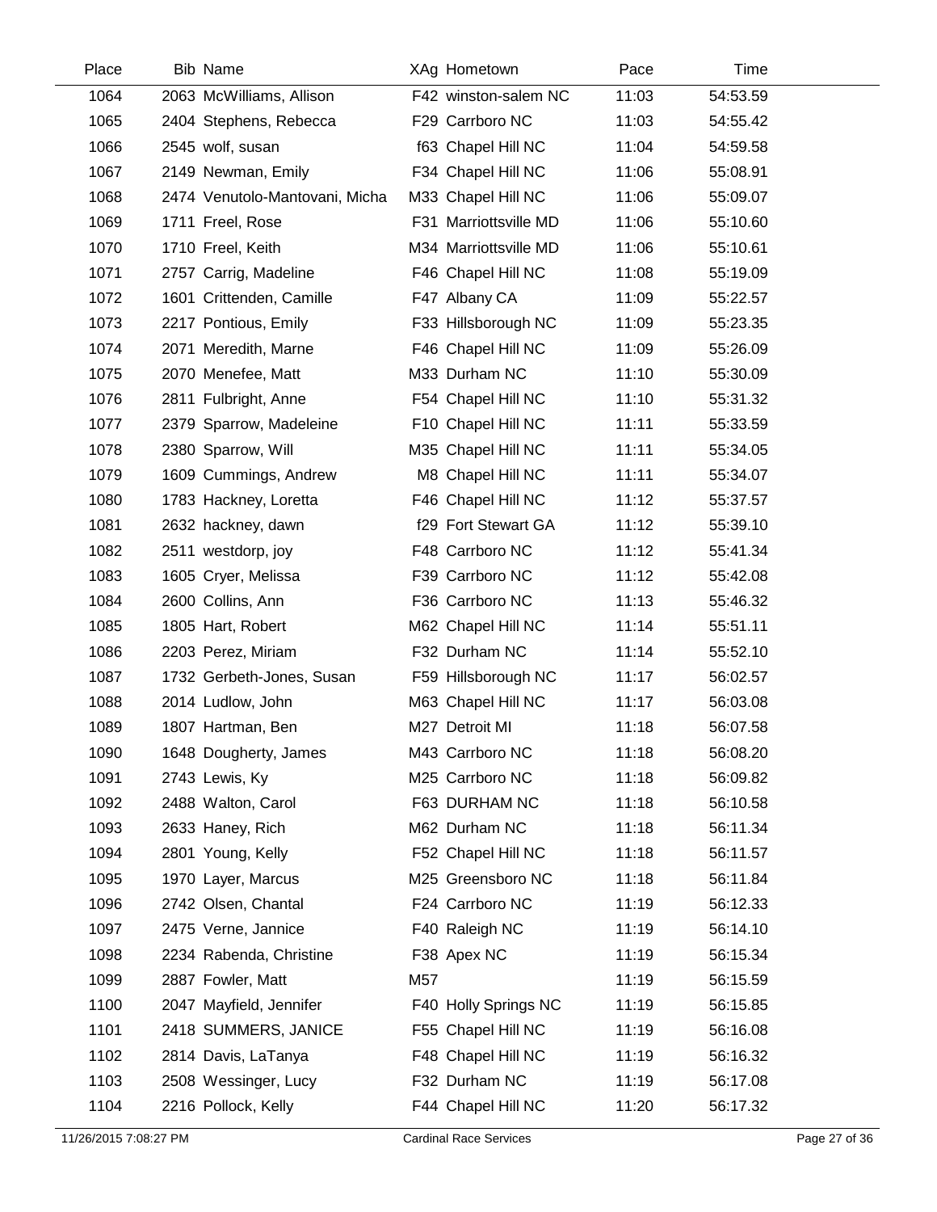| Place | Bib | Name | XAg | Hometown | Pace | Time |
|---|---|---|---|---|---|---|
| 1064 | 2063 | McWilliams, Allison | F42 | winston-salem NC | 11:03 | 54:53.59 |
| 1065 | 2404 | Stephens, Rebecca | F29 | Carrboro NC | 11:03 | 54:55.42 |
| 1066 | 2545 | wolf, susan | f63 | Chapel Hill NC | 11:04 | 54:59.58 |
| 1067 | 2149 | Newman, Emily | F34 | Chapel Hill NC | 11:06 | 55:08.91 |
| 1068 | 2474 | Venutolo-Mantovani, Micha | M33 | Chapel Hill NC | 11:06 | 55:09.07 |
| 1069 | 1711 | Freel, Rose | F31 | Marriottsville MD | 11:06 | 55:10.60 |
| 1070 | 1710 | Freel, Keith | M34 | Marriottsville MD | 11:06 | 55:10.61 |
| 1071 | 2757 | Carrig, Madeline | F46 | Chapel Hill NC | 11:08 | 55:19.09 |
| 1072 | 1601 | Crittenden, Camille | F47 | Albany CA | 11:09 | 55:22.57 |
| 1073 | 2217 | Pontious, Emily | F33 | Hillsborough NC | 11:09 | 55:23.35 |
| 1074 | 2071 | Meredith, Marne | F46 | Chapel Hill NC | 11:09 | 55:26.09 |
| 1075 | 2070 | Menefee, Matt | M33 | Durham NC | 11:10 | 55:30.09 |
| 1076 | 2811 | Fulbright, Anne | F54 | Chapel Hill NC | 11:10 | 55:31.32 |
| 1077 | 2379 | Sparrow, Madeleine | F10 | Chapel Hill NC | 11:11 | 55:33.59 |
| 1078 | 2380 | Sparrow, Will | M35 | Chapel Hill NC | 11:11 | 55:34.05 |
| 1079 | 1609 | Cummings, Andrew | M8 | Chapel Hill NC | 11:11 | 55:34.07 |
| 1080 | 1783 | Hackney, Loretta | F46 | Chapel Hill NC | 11:12 | 55:37.57 |
| 1081 | 2632 | hackney, dawn | f29 | Fort Stewart GA | 11:12 | 55:39.10 |
| 1082 | 2511 | westdorp, joy | F48 | Carrboro NC | 11:12 | 55:41.34 |
| 1083 | 1605 | Cryer, Melissa | F39 | Carrboro NC | 11:12 | 55:42.08 |
| 1084 | 2600 | Collins, Ann | F36 | Carrboro NC | 11:13 | 55:46.32 |
| 1085 | 1805 | Hart, Robert | M62 | Chapel Hill NC | 11:14 | 55:51.11 |
| 1086 | 2203 | Perez, Miriam | F32 | Durham NC | 11:14 | 55:52.10 |
| 1087 | 1732 | Gerbeth-Jones, Susan | F59 | Hillsborough NC | 11:17 | 56:02.57 |
| 1088 | 2014 | Ludlow, John | M63 | Chapel Hill NC | 11:17 | 56:03.08 |
| 1089 | 1807 | Hartman, Ben | M27 | Detroit MI | 11:18 | 56:07.58 |
| 1090 | 1648 | Dougherty, James | M43 | Carrboro NC | 11:18 | 56:08.20 |
| 1091 | 2743 | Lewis, Ky | M25 | Carrboro NC | 11:18 | 56:09.82 |
| 1092 | 2488 | Walton, Carol | F63 | DURHAM NC | 11:18 | 56:10.58 |
| 1093 | 2633 | Haney, Rich | M62 | Durham NC | 11:18 | 56:11.34 |
| 1094 | 2801 | Young, Kelly | F52 | Chapel Hill NC | 11:18 | 56:11.57 |
| 1095 | 1970 | Layer, Marcus | M25 | Greensboro NC | 11:18 | 56:11.84 |
| 1096 | 2742 | Olsen, Chantal | F24 | Carrboro NC | 11:19 | 56:12.33 |
| 1097 | 2475 | Verne, Jannice | F40 | Raleigh NC | 11:19 | 56:14.10 |
| 1098 | 2234 | Rabenda, Christine | F38 | Apex NC | 11:19 | 56:15.34 |
| 1099 | 2887 | Fowler, Matt | M57 | | 11:19 | 56:15.59 |
| 1100 | 2047 | Mayfield, Jennifer | F40 | Holly Springs NC | 11:19 | 56:15.85 |
| 1101 | 2418 | SUMMERS, JANICE | F55 | Chapel Hill NC | 11:19 | 56:16.08 |
| 1102 | 2814 | Davis, LaTanya | F48 | Chapel Hill NC | 11:19 | 56:16.32 |
| 1103 | 2508 | Wessinger, Lucy | F32 | Durham NC | 11:19 | 56:17.08 |
| 1104 | 2216 | Pollock, Kelly | F44 | Chapel Hill NC | 11:20 | 56:17.32 |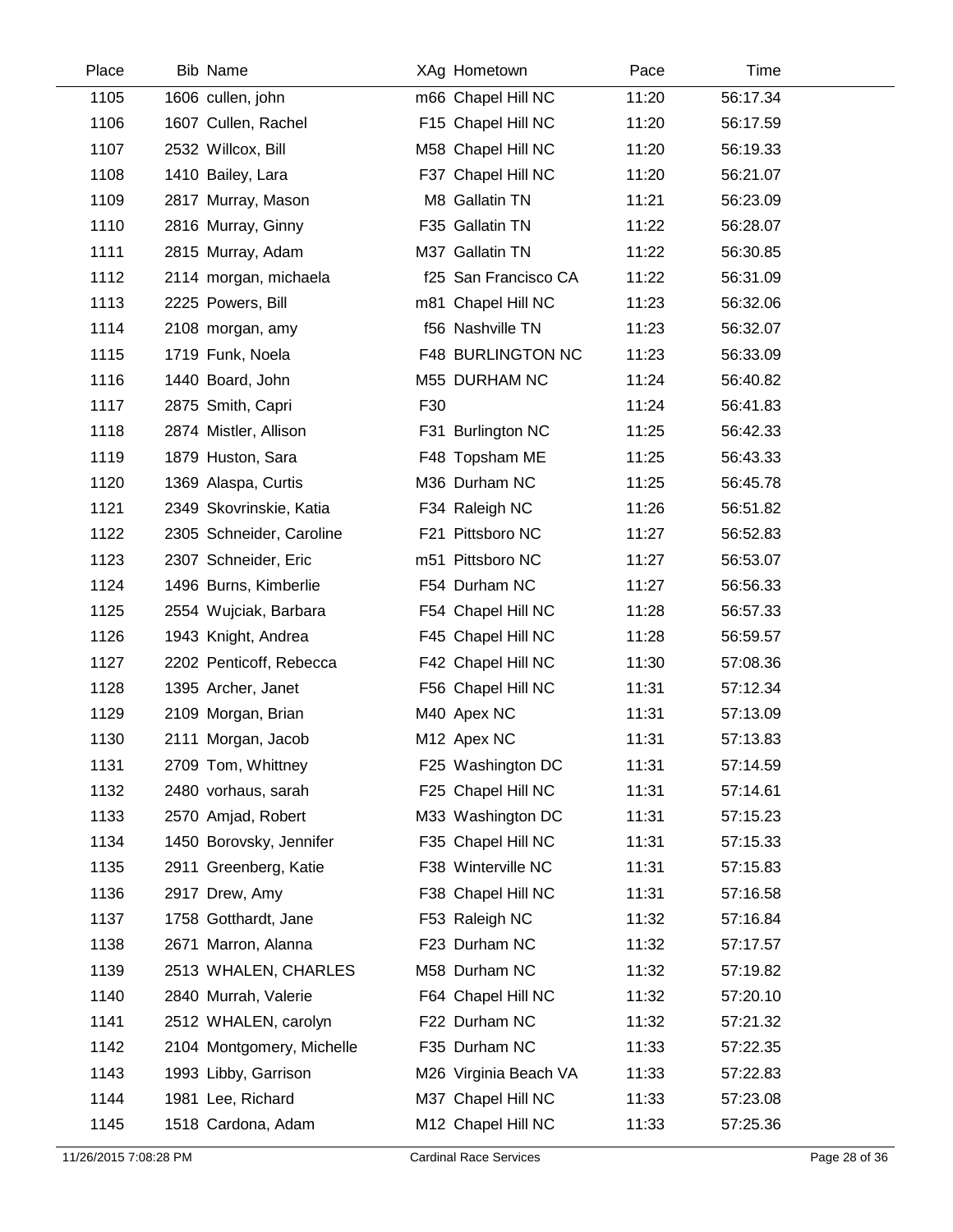| Place | Bib | Name | XAg | Hometown | Pace | Time |
|---|---|---|---|---|---|---|
| 1105 | 1606 | cullen, john | m66 | Chapel Hill NC | 11:20 | 56:17.34 |
| 1106 | 1607 | Cullen, Rachel | F15 | Chapel Hill NC | 11:20 | 56:17.59 |
| 1107 | 2532 | Willcox, Bill | M58 | Chapel Hill NC | 11:20 | 56:19.33 |
| 1108 | 1410 | Bailey, Lara | F37 | Chapel Hill NC | 11:20 | 56:21.07 |
| 1109 | 2817 | Murray, Mason | M8 | Gallatin TN | 11:21 | 56:23.09 |
| 1110 | 2816 | Murray, Ginny | F35 | Gallatin TN | 11:22 | 56:28.07 |
| 1111 | 2815 | Murray, Adam | M37 | Gallatin TN | 11:22 | 56:30.85 |
| 1112 | 2114 | morgan, michaela | f25 | San Francisco CA | 11:22 | 56:31.09 |
| 1113 | 2225 | Powers, Bill | m81 | Chapel Hill NC | 11:23 | 56:32.06 |
| 1114 | 2108 | morgan, amy | f56 | Nashville TN | 11:23 | 56:32.07 |
| 1115 | 1719 | Funk, Noela | F48 | BURLINGTON NC | 11:23 | 56:33.09 |
| 1116 | 1440 | Board, John | M55 | DURHAM NC | 11:24 | 56:40.82 |
| 1117 | 2875 | Smith, Capri | F30 | | 11:24 | 56:41.83 |
| 1118 | 2874 | Mistler, Allison | F31 | Burlington NC | 11:25 | 56:42.33 |
| 1119 | 1879 | Huston, Sara | F48 | Topsham ME | 11:25 | 56:43.33 |
| 1120 | 1369 | Alaspa, Curtis | M36 | Durham NC | 11:25 | 56:45.78 |
| 1121 | 2349 | Skovrinskie, Katia | F34 | Raleigh NC | 11:26 | 56:51.82 |
| 1122 | 2305 | Schneider, Caroline | F21 | Pittsboro NC | 11:27 | 56:52.83 |
| 1123 | 2307 | Schneider, Eric | m51 | Pittsboro NC | 11:27 | 56:53.07 |
| 1124 | 1496 | Burns, Kimberlie | F54 | Durham NC | 11:27 | 56:56.33 |
| 1125 | 2554 | Wujciak, Barbara | F54 | Chapel Hill NC | 11:28 | 56:57.33 |
| 1126 | 1943 | Knight, Andrea | F45 | Chapel Hill NC | 11:28 | 56:59.57 |
| 1127 | 2202 | Penticoff, Rebecca | F42 | Chapel Hill NC | 11:30 | 57:08.36 |
| 1128 | 1395 | Archer, Janet | F56 | Chapel Hill NC | 11:31 | 57:12.34 |
| 1129 | 2109 | Morgan, Brian | M40 | Apex NC | 11:31 | 57:13.09 |
| 1130 | 2111 | Morgan, Jacob | M12 | Apex NC | 11:31 | 57:13.83 |
| 1131 | 2709 | Tom, Whittney | F25 | Washington DC | 11:31 | 57:14.59 |
| 1132 | 2480 | vorhaus, sarah | F25 | Chapel Hill NC | 11:31 | 57:14.61 |
| 1133 | 2570 | Amjad, Robert | M33 | Washington DC | 11:31 | 57:15.23 |
| 1134 | 1450 | Borovsky, Jennifer | F35 | Chapel Hill NC | 11:31 | 57:15.33 |
| 1135 | 2911 | Greenberg, Katie | F38 | Winterville NC | 11:31 | 57:15.83 |
| 1136 | 2917 | Drew, Amy | F38 | Chapel Hill NC | 11:31 | 57:16.58 |
| 1137 | 1758 | Gotthardt, Jane | F53 | Raleigh NC | 11:32 | 57:16.84 |
| 1138 | 2671 | Marron, Alanna | F23 | Durham NC | 11:32 | 57:17.57 |
| 1139 | 2513 | WHALEN, CHARLES | M58 | Durham NC | 11:32 | 57:19.82 |
| 1140 | 2840 | Murrah, Valerie | F64 | Chapel Hill NC | 11:32 | 57:20.10 |
| 1141 | 2512 | WHALEN, carolyn | F22 | Durham NC | 11:32 | 57:21.32 |
| 1142 | 2104 | Montgomery, Michelle | F35 | Durham NC | 11:33 | 57:22.35 |
| 1143 | 1993 | Libby, Garrison | M26 | Virginia Beach VA | 11:33 | 57:22.83 |
| 1144 | 1981 | Lee, Richard | M37 | Chapel Hill NC | 11:33 | 57:23.08 |
| 1145 | 1518 | Cardona, Adam | M12 | Chapel Hill NC | 11:33 | 57:25.36 |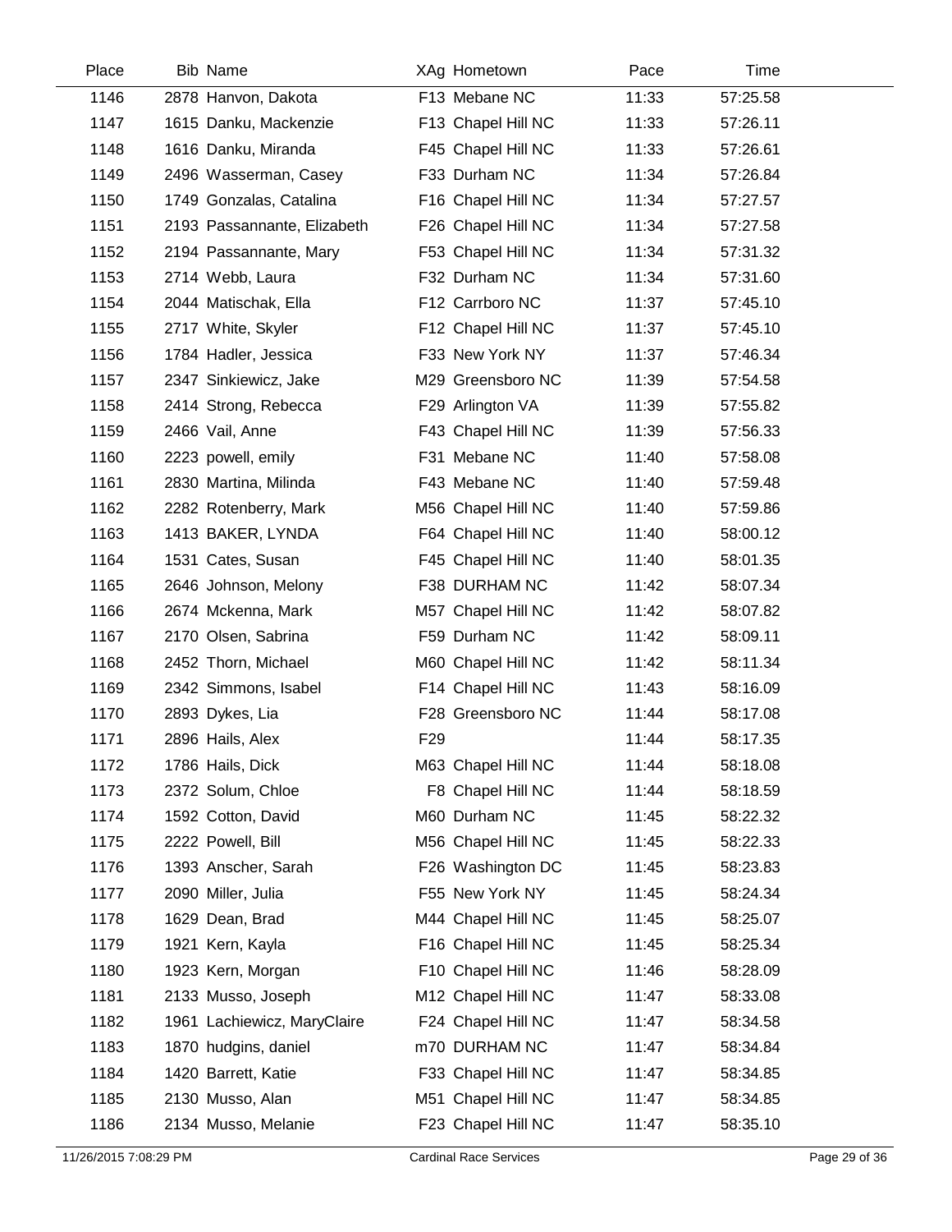| Place | Bib | Name | XAg | Hometown | Pace | Time |
|---|---|---|---|---|---|---|
| 1146 | 2878 | Hanvon, Dakota | F13 | Mebane NC | 11:33 | 57:25.58 |
| 1147 | 1615 | Danku, Mackenzie | F13 | Chapel Hill NC | 11:33 | 57:26.11 |
| 1148 | 1616 | Danku, Miranda | F45 | Chapel Hill NC | 11:33 | 57:26.61 |
| 1149 | 2496 | Wasserman, Casey | F33 | Durham NC | 11:34 | 57:26.84 |
| 1150 | 1749 | Gonzalas, Catalina | F16 | Chapel Hill NC | 11:34 | 57:27.57 |
| 1151 | 2193 | Passannante, Elizabeth | F26 | Chapel Hill NC | 11:34 | 57:27.58 |
| 1152 | 2194 | Passannante, Mary | F53 | Chapel Hill NC | 11:34 | 57:31.32 |
| 1153 | 2714 | Webb, Laura | F32 | Durham NC | 11:34 | 57:31.60 |
| 1154 | 2044 | Matischak, Ella | F12 | Carrboro NC | 11:37 | 57:45.10 |
| 1155 | 2717 | White, Skyler | F12 | Chapel Hill NC | 11:37 | 57:45.10 |
| 1156 | 1784 | Hadler, Jessica | F33 | New York NY | 11:37 | 57:46.34 |
| 1157 | 2347 | Sinkiewicz, Jake | M29 | Greensboro NC | 11:39 | 57:54.58 |
| 1158 | 2414 | Strong, Rebecca | F29 | Arlington VA | 11:39 | 57:55.82 |
| 1159 | 2466 | Vail, Anne | F43 | Chapel Hill NC | 11:39 | 57:56.33 |
| 1160 | 2223 | powell, emily | F31 | Mebane NC | 11:40 | 57:58.08 |
| 1161 | 2830 | Martina, Milinda | F43 | Mebane NC | 11:40 | 57:59.48 |
| 1162 | 2282 | Rotenberry, Mark | M56 | Chapel Hill NC | 11:40 | 57:59.86 |
| 1163 | 1413 | BAKER, LYNDA | F64 | Chapel Hill NC | 11:40 | 58:00.12 |
| 1164 | 1531 | Cates, Susan | F45 | Chapel Hill NC | 11:40 | 58:01.35 |
| 1165 | 2646 | Johnson, Melony | F38 | DURHAM NC | 11:42 | 58:07.34 |
| 1166 | 2674 | Mckenna, Mark | M57 | Chapel Hill NC | 11:42 | 58:07.82 |
| 1167 | 2170 | Olsen, Sabrina | F59 | Durham NC | 11:42 | 58:09.11 |
| 1168 | 2452 | Thorn, Michael | M60 | Chapel Hill NC | 11:42 | 58:11.34 |
| 1169 | 2342 | Simmons, Isabel | F14 | Chapel Hill NC | 11:43 | 58:16.09 |
| 1170 | 2893 | Dykes, Lia | F28 | Greensboro NC | 11:44 | 58:17.08 |
| 1171 | 2896 | Hails, Alex | F29 | | 11:44 | 58:17.35 |
| 1172 | 1786 | Hails, Dick | M63 | Chapel Hill NC | 11:44 | 58:18.08 |
| 1173 | 2372 | Solum, Chloe | F8 | Chapel Hill NC | 11:44 | 58:18.59 |
| 1174 | 1592 | Cotton, David | M60 | Durham NC | 11:45 | 58:22.32 |
| 1175 | 2222 | Powell, Bill | M56 | Chapel Hill NC | 11:45 | 58:22.33 |
| 1176 | 1393 | Anscher, Sarah | F26 | Washington DC | 11:45 | 58:23.83 |
| 1177 | 2090 | Miller, Julia | F55 | New York NY | 11:45 | 58:24.34 |
| 1178 | 1629 | Dean, Brad | M44 | Chapel Hill NC | 11:45 | 58:25.07 |
| 1179 | 1921 | Kern, Kayla | F16 | Chapel Hill NC | 11:45 | 58:25.34 |
| 1180 | 1923 | Kern, Morgan | F10 | Chapel Hill NC | 11:46 | 58:28.09 |
| 1181 | 2133 | Musso, Joseph | M12 | Chapel Hill NC | 11:47 | 58:33.08 |
| 1182 | 1961 | Lachiewicz, MaryClaire | F24 | Chapel Hill NC | 11:47 | 58:34.58 |
| 1183 | 1870 | hudgins, daniel | m70 | DURHAM NC | 11:47 | 58:34.84 |
| 1184 | 1420 | Barrett, Katie | F33 | Chapel Hill NC | 11:47 | 58:34.85 |
| 1185 | 2130 | Musso, Alan | M51 | Chapel Hill NC | 11:47 | 58:34.85 |
| 1186 | 2134 | Musso, Melanie | F23 | Chapel Hill NC | 11:47 | 58:35.10 |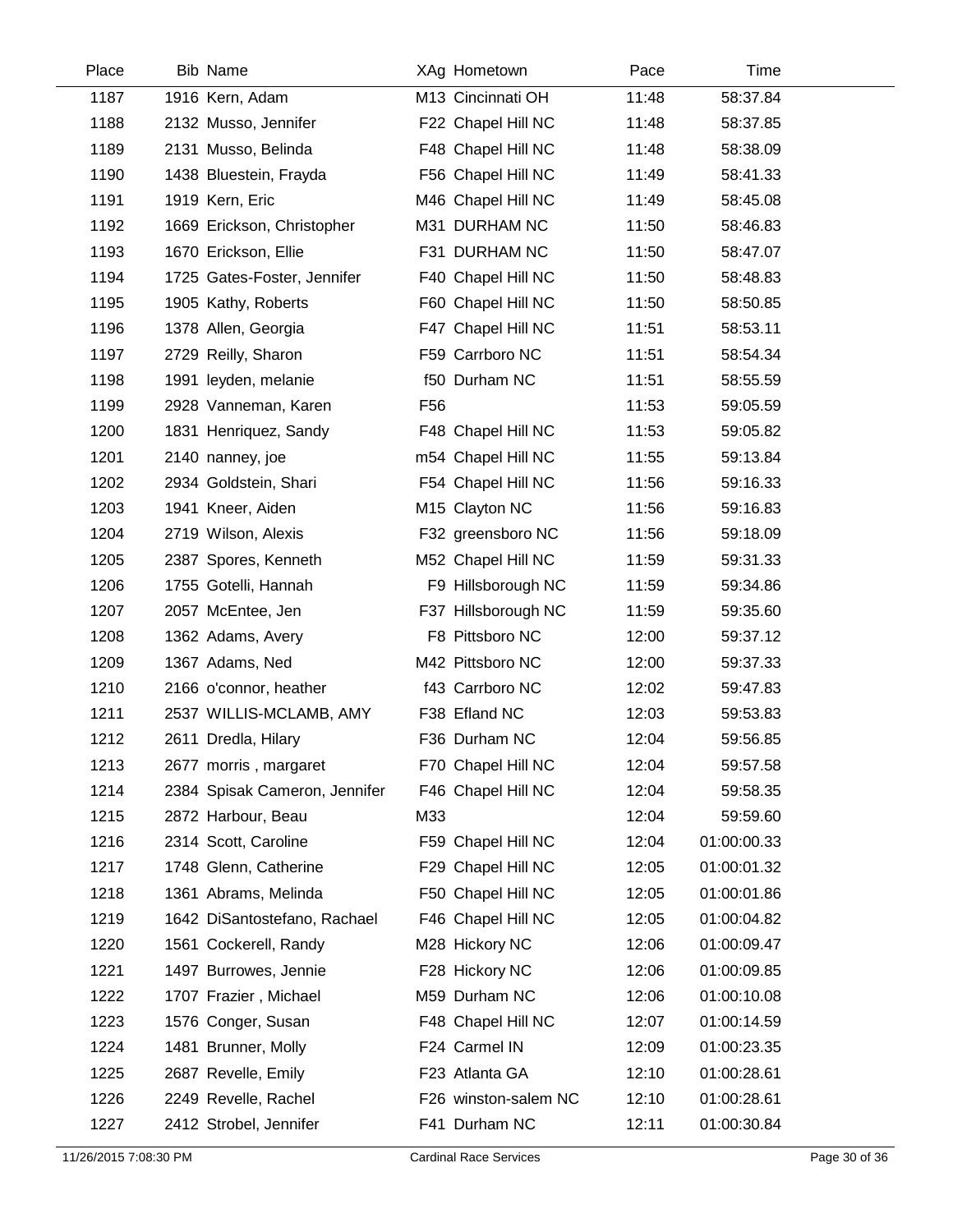| Place | Bib | Name | XAg | Hometown | Pace | Time |
|---|---|---|---|---|---|---|
| 1187 | 1916 | Kern, Adam | M13 | Cincinnati OH | 11:48 | 58:37.84 |
| 1188 | 2132 | Musso, Jennifer | F22 | Chapel Hill NC | 11:48 | 58:37.85 |
| 1189 | 2131 | Musso, Belinda | F48 | Chapel Hill NC | 11:48 | 58:38.09 |
| 1190 | 1438 | Bluestein, Frayda | F56 | Chapel Hill NC | 11:49 | 58:41.33 |
| 1191 | 1919 | Kern, Eric | M46 | Chapel Hill NC | 11:49 | 58:45.08 |
| 1192 | 1669 | Erickson, Christopher | M31 | DURHAM NC | 11:50 | 58:46.83 |
| 1193 | 1670 | Erickson, Ellie | F31 | DURHAM NC | 11:50 | 58:47.07 |
| 1194 | 1725 | Gates-Foster, Jennifer | F40 | Chapel Hill NC | 11:50 | 58:48.83 |
| 1195 | 1905 | Kathy, Roberts | F60 | Chapel Hill NC | 11:50 | 58:50.85 |
| 1196 | 1378 | Allen, Georgia | F47 | Chapel Hill NC | 11:51 | 58:53.11 |
| 1197 | 2729 | Reilly, Sharon | F59 | Carrboro NC | 11:51 | 58:54.34 |
| 1198 | 1991 | leyden, melanie | f50 | Durham NC | 11:51 | 58:55.59 |
| 1199 | 2928 | Vanneman, Karen | F56 | | 11:53 | 59:05.59 |
| 1200 | 1831 | Henriquez, Sandy | F48 | Chapel Hill NC | 11:53 | 59:05.82 |
| 1201 | 2140 | nanney, joe | m54 | Chapel Hill NC | 11:55 | 59:13.84 |
| 1202 | 2934 | Goldstein, Shari | F54 | Chapel Hill NC | 11:56 | 59:16.33 |
| 1203 | 1941 | Kneer, Aiden | M15 | Clayton NC | 11:56 | 59:16.83 |
| 1204 | 2719 | Wilson, Alexis | F32 | greensboro NC | 11:56 | 59:18.09 |
| 1205 | 2387 | Spores, Kenneth | M52 | Chapel Hill NC | 11:59 | 59:31.33 |
| 1206 | 1755 | Gotelli, Hannah | F9 | Hillsborough NC | 11:59 | 59:34.86 |
| 1207 | 2057 | McEntee, Jen | F37 | Hillsborough NC | 11:59 | 59:35.60 |
| 1208 | 1362 | Adams, Avery | F8 | Pittsboro NC | 12:00 | 59:37.12 |
| 1209 | 1367 | Adams, Ned | M42 | Pittsboro NC | 12:00 | 59:37.33 |
| 1210 | 2166 | o'connor, heather | f43 | Carrboro NC | 12:02 | 59:47.83 |
| 1211 | 2537 | WILLIS-MCLAMB, AMY | F38 | Efland NC | 12:03 | 59:53.83 |
| 1212 | 2611 | Dredla, Hilary | F36 | Durham NC | 12:04 | 59:56.85 |
| 1213 | 2677 | morris , margaret | F70 | Chapel Hill NC | 12:04 | 59:57.58 |
| 1214 | 2384 | Spisak Cameron, Jennifer | F46 | Chapel Hill NC | 12:04 | 59:58.35 |
| 1215 | 2872 | Harbour, Beau | M33 | | 12:04 | 59:59.60 |
| 1216 | 2314 | Scott, Caroline | F59 | Chapel Hill NC | 12:04 | 01:00:00.33 |
| 1217 | 1748 | Glenn, Catherine | F29 | Chapel Hill NC | 12:05 | 01:00:01.32 |
| 1218 | 1361 | Abrams, Melinda | F50 | Chapel Hill NC | 12:05 | 01:00:01.86 |
| 1219 | 1642 | DiSantostefano, Rachael | F46 | Chapel Hill NC | 12:05 | 01:00:04.82 |
| 1220 | 1561 | Cockerell, Randy | M28 | Hickory NC | 12:06 | 01:00:09.47 |
| 1221 | 1497 | Burrowes, Jennie | F28 | Hickory NC | 12:06 | 01:00:09.85 |
| 1222 | 1707 | Frazier , Michael | M59 | Durham NC | 12:06 | 01:00:10.08 |
| 1223 | 1576 | Conger, Susan | F48 | Chapel Hill NC | 12:07 | 01:00:14.59 |
| 1224 | 1481 | Brunner, Molly | F24 | Carmel IN | 12:09 | 01:00:23.35 |
| 1225 | 2687 | Revelle, Emily | F23 | Atlanta GA | 12:10 | 01:00:28.61 |
| 1226 | 2249 | Revelle, Rachel | F26 | winston-salem NC | 12:10 | 01:00:28.61 |
| 1227 | 2412 | Strobel, Jennifer | F41 | Durham NC | 12:11 | 01:00:30.84 |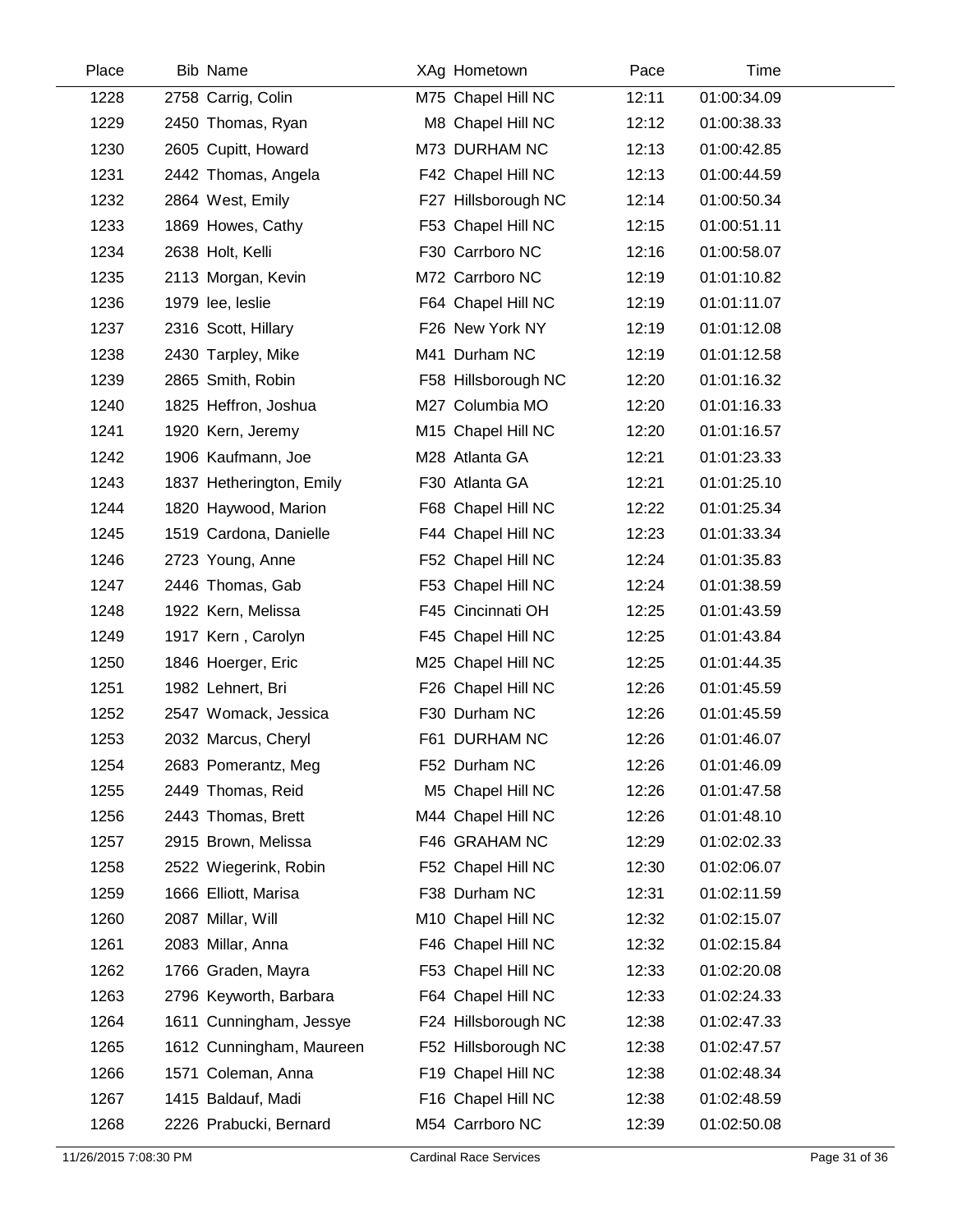| Place | Bib | Name | XAg | Hometown | Pace | Time |
|---|---|---|---|---|---|---|
| 1228 | 2758 | Carrig, Colin | M75 | Chapel Hill NC | 12:11 | 01:00:34.09 |
| 1229 | 2450 | Thomas, Ryan | M8 | Chapel Hill NC | 12:12 | 01:00:38.33 |
| 1230 | 2605 | Cupitt, Howard | M73 | DURHAM NC | 12:13 | 01:00:42.85 |
| 1231 | 2442 | Thomas, Angela | F42 | Chapel Hill NC | 12:13 | 01:00:44.59 |
| 1232 | 2864 | West, Emily | F27 | Hillsborough NC | 12:14 | 01:00:50.34 |
| 1233 | 1869 | Howes, Cathy | F53 | Chapel Hill NC | 12:15 | 01:00:51.11 |
| 1234 | 2638 | Holt, Kelli | F30 | Carrboro NC | 12:16 | 01:00:58.07 |
| 1235 | 2113 | Morgan, Kevin | M72 | Carrboro NC | 12:19 | 01:01:10.82 |
| 1236 | 1979 | lee, leslie | F64 | Chapel Hill NC | 12:19 | 01:01:11.07 |
| 1237 | 2316 | Scott, Hillary | F26 | New York NY | 12:19 | 01:01:12.08 |
| 1238 | 2430 | Tarpley, Mike | M41 | Durham NC | 12:19 | 01:01:12.58 |
| 1239 | 2865 | Smith, Robin | F58 | Hillsborough NC | 12:20 | 01:01:16.32 |
| 1240 | 1825 | Heffron, Joshua | M27 | Columbia MO | 12:20 | 01:01:16.33 |
| 1241 | 1920 | Kern, Jeremy | M15 | Chapel Hill NC | 12:20 | 01:01:16.57 |
| 1242 | 1906 | Kaufmann, Joe | M28 | Atlanta GA | 12:21 | 01:01:23.33 |
| 1243 | 1837 | Hetherington, Emily | F30 | Atlanta GA | 12:21 | 01:01:25.10 |
| 1244 | 1820 | Haywood, Marion | F68 | Chapel Hill NC | 12:22 | 01:01:25.34 |
| 1245 | 1519 | Cardona, Danielle | F44 | Chapel Hill NC | 12:23 | 01:01:33.34 |
| 1246 | 2723 | Young, Anne | F52 | Chapel Hill NC | 12:24 | 01:01:35.83 |
| 1247 | 2446 | Thomas, Gab | F53 | Chapel Hill NC | 12:24 | 01:01:38.59 |
| 1248 | 1922 | Kern, Melissa | F45 | Cincinnati OH | 12:25 | 01:01:43.59 |
| 1249 | 1917 | Kern , Carolyn | F45 | Chapel Hill NC | 12:25 | 01:01:43.84 |
| 1250 | 1846 | Hoerger, Eric | M25 | Chapel Hill NC | 12:25 | 01:01:44.35 |
| 1251 | 1982 | Lehnert, Bri | F26 | Chapel Hill NC | 12:26 | 01:01:45.59 |
| 1252 | 2547 | Womack, Jessica | F30 | Durham NC | 12:26 | 01:01:45.59 |
| 1253 | 2032 | Marcus, Cheryl | F61 | DURHAM NC | 12:26 | 01:01:46.07 |
| 1254 | 2683 | Pomerantz, Meg | F52 | Durham NC | 12:26 | 01:01:46.09 |
| 1255 | 2449 | Thomas, Reid | M5 | Chapel Hill NC | 12:26 | 01:01:47.58 |
| 1256 | 2443 | Thomas, Brett | M44 | Chapel Hill NC | 12:26 | 01:01:48.10 |
| 1257 | 2915 | Brown, Melissa | F46 | GRAHAM NC | 12:29 | 01:02:02.33 |
| 1258 | 2522 | Wiegerink, Robin | F52 | Chapel Hill NC | 12:30 | 01:02:06.07 |
| 1259 | 1666 | Elliott, Marisa | F38 | Durham NC | 12:31 | 01:02:11.59 |
| 1260 | 2087 | Millar, Will | M10 | Chapel Hill NC | 12:32 | 01:02:15.07 |
| 1261 | 2083 | Millar, Anna | F46 | Chapel Hill NC | 12:32 | 01:02:15.84 |
| 1262 | 1766 | Graden, Mayra | F53 | Chapel Hill NC | 12:33 | 01:02:20.08 |
| 1263 | 2796 | Keyworth, Barbara | F64 | Chapel Hill NC | 12:33 | 01:02:24.33 |
| 1264 | 1611 | Cunningham, Jessye | F24 | Hillsborough NC | 12:38 | 01:02:47.33 |
| 1265 | 1612 | Cunningham, Maureen | F52 | Hillsborough NC | 12:38 | 01:02:47.57 |
| 1266 | 1571 | Coleman, Anna | F19 | Chapel Hill NC | 12:38 | 01:02:48.34 |
| 1267 | 1415 | Baldauf, Madi | F16 | Chapel Hill NC | 12:38 | 01:02:48.59 |
| 1268 | 2226 | Prabucki, Bernard | M54 | Carrboro NC | 12:39 | 01:02:50.08 |

11/26/2015 7:08:30 PM Cardinal Race Services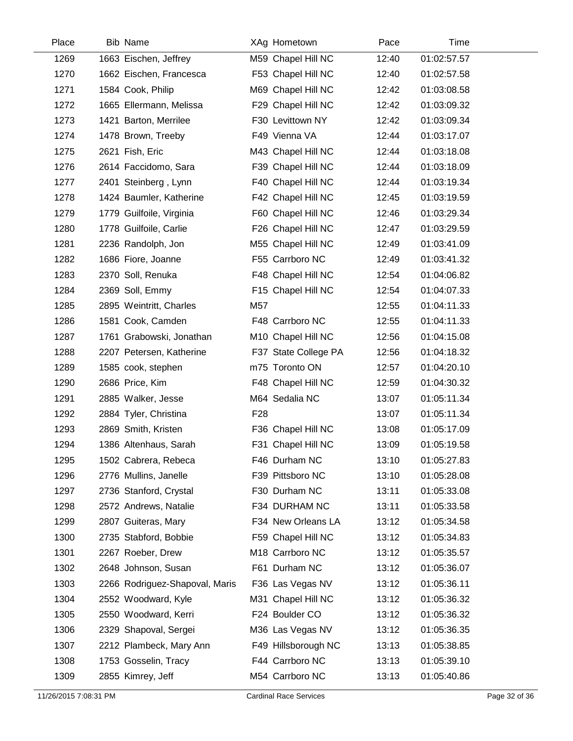| Place | Bib | Name | XAg | Hometown | Pace | Time |
|---|---|---|---|---|---|---|
| 1269 | 1663 | Eischen, Jeffrey | M59 | Chapel Hill NC | 12:40 | 01:02:57.57 |
| 1270 | 1662 | Eischen, Francesca | F53 | Chapel Hill NC | 12:40 | 01:02:57.58 |
| 1271 | 1584 | Cook, Philip | M69 | Chapel Hill NC | 12:42 | 01:03:08.58 |
| 1272 | 1665 | Ellermann, Melissa | F29 | Chapel Hill NC | 12:42 | 01:03:09.32 |
| 1273 | 1421 | Barton, Merrilee | F30 | Levittown NY | 12:42 | 01:03:09.34 |
| 1274 | 1478 | Brown, Treeby | F49 | Vienna VA | 12:44 | 01:03:17.07 |
| 1275 | 2621 | Fish, Eric | M43 | Chapel Hill NC | 12:44 | 01:03:18.08 |
| 1276 | 2614 | Faccidomo, Sara | F39 | Chapel Hill NC | 12:44 | 01:03:18.09 |
| 1277 | 2401 | Steinberg , Lynn | F40 | Chapel Hill NC | 12:44 | 01:03:19.34 |
| 1278 | 1424 | Baumler, Katherine | F42 | Chapel Hill NC | 12:45 | 01:03:19.59 |
| 1279 | 1779 | Guilfoile, Virginia | F60 | Chapel Hill NC | 12:46 | 01:03:29.34 |
| 1280 | 1778 | Guilfoile, Carlie | F26 | Chapel Hill NC | 12:47 | 01:03:29.59 |
| 1281 | 2236 | Randolph, Jon | M55 | Chapel Hill NC | 12:49 | 01:03:41.09 |
| 1282 | 1686 | Fiore, Joanne | F55 | Carrboro NC | 12:49 | 01:03:41.32 |
| 1283 | 2370 | Soll, Renuka | F48 | Chapel Hill NC | 12:54 | 01:04:06.82 |
| 1284 | 2369 | Soll, Emmy | F15 | Chapel Hill NC | 12:54 | 01:04:07.33 |
| 1285 | 2895 | Weintritt, Charles | M57 | | 12:55 | 01:04:11.33 |
| 1286 | 1581 | Cook, Camden | F48 | Carrboro NC | 12:55 | 01:04:11.33 |
| 1287 | 1761 | Grabowski, Jonathan | M10 | Chapel Hill NC | 12:56 | 01:04:15.08 |
| 1288 | 2207 | Petersen, Katherine | F37 | State College PA | 12:56 | 01:04:18.32 |
| 1289 | 1585 | cook, stephen | m75 | Toronto ON | 12:57 | 01:04:20.10 |
| 1290 | 2686 | Price, Kim | F48 | Chapel Hill NC | 12:59 | 01:04:30.32 |
| 1291 | 2885 | Walker, Jesse | M64 | Sedalia NC | 13:07 | 01:05:11.34 |
| 1292 | 2884 | Tyler, Christina | F28 | | 13:07 | 01:05:11.34 |
| 1293 | 2869 | Smith, Kristen | F36 | Chapel Hill NC | 13:08 | 01:05:17.09 |
| 1294 | 1386 | Altenhaus, Sarah | F31 | Chapel Hill NC | 13:09 | 01:05:19.58 |
| 1295 | 1502 | Cabrera, Rebeca | F46 | Durham NC | 13:10 | 01:05:27.83 |
| 1296 | 2776 | Mullins, Janelle | F39 | Pittsboro NC | 13:10 | 01:05:28.08 |
| 1297 | 2736 | Stanford, Crystal | F30 | Durham NC | 13:11 | 01:05:33.08 |
| 1298 | 2572 | Andrews, Natalie | F34 | DURHAM NC | 13:11 | 01:05:33.58 |
| 1299 | 2807 | Guiteras, Mary | F34 | New Orleans LA | 13:12 | 01:05:34.58 |
| 1300 | 2735 | Stabford, Bobbie | F59 | Chapel Hill NC | 13:12 | 01:05:34.83 |
| 1301 | 2267 | Roeber, Drew | M18 | Carrboro NC | 13:12 | 01:05:35.57 |
| 1302 | 2648 | Johnson, Susan | F61 | Durham NC | 13:12 | 01:05:36.07 |
| 1303 | 2266 | Rodriguez-Shapoval, Maris | F36 | Las Vegas NV | 13:12 | 01:05:36.11 |
| 1304 | 2552 | Woodward, Kyle | M31 | Chapel Hill NC | 13:12 | 01:05:36.32 |
| 1305 | 2550 | Woodward, Kerri | F24 | Boulder CO | 13:12 | 01:05:36.32 |
| 1306 | 2329 | Shapoval, Sergei | M36 | Las Vegas NV | 13:12 | 01:05:36.35 |
| 1307 | 2212 | Plambeck, Mary Ann | F49 | Hillsborough NC | 13:13 | 01:05:38.85 |
| 1308 | 1753 | Gosselin, Tracy | F44 | Carrboro NC | 13:13 | 01:05:39.10 |
| 1309 | 2855 | Kimrey, Jeff | M54 | Carrboro NC | 13:13 | 01:05:40.86 |

11/26/2015 7:08:31 PM Cardinal Race Services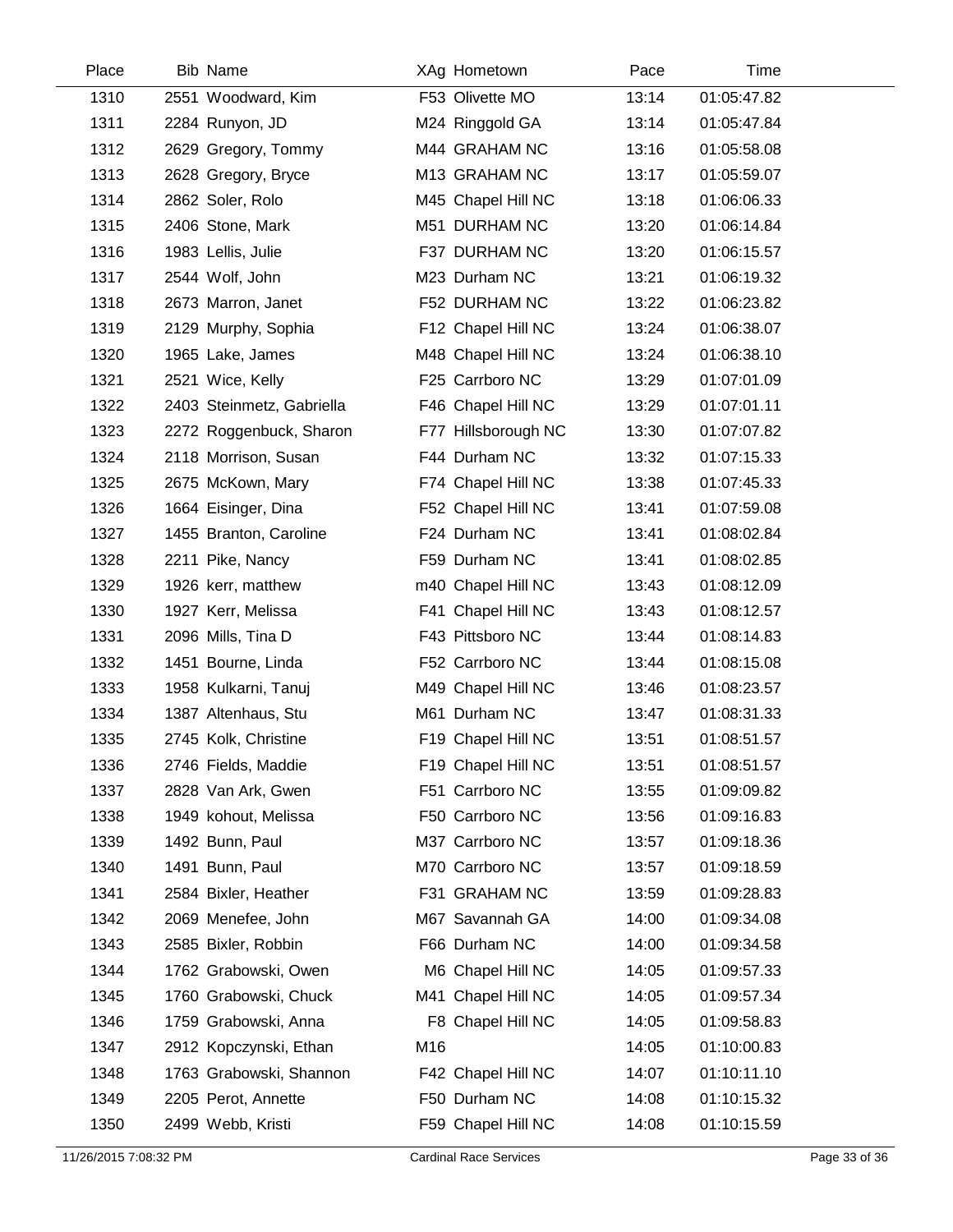| Place | Bib | Name | XAg | Hometown | Pace | Time |
|---|---|---|---|---|---|---|
| 1310 | 2551 | Woodward, Kim | F53 | Olivette MO | 13:14 | 01:05:47.82 |
| 1311 | 2284 | Runyon, JD | M24 | Ringgold GA | 13:14 | 01:05:47.84 |
| 1312 | 2629 | Gregory, Tommy | M44 | GRAHAM NC | 13:16 | 01:05:58.08 |
| 1313 | 2628 | Gregory, Bryce | M13 | GRAHAM NC | 13:17 | 01:05:59.07 |
| 1314 | 2862 | Soler, Rolo | M45 | Chapel Hill NC | 13:18 | 01:06:06.33 |
| 1315 | 2406 | Stone, Mark | M51 | DURHAM NC | 13:20 | 01:06:14.84 |
| 1316 | 1983 | Lellis, Julie | F37 | DURHAM NC | 13:20 | 01:06:15.57 |
| 1317 | 2544 | Wolf, John | M23 | Durham NC | 13:21 | 01:06:19.32 |
| 1318 | 2673 | Marron, Janet | F52 | DURHAM NC | 13:22 | 01:06:23.82 |
| 1319 | 2129 | Murphy, Sophia | F12 | Chapel Hill NC | 13:24 | 01:06:38.07 |
| 1320 | 1965 | Lake, James | M48 | Chapel Hill NC | 13:24 | 01:06:38.10 |
| 1321 | 2521 | Wice, Kelly | F25 | Carrboro NC | 13:29 | 01:07:01.09 |
| 1322 | 2403 | Steinmetz, Gabriella | F46 | Chapel Hill NC | 13:29 | 01:07:01.11 |
| 1323 | 2272 | Roggenbuck, Sharon | F77 | Hillsborough NC | 13:30 | 01:07:07.82 |
| 1324 | 2118 | Morrison, Susan | F44 | Durham NC | 13:32 | 01:07:15.33 |
| 1325 | 2675 | McKown, Mary | F74 | Chapel Hill NC | 13:38 | 01:07:45.33 |
| 1326 | 1664 | Eisinger, Dina | F52 | Chapel Hill NC | 13:41 | 01:07:59.08 |
| 1327 | 1455 | Branton, Caroline | F24 | Durham NC | 13:41 | 01:08:02.84 |
| 1328 | 2211 | Pike, Nancy | F59 | Durham NC | 13:41 | 01:08:02.85 |
| 1329 | 1926 | kerr, matthew | m40 | Chapel Hill NC | 13:43 | 01:08:12.09 |
| 1330 | 1927 | Kerr, Melissa | F41 | Chapel Hill NC | 13:43 | 01:08:12.57 |
| 1331 | 2096 | Mills, Tina D | F43 | Pittsboro NC | 13:44 | 01:08:14.83 |
| 1332 | 1451 | Bourne, Linda | F52 | Carrboro NC | 13:44 | 01:08:15.08 |
| 1333 | 1958 | Kulkarni, Tanuj | M49 | Chapel Hill NC | 13:46 | 01:08:23.57 |
| 1334 | 1387 | Altenhaus, Stu | M61 | Durham NC | 13:47 | 01:08:31.33 |
| 1335 | 2745 | Kolk, Christine | F19 | Chapel Hill NC | 13:51 | 01:08:51.57 |
| 1336 | 2746 | Fields, Maddie | F19 | Chapel Hill NC | 13:51 | 01:08:51.57 |
| 1337 | 2828 | Van Ark, Gwen | F51 | Carrboro NC | 13:55 | 01:09:09.82 |
| 1338 | 1949 | kohout, Melissa | F50 | Carrboro NC | 13:56 | 01:09:16.83 |
| 1339 | 1492 | Bunn, Paul | M37 | Carrboro NC | 13:57 | 01:09:18.36 |
| 1340 | 1491 | Bunn, Paul | M70 | Carrboro NC | 13:57 | 01:09:18.59 |
| 1341 | 2584 | Bixler, Heather | F31 | GRAHAM NC | 13:59 | 01:09:28.83 |
| 1342 | 2069 | Menefee, John | M67 | Savannah GA | 14:00 | 01:09:34.08 |
| 1343 | 2585 | Bixler, Robbin | F66 | Durham NC | 14:00 | 01:09:34.58 |
| 1344 | 1762 | Grabowski, Owen | M6 | Chapel Hill NC | 14:05 | 01:09:57.33 |
| 1345 | 1760 | Grabowski, Chuck | M41 | Chapel Hill NC | 14:05 | 01:09:57.34 |
| 1346 | 1759 | Grabowski, Anna | F8 | Chapel Hill NC | 14:05 | 01:09:58.83 |
| 1347 | 2912 | Kopczynski, Ethan | M16 | | 14:05 | 01:10:00.83 |
| 1348 | 1763 | Grabowski, Shannon | F42 | Chapel Hill NC | 14:07 | 01:10:11.10 |
| 1349 | 2205 | Perot, Annette | F50 | Durham NC | 14:08 | 01:10:15.32 |
| 1350 | 2499 | Webb, Kristi | F59 | Chapel Hill NC | 14:08 | 01:10:15.59 |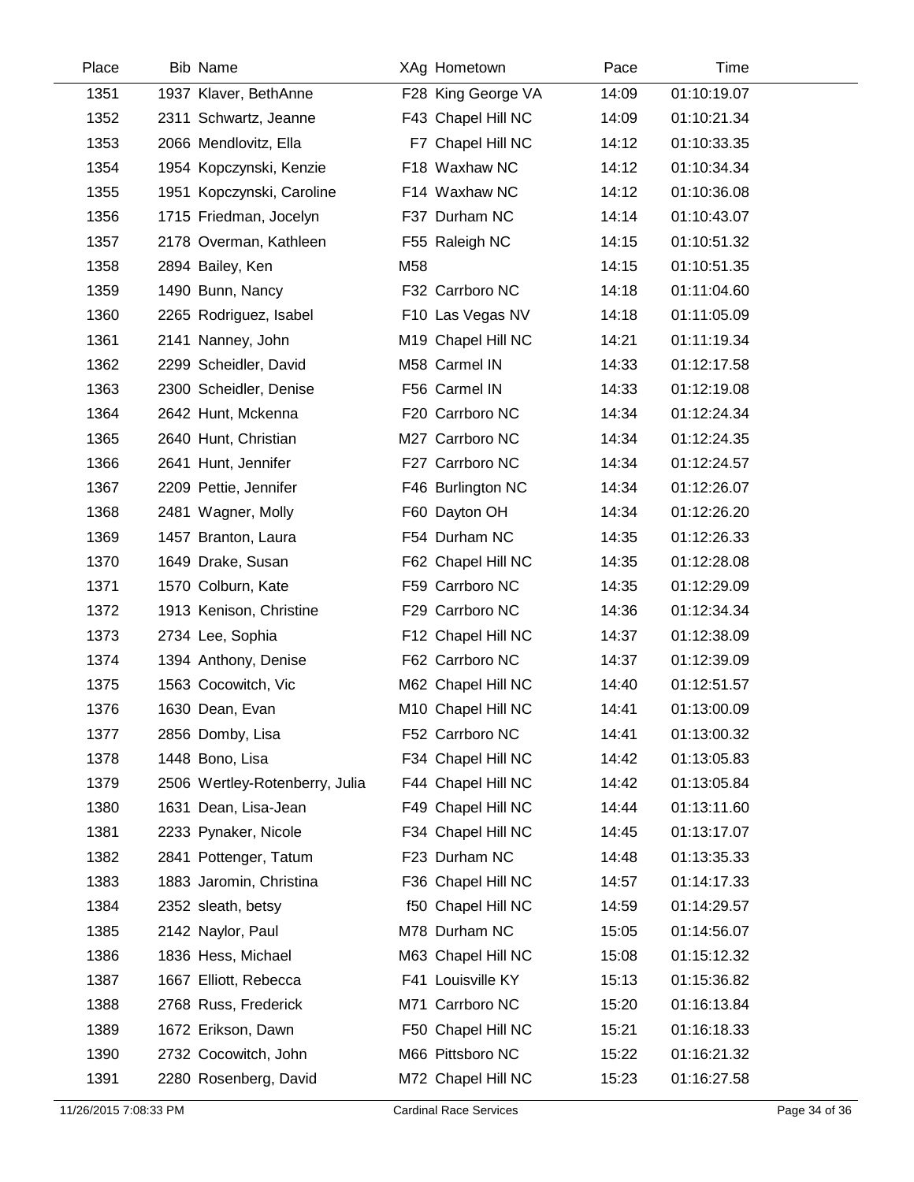| Place | Bib | Name | XAg | Hometown | Pace | Time |
|---|---|---|---|---|---|---|
| 1351 | 1937 | Klaver, BethAnne | F28 | King George VA | 14:09 | 01:10:19.07 |
| 1352 | 2311 | Schwartz, Jeanne | F43 | Chapel Hill NC | 14:09 | 01:10:21.34 |
| 1353 | 2066 | Mendlovitz, Ella | F7 | Chapel Hill NC | 14:12 | 01:10:33.35 |
| 1354 | 1954 | Kopczynski, Kenzie | F18 | Waxhaw NC | 14:12 | 01:10:34.34 |
| 1355 | 1951 | Kopczynski, Caroline | F14 | Waxhaw NC | 14:12 | 01:10:36.08 |
| 1356 | 1715 | Friedman, Jocelyn | F37 | Durham NC | 14:14 | 01:10:43.07 |
| 1357 | 2178 | Overman, Kathleen | F55 | Raleigh NC | 14:15 | 01:10:51.32 |
| 1358 | 2894 | Bailey, Ken | M58 | | 14:15 | 01:10:51.35 |
| 1359 | 1490 | Bunn, Nancy | F32 | Carrboro NC | 14:18 | 01:11:04.60 |
| 1360 | 2265 | Rodriguez, Isabel | F10 | Las Vegas NV | 14:18 | 01:11:05.09 |
| 1361 | 2141 | Nanney, John | M19 | Chapel Hill NC | 14:21 | 01:11:19.34 |
| 1362 | 2299 | Scheidler, David | M58 | Carmel IN | 14:33 | 01:12:17.58 |
| 1363 | 2300 | Scheidler, Denise | F56 | Carmel IN | 14:33 | 01:12:19.08 |
| 1364 | 2642 | Hunt, Mckenna | F20 | Carrboro NC | 14:34 | 01:12:24.34 |
| 1365 | 2640 | Hunt, Christian | M27 | Carrboro NC | 14:34 | 01:12:24.35 |
| 1366 | 2641 | Hunt, Jennifer | F27 | Carrboro NC | 14:34 | 01:12:24.57 |
| 1367 | 2209 | Pettie, Jennifer | F46 | Burlington NC | 14:34 | 01:12:26.07 |
| 1368 | 2481 | Wagner, Molly | F60 | Dayton OH | 14:34 | 01:12:26.20 |
| 1369 | 1457 | Branton, Laura | F54 | Durham NC | 14:35 | 01:12:26.33 |
| 1370 | 1649 | Drake, Susan | F62 | Chapel Hill NC | 14:35 | 01:12:28.08 |
| 1371 | 1570 | Colburn, Kate | F59 | Carrboro NC | 14:35 | 01:12:29.09 |
| 1372 | 1913 | Kenison, Christine | F29 | Carrboro NC | 14:36 | 01:12:34.34 |
| 1373 | 2734 | Lee, Sophia | F12 | Chapel Hill NC | 14:37 | 01:12:38.09 |
| 1374 | 1394 | Anthony, Denise | F62 | Carrboro NC | 14:37 | 01:12:39.09 |
| 1375 | 1563 | Cocowitch, Vic | M62 | Chapel Hill NC | 14:40 | 01:12:51.57 |
| 1376 | 1630 | Dean, Evan | M10 | Chapel Hill NC | 14:41 | 01:13:00.09 |
| 1377 | 2856 | Domby, Lisa | F52 | Carrboro NC | 14:41 | 01:13:00.32 |
| 1378 | 1448 | Bono, Lisa | F34 | Chapel Hill NC | 14:42 | 01:13:05.83 |
| 1379 | 2506 | Wertley-Rotenberry, Julia | F44 | Chapel Hill NC | 14:42 | 01:13:05.84 |
| 1380 | 1631 | Dean, Lisa-Jean | F49 | Chapel Hill NC | 14:44 | 01:13:11.60 |
| 1381 | 2233 | Pynaker, Nicole | F34 | Chapel Hill NC | 14:45 | 01:13:17.07 |
| 1382 | 2841 | Pottenger, Tatum | F23 | Durham NC | 14:48 | 01:13:35.33 |
| 1383 | 1883 | Jaromin, Christina | F36 | Chapel Hill NC | 14:57 | 01:14:17.33 |
| 1384 | 2352 | sleath, betsy | f50 | Chapel Hill NC | 14:59 | 01:14:29.57 |
| 1385 | 2142 | Naylor, Paul | M78 | Durham NC | 15:05 | 01:14:56.07 |
| 1386 | 1836 | Hess, Michael | M63 | Chapel Hill NC | 15:08 | 01:15:12.32 |
| 1387 | 1667 | Elliott, Rebecca | F41 | Louisville KY | 15:13 | 01:15:36.82 |
| 1388 | 2768 | Russ, Frederick | M71 | Carrboro NC | 15:20 | 01:16:13.84 |
| 1389 | 1672 | Erikson, Dawn | F50 | Chapel Hill NC | 15:21 | 01:16:18.33 |
| 1390 | 2732 | Cocowitch, John | M66 | Pittsboro NC | 15:22 | 01:16:21.32 |
| 1391 | 2280 | Rosenberg, David | M72 | Chapel Hill NC | 15:23 | 01:16:27.58 |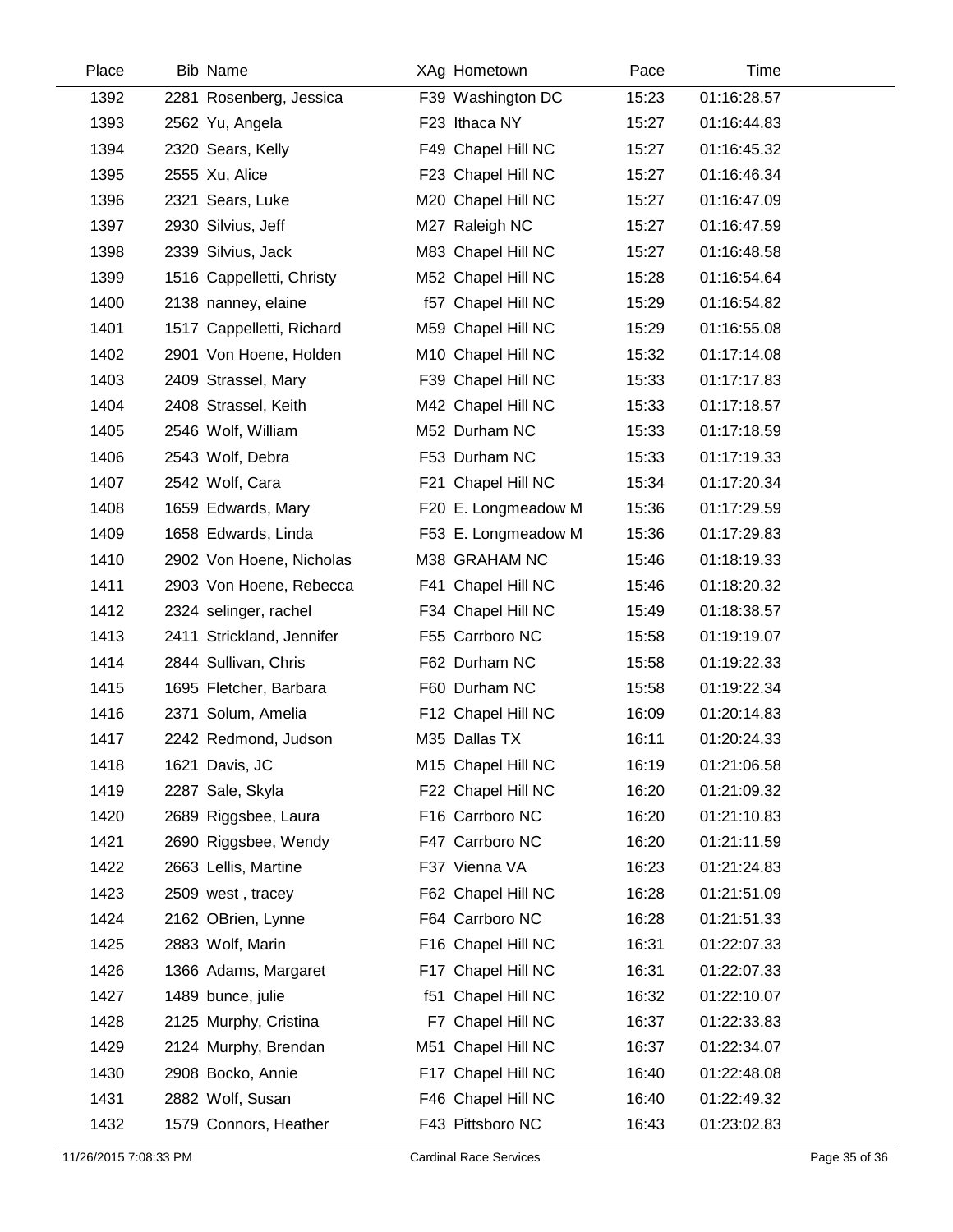| Place | Bib | Name | XAg | Hometown | Pace | Time |
|---|---|---|---|---|---|---|
| 1392 | 2281 | Rosenberg, Jessica | F39 | Washington DC | 15:23 | 01:16:28.57 |
| 1393 | 2562 | Yu, Angela | F23 | Ithaca NY | 15:27 | 01:16:44.83 |
| 1394 | 2320 | Sears, Kelly | F49 | Chapel Hill NC | 15:27 | 01:16:45.32 |
| 1395 | 2555 | Xu, Alice | F23 | Chapel Hill NC | 15:27 | 01:16:46.34 |
| 1396 | 2321 | Sears, Luke | M20 | Chapel Hill NC | 15:27 | 01:16:47.09 |
| 1397 | 2930 | Silvius, Jeff | M27 | Raleigh NC | 15:27 | 01:16:47.59 |
| 1398 | 2339 | Silvius, Jack | M83 | Chapel Hill NC | 15:27 | 01:16:48.58 |
| 1399 | 1516 | Cappelletti, Christy | M52 | Chapel Hill NC | 15:28 | 01:16:54.64 |
| 1400 | 2138 | nanney, elaine | f57 | Chapel Hill NC | 15:29 | 01:16:54.82 |
| 1401 | 1517 | Cappelletti, Richard | M59 | Chapel Hill NC | 15:29 | 01:16:55.08 |
| 1402 | 2901 | Von Hoene, Holden | M10 | Chapel Hill NC | 15:32 | 01:17:14.08 |
| 1403 | 2409 | Strassel, Mary | F39 | Chapel Hill NC | 15:33 | 01:17:17.83 |
| 1404 | 2408 | Strassel, Keith | M42 | Chapel Hill NC | 15:33 | 01:17:18.57 |
| 1405 | 2546 | Wolf, William | M52 | Durham NC | 15:33 | 01:17:18.59 |
| 1406 | 2543 | Wolf, Debra | F53 | Durham NC | 15:33 | 01:17:19.33 |
| 1407 | 2542 | Wolf, Cara | F21 | Chapel Hill NC | 15:34 | 01:17:20.34 |
| 1408 | 1659 | Edwards, Mary | F20 | E. Longmeadow M | 15:36 | 01:17:29.59 |
| 1409 | 1658 | Edwards, Linda | F53 | E. Longmeadow M | 15:36 | 01:17:29.83 |
| 1410 | 2902 | Von Hoene, Nicholas | M38 | GRAHAM NC | 15:46 | 01:18:19.33 |
| 1411 | 2903 | Von Hoene, Rebecca | F41 | Chapel Hill NC | 15:46 | 01:18:20.32 |
| 1412 | 2324 | selinger, rachel | F34 | Chapel Hill NC | 15:49 | 01:18:38.57 |
| 1413 | 2411 | Strickland, Jennifer | F55 | Carrboro NC | 15:58 | 01:19:19.07 |
| 1414 | 2844 | Sullivan, Chris | F62 | Durham NC | 15:58 | 01:19:22.33 |
| 1415 | 1695 | Fletcher, Barbara | F60 | Durham NC | 15:58 | 01:19:22.34 |
| 1416 | 2371 | Solum, Amelia | F12 | Chapel Hill NC | 16:09 | 01:20:14.83 |
| 1417 | 2242 | Redmond, Judson | M35 | Dallas TX | 16:11 | 01:20:24.33 |
| 1418 | 1621 | Davis, JC | M15 | Chapel Hill NC | 16:19 | 01:21:06.58 |
| 1419 | 2287 | Sale, Skyla | F22 | Chapel Hill NC | 16:20 | 01:21:09.32 |
| 1420 | 2689 | Riggsbee, Laura | F16 | Carrboro NC | 16:20 | 01:21:10.83 |
| 1421 | 2690 | Riggsbee, Wendy | F47 | Carrboro NC | 16:20 | 01:21:11.59 |
| 1422 | 2663 | Lellis, Martine | F37 | Vienna VA | 16:23 | 01:21:24.83 |
| 1423 | 2509 | west , tracey | F62 | Chapel Hill NC | 16:28 | 01:21:51.09 |
| 1424 | 2162 | OBrien, Lynne | F64 | Carrboro NC | 16:28 | 01:21:51.33 |
| 1425 | 2883 | Wolf, Marin | F16 | Chapel Hill NC | 16:31 | 01:22:07.33 |
| 1426 | 1366 | Adams, Margaret | F17 | Chapel Hill NC | 16:31 | 01:22:07.33 |
| 1427 | 1489 | bunce, julie | f51 | Chapel Hill NC | 16:32 | 01:22:10.07 |
| 1428 | 2125 | Murphy, Cristina | F7 | Chapel Hill NC | 16:37 | 01:22:33.83 |
| 1429 | 2124 | Murphy, Brendan | M51 | Chapel Hill NC | 16:37 | 01:22:34.07 |
| 1430 | 2908 | Bocko, Annie | F17 | Chapel Hill NC | 16:40 | 01:22:48.08 |
| 1431 | 2882 | Wolf, Susan | F46 | Chapel Hill NC | 16:40 | 01:22:49.32 |
| 1432 | 1579 | Connors, Heather | F43 | Pittsboro NC | 16:43 | 01:23:02.83 |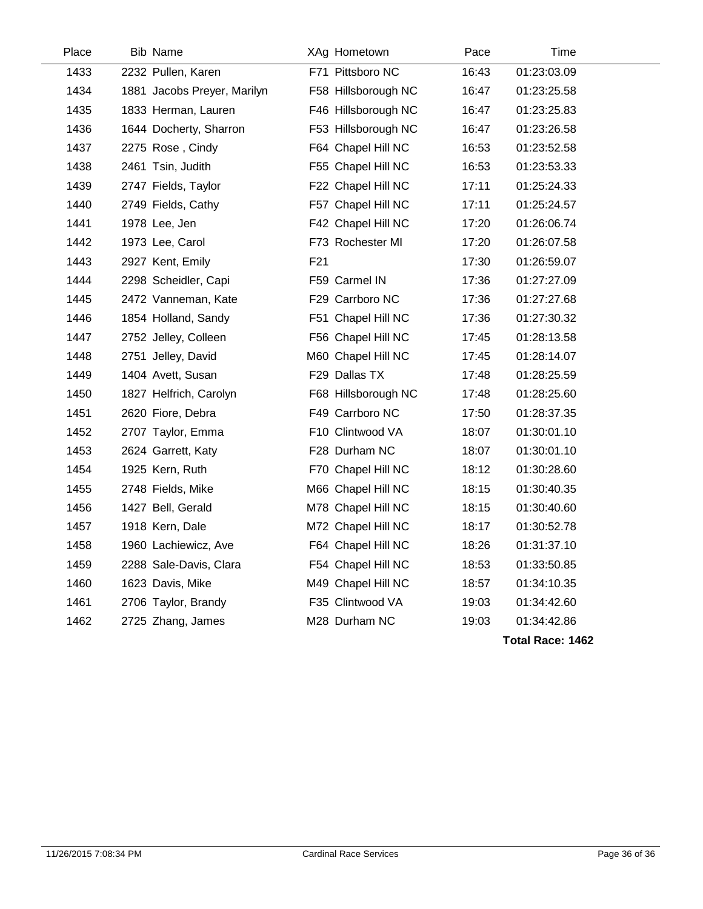| Place | Bib | Name | XAg | Hometown | Pace | Time |
|---|---|---|---|---|---|---|
| 1433 | 2232 | Pullen, Karen | F71 | Pittsboro NC | 16:43 | 01:23:03.09 |
| 1434 | 1881 | Jacobs Preyer, Marilyn | F58 | Hillsborough NC | 16:47 | 01:23:25.58 |
| 1435 | 1833 | Herman, Lauren | F46 | Hillsborough NC | 16:47 | 01:23:25.83 |
| 1436 | 1644 | Docherty, Sharron | F53 | Hillsborough NC | 16:47 | 01:23:26.58 |
| 1437 | 2275 | Rose , Cindy | F64 | Chapel Hill NC | 16:53 | 01:23:52.58 |
| 1438 | 2461 | Tsin, Judith | F55 | Chapel Hill NC | 16:53 | 01:23:53.33 |
| 1439 | 2747 | Fields, Taylor | F22 | Chapel Hill NC | 17:11 | 01:25:24.33 |
| 1440 | 2749 | Fields, Cathy | F57 | Chapel Hill NC | 17:11 | 01:25:24.57 |
| 1441 | 1978 | Lee, Jen | F42 | Chapel Hill NC | 17:20 | 01:26:06.74 |
| 1442 | 1973 | Lee, Carol | F73 | Rochester MI | 17:20 | 01:26:07.58 |
| 1443 | 2927 | Kent, Emily | F21 | | 17:30 | 01:26:59.07 |
| 1444 | 2298 | Scheidler, Capi | F59 | Carmel IN | 17:36 | 01:27:27.09 |
| 1445 | 2472 | Vanneman, Kate | F29 | Carrboro NC | 17:36 | 01:27:27.68 |
| 1446 | 1854 | Holland, Sandy | F51 | Chapel Hill NC | 17:36 | 01:27:30.32 |
| 1447 | 2752 | Jelley, Colleen | F56 | Chapel Hill NC | 17:45 | 01:28:13.58 |
| 1448 | 2751 | Jelley, David | M60 | Chapel Hill NC | 17:45 | 01:28:14.07 |
| 1449 | 1404 | Avett, Susan | F29 | Dallas TX | 17:48 | 01:28:25.59 |
| 1450 | 1827 | Helfrich, Carolyn | F68 | Hillsborough NC | 17:48 | 01:28:25.60 |
| 1451 | 2620 | Fiore, Debra | F49 | Carrboro NC | 17:50 | 01:28:37.35 |
| 1452 | 2707 | Taylor, Emma | F10 | Clintwood VA | 18:07 | 01:30:01.10 |
| 1453 | 2624 | Garrett, Katy | F28 | Durham NC | 18:07 | 01:30:01.10 |
| 1454 | 1925 | Kern, Ruth | F70 | Chapel Hill NC | 18:12 | 01:30:28.60 |
| 1455 | 2748 | Fields, Mike | M66 | Chapel Hill NC | 18:15 | 01:30:40.35 |
| 1456 | 1427 | Bell, Gerald | M78 | Chapel Hill NC | 18:15 | 01:30:40.60 |
| 1457 | 1918 | Kern, Dale | M72 | Chapel Hill NC | 18:17 | 01:30:52.78 |
| 1458 | 1960 | Lachiewicz, Ave | F64 | Chapel Hill NC | 18:26 | 01:31:37.10 |
| 1459 | 2288 | Sale-Davis, Clara | F54 | Chapel Hill NC | 18:53 | 01:33:50.85 |
| 1460 | 1623 | Davis, Mike | M49 | Chapel Hill NC | 18:57 | 01:34:10.35 |
| 1461 | 2706 | Taylor, Brandy | F35 | Clintwood VA | 19:03 | 01:34:42.60 |
| 1462 | 2725 | Zhang, James | M28 | Durham NC | 19:03 | 01:34:42.86 |

**Total Race: 1462**

11/26/2015 7:08:34 PM Cardinal Race Services